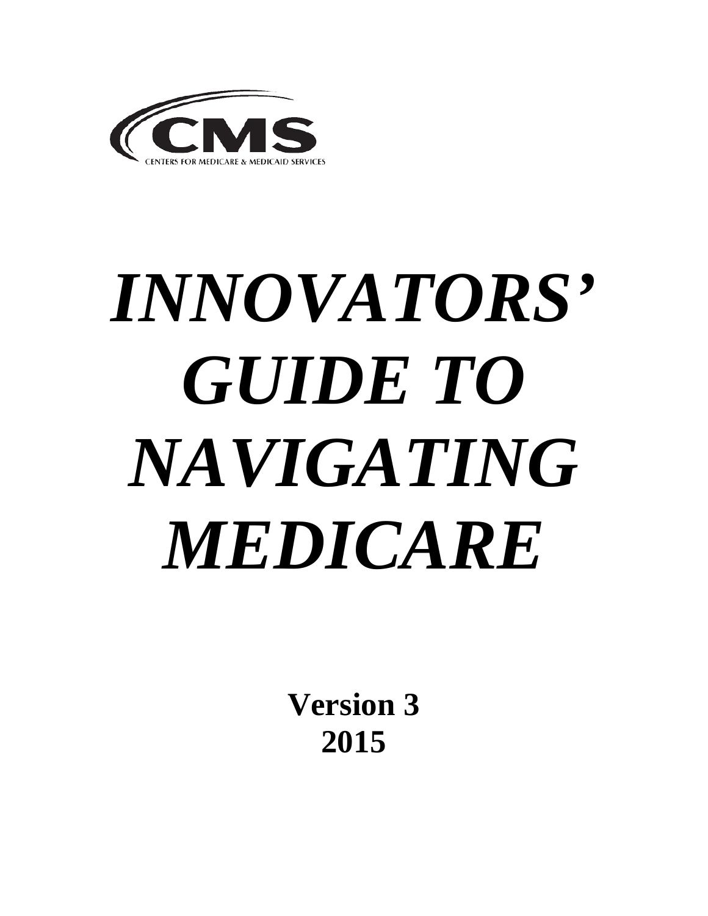CMS

CENTERS FOR MEDICARE & MEDICAID SERVICES

# *INNOVATORS' GUIDE TO NAVIGATING MEDICARE*

**Version 3**
**2015**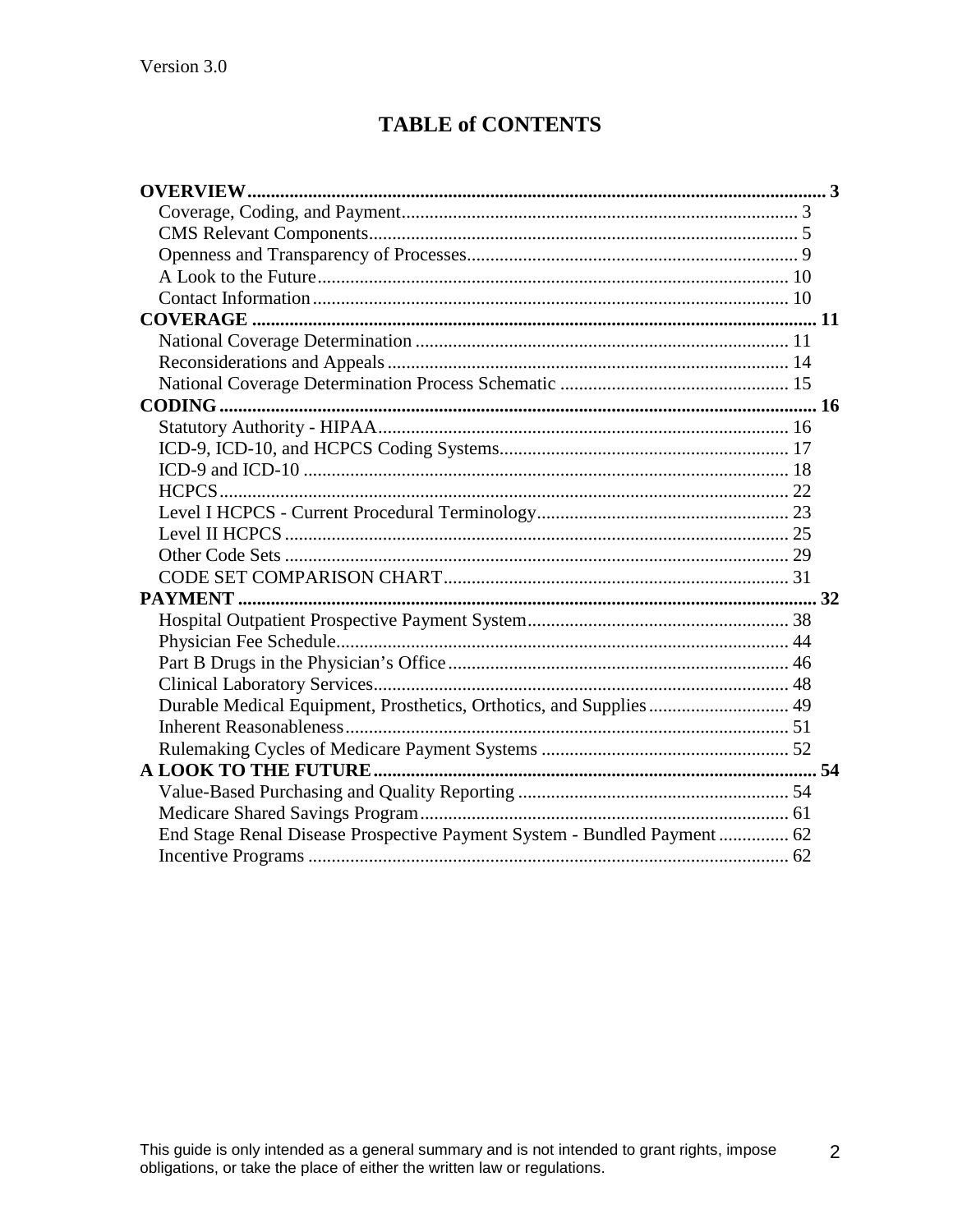# TABLE of CONTENTS

**OVERVIEW** ..... **3**
- Coverage, Coding, and Payment ..... 3
- CMS Relevant Components ..... 5
- Openness and Transparency of Processes ..... 9
- A Look to the Future ..... 10
- Contact Information ..... 10

**COVERAGE** ..... **11**
- National Coverage Determination ..... 11
- Reconsiderations and Appeals ..... 14
- National Coverage Determination Process Schematic ..... 15

**CODING** ..... **16**
- Statutory Authority - HIPAA ..... 16
- ICD-9, ICD-10, and HCPCS Coding Systems ..... 17
- ICD-9 and ICD-10 ..... 18
- HCPCS ..... 22
- Level I HCPCS - Current Procedural Terminology ..... 23
- Level II HCPCS ..... 25
- Other Code Sets ..... 29
- CODE SET COMPARISON CHART ..... 31

**PAYMENT** ..... **32**
- Hospital Outpatient Prospective Payment System ..... 38
- Physician Fee Schedule ..... 44
- Part B Drugs in the Physician's Office ..... 46
- Clinical Laboratory Services ..... 48
- Durable Medical Equipment, Prosthetics, Orthotics, and Supplies ..... 49
- Inherent Reasonableness ..... 51
- Rulemaking Cycles of Medicare Payment Systems ..... 52

**A LOOK TO THE FUTURE** ..... **54**
- Value-Based Purchasing and Quality Reporting ..... 54
- Medicare Shared Savings Program ..... 61
- End Stage Renal Disease Prospective Payment System - Bundled Payment ..... 62
- Incentive Programs ..... 62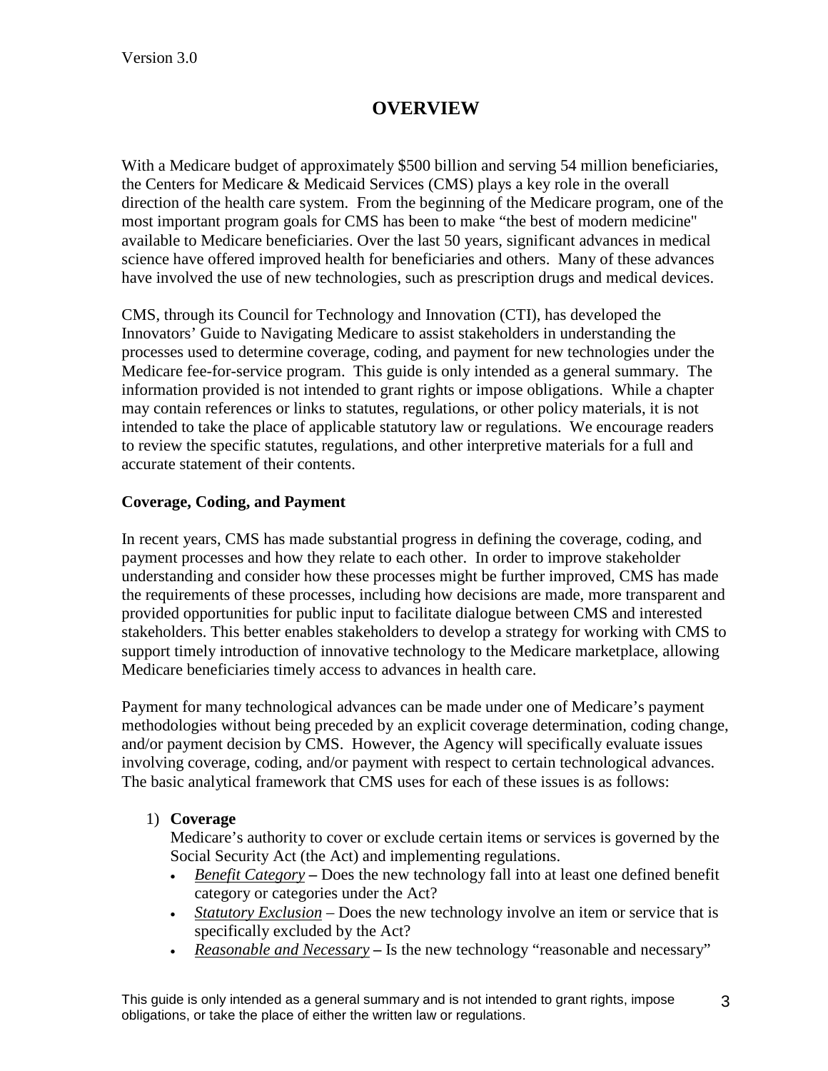# OVERVIEW

With a Medicare budget of approximately $500 billion and serving 54 million beneficiaries, the Centers for Medicare & Medicaid Services (CMS) plays a key role in the overall direction of the health care system. From the beginning of the Medicare program, one of the most important program goals for CMS has been to make "the best of modern medicine" available to Medicare beneficiaries. Over the last 50 years, significant advances in medical science have offered improved health for beneficiaries and others. Many of these advances have involved the use of new technologies, such as prescription drugs and medical devices.

CMS, through its Council for Technology and Innovation (CTI), has developed the Innovators' Guide to Navigating Medicare to assist stakeholders in understanding the processes used to determine coverage, coding, and payment for new technologies under the Medicare fee-for-service program. This guide is only intended as a general summary. The information provided is not intended to grant rights or impose obligations. While a chapter may contain references or links to statutes, regulations, or other policy materials, it is not intended to take the place of applicable statutory law or regulations. We encourage readers to review the specific statutes, regulations, and other interpretive materials for a full and accurate statement of their contents.

**Coverage, Coding, and Payment**

In recent years, CMS has made substantial progress in defining the coverage, coding, and payment processes and how they relate to each other. In order to improve stakeholder understanding and consider how these processes might be further improved, CMS has made the requirements of these processes, including how decisions are made, more transparent and provided opportunities for public input to facilitate dialogue between CMS and interested stakeholders. This better enables stakeholders to develop a strategy for working with CMS to support timely introduction of innovative technology to the Medicare marketplace, allowing Medicare beneficiaries timely access to advances in health care.

Payment for many technological advances can be made under one of Medicare's payment methodologies without being preceded by an explicit coverage determination, coding change, and/or payment decision by CMS. However, the Agency will specifically evaluate issues involving coverage, coding, and/or payment with respect to certain technological advances. The basic analytical framework that CMS uses for each of these issues is as follows:

1) **Coverage**
   Medicare's authority to cover or exclude certain items or services is governed by the Social Security Act (the Act) and implementing regulations.
   - *Benefit Category* **–** Does the new technology fall into at least one defined benefit category or categories under the Act?
   - *Statutory Exclusion* – Does the new technology involve an item or service that is specifically excluded by the Act?
   - *Reasonable and Necessary* **–** Is the new technology "reasonable and necessary"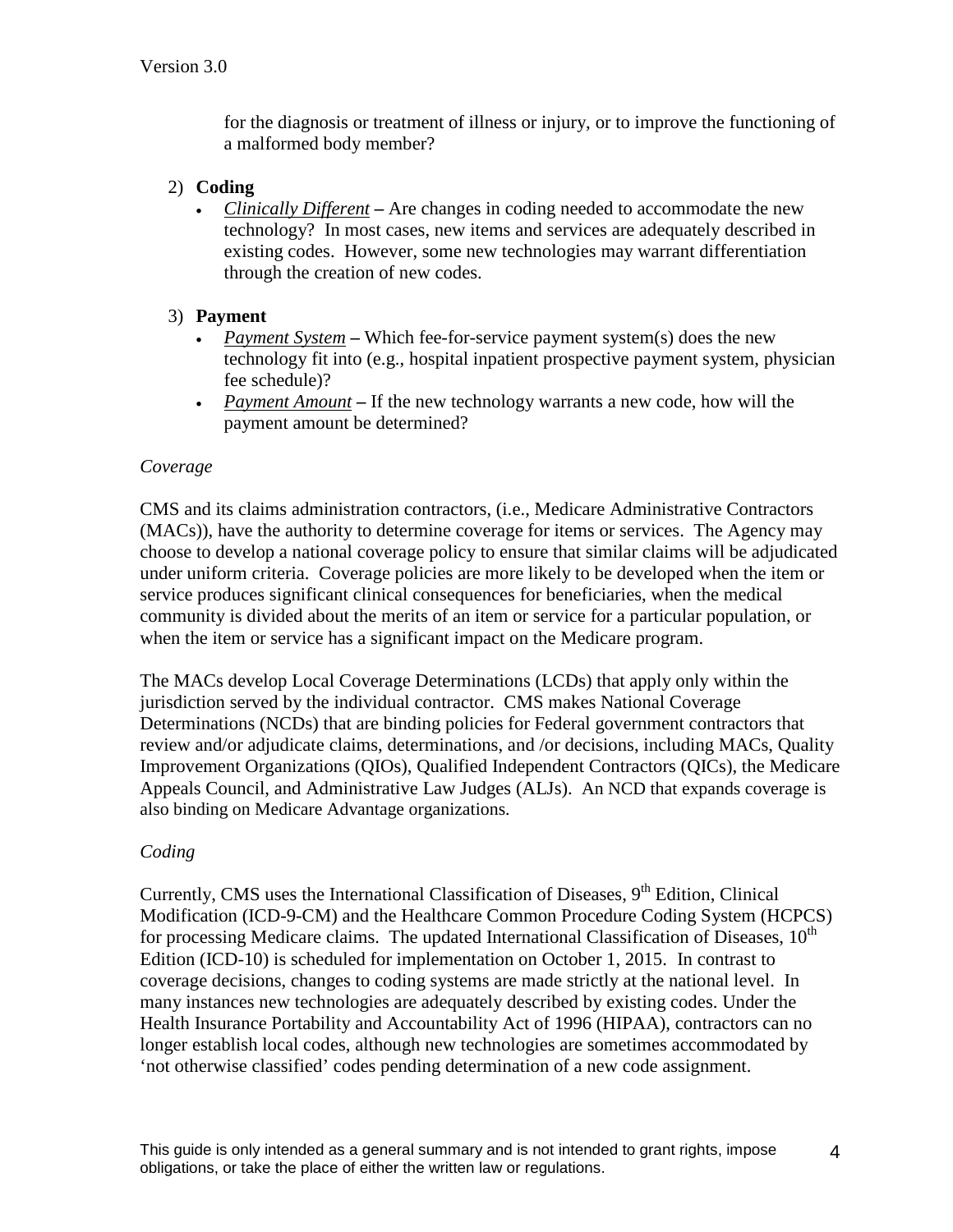for the diagnosis or treatment of illness or injury, or to improve the functioning of a malformed body member?

2) **Coding**
   - *Clinically Different* **–** Are changes in coding needed to accommodate the new technology? In most cases, new items and services are adequately described in existing codes. However, some new technologies may warrant differentiation through the creation of new codes.

3) **Payment**
   - *Payment System* **–** Which fee-for-service payment system(s) does the new technology fit into (e.g., hospital inpatient prospective payment system, physician fee schedule)?
   - *Payment Amount* **–** If the new technology warrants a new code, how will the payment amount be determined?

*Coverage*

CMS and its claims administration contractors, (i.e., Medicare Administrative Contractors (MACs)), have the authority to determine coverage for items or services. The Agency may choose to develop a national coverage policy to ensure that similar claims will be adjudicated under uniform criteria. Coverage policies are more likely to be developed when the item or service produces significant clinical consequences for beneficiaries, when the medical community is divided about the merits of an item or service for a particular population, or when the item or service has a significant impact on the Medicare program.

The MACs develop Local Coverage Determinations (LCDs) that apply only within the jurisdiction served by the individual contractor. CMS makes National Coverage Determinations (NCDs) that are binding policies for Federal government contractors that review and/or adjudicate claims, determinations, and /or decisions, including MACs, Quality Improvement Organizations (QIOs), Qualified Independent Contractors (QICs), the Medicare Appeals Council, and Administrative Law Judges (ALJs). An NCD that expands coverage is also binding on Medicare Advantage organizations.

*Coding*

Currently, CMS uses the International Classification of Diseases, 9th Edition, Clinical Modification (ICD-9-CM) and the Healthcare Common Procedure Coding System (HCPCS) for processing Medicare claims. The updated International Classification of Diseases, 10th Edition (ICD-10) is scheduled for implementation on October 1, 2015. In contrast to coverage decisions, changes to coding systems are made strictly at the national level. In many instances new technologies are adequately described by existing codes. Under the Health Insurance Portability and Accountability Act of 1996 (HIPAA), contractors can no longer establish local codes, although new technologies are sometimes accommodated by 'not otherwise classified' codes pending determination of a new code assignment.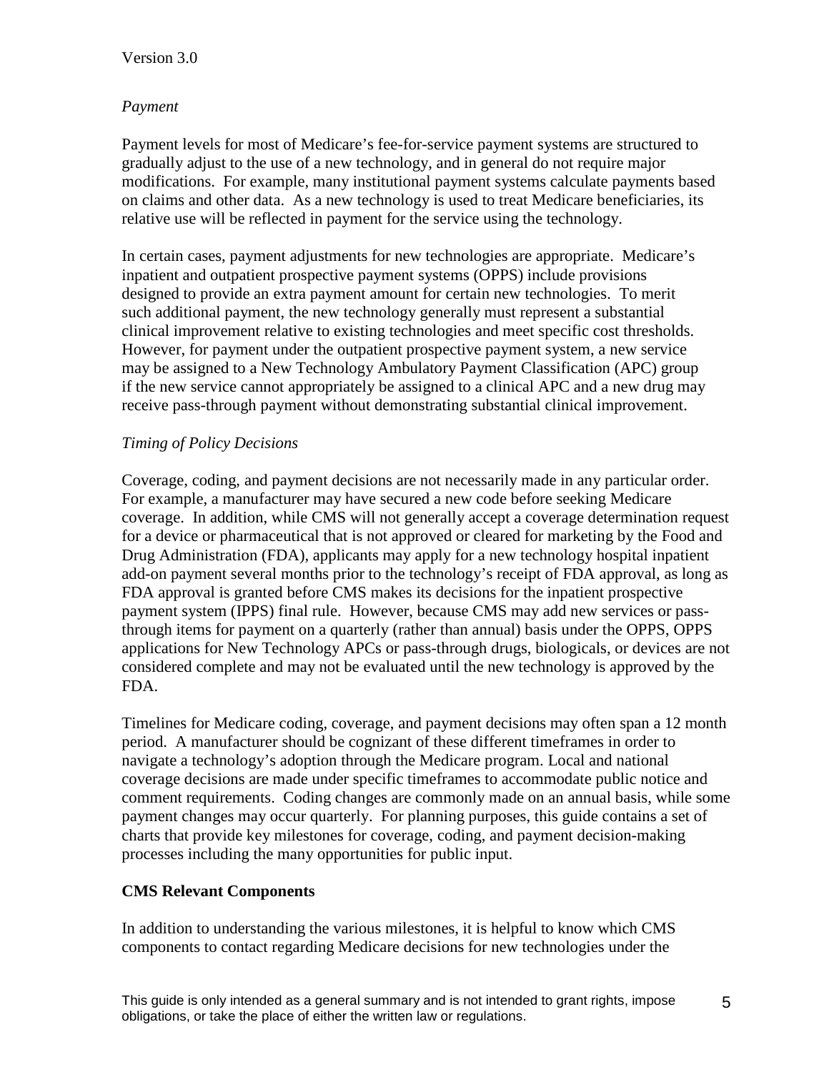*Payment*

Payment levels for most of Medicare's fee-for-service payment systems are structured to gradually adjust to the use of a new technology, and in general do not require major modifications. For example, many institutional payment systems calculate payments based on claims and other data. As a new technology is used to treat Medicare beneficiaries, its relative use will be reflected in payment for the service using the technology.

In certain cases, payment adjustments for new technologies are appropriate. Medicare's inpatient and outpatient prospective payment systems (OPPS) include provisions designed to provide an extra payment amount for certain new technologies. To merit such additional payment, the new technology generally must represent a substantial clinical improvement relative to existing technologies and meet specific cost thresholds. However, for payment under the outpatient prospective payment system, a new service may be assigned to a New Technology Ambulatory Payment Classification (APC) group if the new service cannot appropriately be assigned to a clinical APC and a new drug may receive pass-through payment without demonstrating substantial clinical improvement.

*Timing of Policy Decisions*

Coverage, coding, and payment decisions are not necessarily made in any particular order. For example, a manufacturer may have secured a new code before seeking Medicare coverage. In addition, while CMS will not generally accept a coverage determination request for a device or pharmaceutical that is not approved or cleared for marketing by the Food and Drug Administration (FDA), applicants may apply for a new technology hospital inpatient add-on payment several months prior to the technology's receipt of FDA approval, as long as FDA approval is granted before CMS makes its decisions for the inpatient prospective payment system (IPPS) final rule. However, because CMS may add new services or pass-through items for payment on a quarterly (rather than annual) basis under the OPPS, OPPS applications for New Technology APCs or pass-through drugs, biologicals, or devices are not considered complete and may not be evaluated until the new technology is approved by the FDA.

Timelines for Medicare coding, coverage, and payment decisions may often span a 12 month period. A manufacturer should be cognizant of these different timeframes in order to navigate a technology's adoption through the Medicare program. Local and national coverage decisions are made under specific timeframes to accommodate public notice and comment requirements. Coding changes are commonly made on an annual basis, while some payment changes may occur quarterly. For planning purposes, this guide contains a set of charts that provide key milestones for coverage, coding, and payment decision-making processes including the many opportunities for public input.

**CMS Relevant Components**

In addition to understanding the various milestones, it is helpful to know which CMS components to contact regarding Medicare decisions for new technologies under the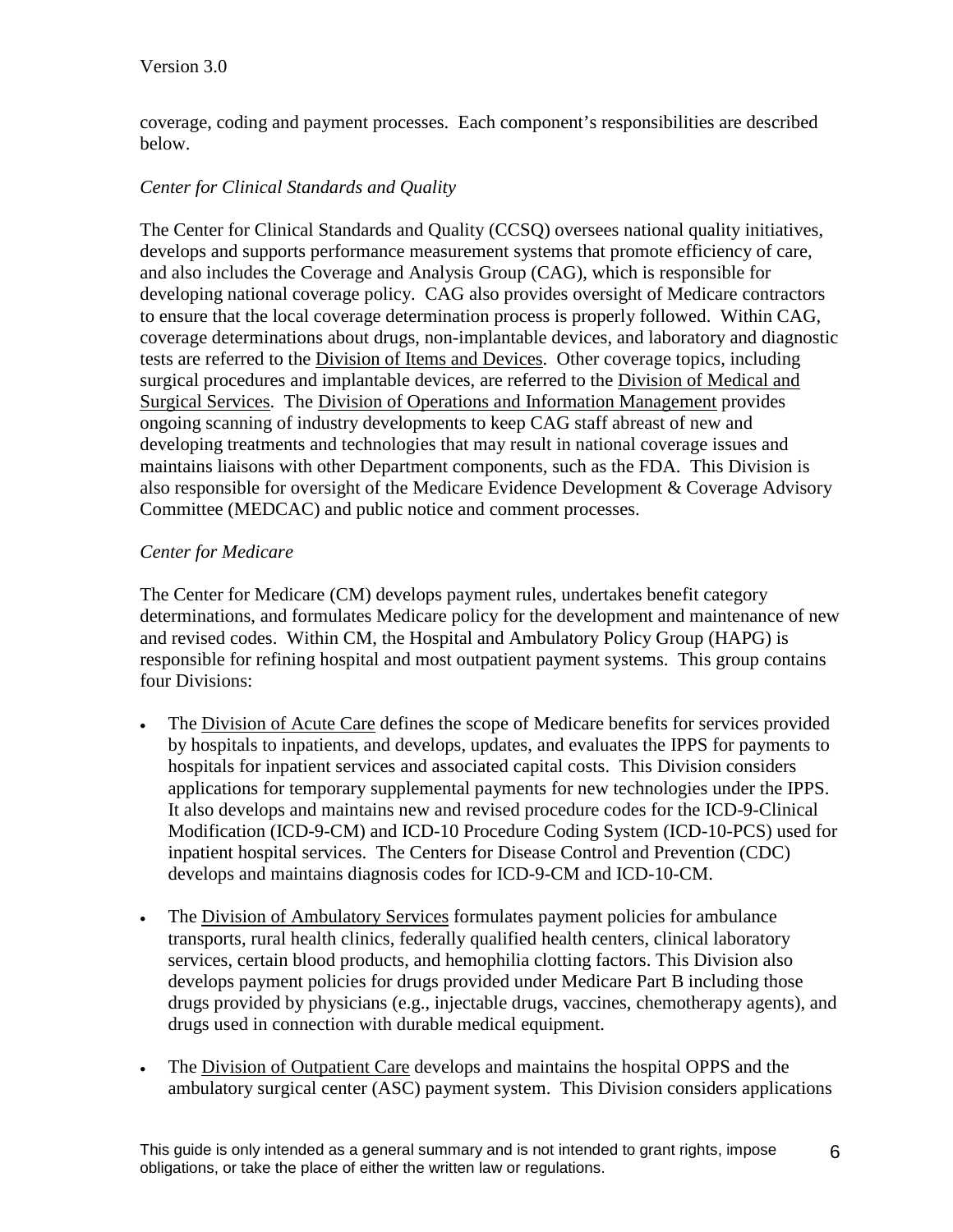coverage, coding and payment processes. Each component's responsibilities are described below.

*Center for Clinical Standards and Quality*

The Center for Clinical Standards and Quality (CCSQ) oversees national quality initiatives, develops and supports performance measurement systems that promote efficiency of care, and also includes the Coverage and Analysis Group (CAG), which is responsible for developing national coverage policy. CAG also provides oversight of Medicare contractors to ensure that the local coverage determination process is properly followed. Within CAG, coverage determinations about drugs, non-implantable devices, and laboratory and diagnostic tests are referred to the Division of Items and Devices. Other coverage topics, including surgical procedures and implantable devices, are referred to the Division of Medical and Surgical Services. The Division of Operations and Information Management provides ongoing scanning of industry developments to keep CAG staff abreast of new and developing treatments and technologies that may result in national coverage issues and maintains liaisons with other Department components, such as the FDA. This Division is also responsible for oversight of the Medicare Evidence Development & Coverage Advisory Committee (MEDCAC) and public notice and comment processes.

*Center for Medicare*

The Center for Medicare (CM) develops payment rules, undertakes benefit category determinations, and formulates Medicare policy for the development and maintenance of new and revised codes. Within CM, the Hospital and Ambulatory Policy Group (HAPG) is responsible for refining hospital and most outpatient payment systems. This group contains four Divisions:

- The Division of Acute Care defines the scope of Medicare benefits for services provided by hospitals to inpatients, and develops, updates, and evaluates the IPPS for payments to hospitals for inpatient services and associated capital costs. This Division considers applications for temporary supplemental payments for new technologies under the IPPS. It also develops and maintains new and revised procedure codes for the ICD-9-Clinical Modification (ICD-9-CM) and ICD-10 Procedure Coding System (ICD-10-PCS) used for inpatient hospital services. The Centers for Disease Control and Prevention (CDC) develops and maintains diagnosis codes for ICD-9-CM and ICD-10-CM.

- The Division of Ambulatory Services formulates payment policies for ambulance transports, rural health clinics, federally qualified health centers, clinical laboratory services, certain blood products, and hemophilia clotting factors. This Division also develops payment policies for drugs provided under Medicare Part B including those drugs provided by physicians (e.g., injectable drugs, vaccines, chemotherapy agents), and drugs used in connection with durable medical equipment.

- The Division of Outpatient Care develops and maintains the hospital OPPS and the ambulatory surgical center (ASC) payment system. This Division considers applications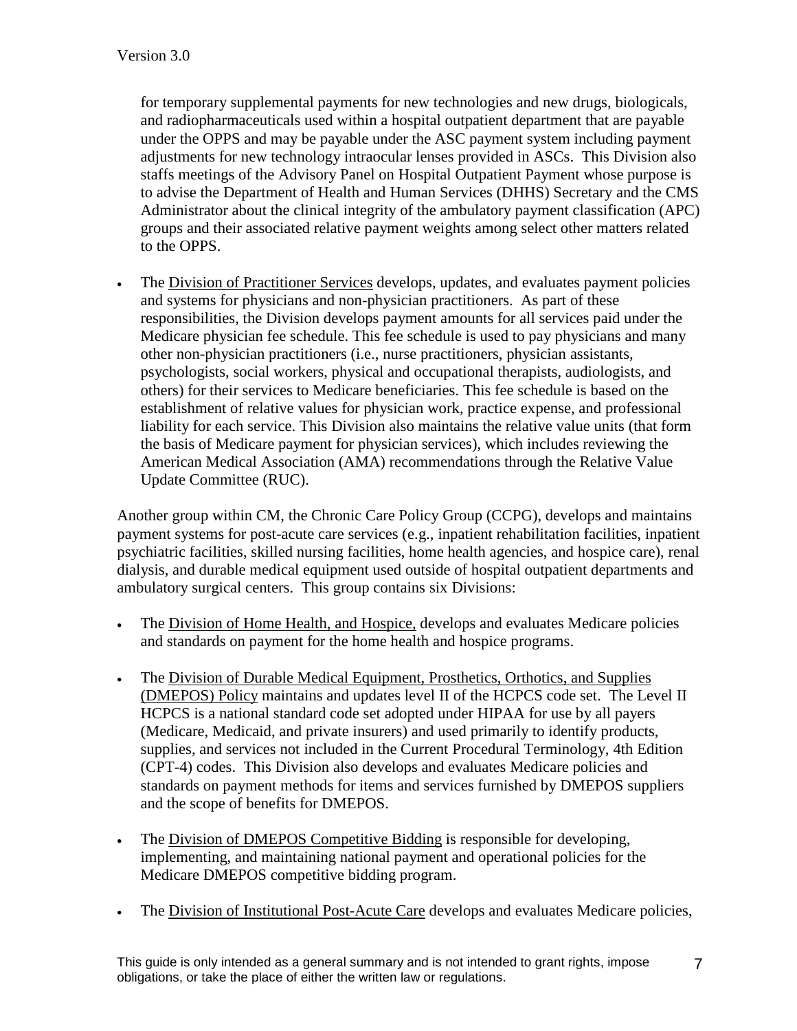for temporary supplemental payments for new technologies and new drugs, biologicals, and radiopharmaceuticals used within a hospital outpatient department that are payable under the OPPS and may be payable under the ASC payment system including payment adjustments for new technology intraocular lenses provided in ASCs. This Division also staffs meetings of the Advisory Panel on Hospital Outpatient Payment whose purpose is to advise the Department of Health and Human Services (DHHS) Secretary and the CMS Administrator about the clinical integrity of the ambulatory payment classification (APC) groups and their associated relative payment weights among select other matters related to the OPPS.

- The Division of Practitioner Services develops, updates, and evaluates payment policies and systems for physicians and non-physician practitioners. As part of these responsibilities, the Division develops payment amounts for all services paid under the Medicare physician fee schedule. This fee schedule is used to pay physicians and many other non-physician practitioners (i.e., nurse practitioners, physician assistants, psychologists, social workers, physical and occupational therapists, audiologists, and others) for their services to Medicare beneficiaries. This fee schedule is based on the establishment of relative values for physician work, practice expense, and professional liability for each service. This Division also maintains the relative value units (that form the basis of Medicare payment for physician services), which includes reviewing the American Medical Association (AMA) recommendations through the Relative Value Update Committee (RUC).

Another group within CM, the Chronic Care Policy Group (CCPG), develops and maintains payment systems for post-acute care services (e.g., inpatient rehabilitation facilities, inpatient psychiatric facilities, skilled nursing facilities, home health agencies, and hospice care), renal dialysis, and durable medical equipment used outside of hospital outpatient departments and ambulatory surgical centers. This group contains six Divisions:

- The Division of Home Health, and Hospice, develops and evaluates Medicare policies and standards on payment for the home health and hospice programs.
- The Division of Durable Medical Equipment, Prosthetics, Orthotics, and Supplies (DMEPOS) Policy maintains and updates level II of the HCPCS code set. The Level II HCPCS is a national standard code set adopted under HIPAA for use by all payers (Medicare, Medicaid, and private insurers) and used primarily to identify products, supplies, and services not included in the Current Procedural Terminology, 4th Edition (CPT-4) codes. This Division also develops and evaluates Medicare policies and standards on payment methods for items and services furnished by DMEPOS suppliers and the scope of benefits for DMEPOS.
- The Division of DMEPOS Competitive Bidding is responsible for developing, implementing, and maintaining national payment and operational policies for the Medicare DMEPOS competitive bidding program.
- The Division of Institutional Post-Acute Care develops and evaluates Medicare policies,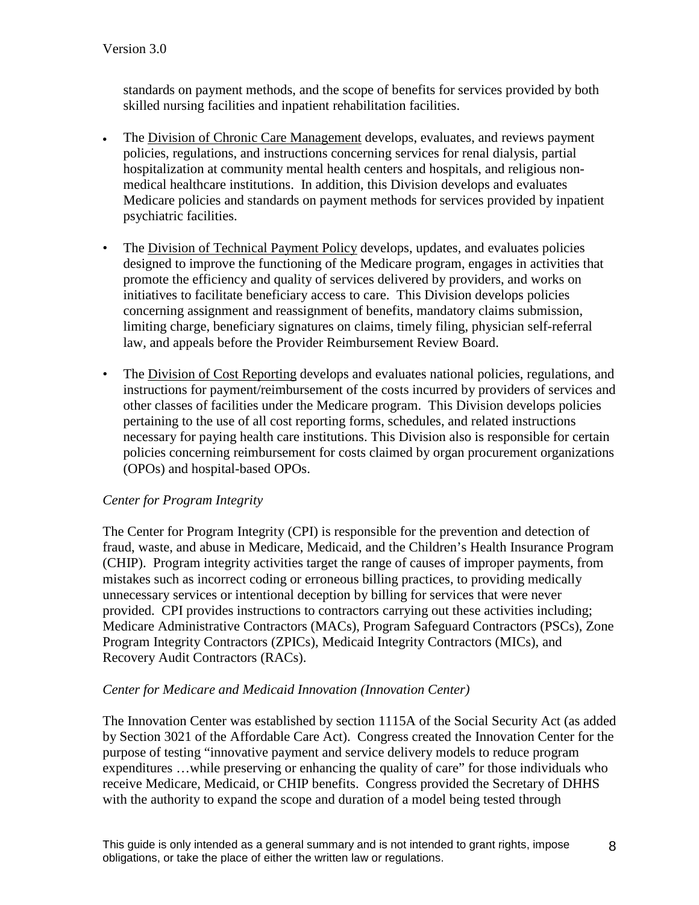standards on payment methods, and the scope of benefits for services provided by both skilled nursing facilities and inpatient rehabilitation facilities.

- The Division of Chronic Care Management develops, evaluates, and reviews payment policies, regulations, and instructions concerning services for renal dialysis, partial hospitalization at community mental health centers and hospitals, and religious non-medical healthcare institutions. In addition, this Division develops and evaluates Medicare policies and standards on payment methods for services provided by inpatient psychiatric facilities.

- The Division of Technical Payment Policy develops, updates, and evaluates policies designed to improve the functioning of the Medicare program, engages in activities that promote the efficiency and quality of services delivered by providers, and works on initiatives to facilitate beneficiary access to care. This Division develops policies concerning assignment and reassignment of benefits, mandatory claims submission, limiting charge, beneficiary signatures on claims, timely filing, physician self-referral law, and appeals before the Provider Reimbursement Review Board.

- The Division of Cost Reporting develops and evaluates national policies, regulations, and instructions for payment/reimbursement of the costs incurred by providers of services and other classes of facilities under the Medicare program. This Division develops policies pertaining to the use of all cost reporting forms, schedules, and related instructions necessary for paying health care institutions. This Division also is responsible for certain policies concerning reimbursement for costs claimed by organ procurement organizations (OPOs) and hospital-based OPOs.

*Center for Program Integrity*

The Center for Program Integrity (CPI) is responsible for the prevention and detection of fraud, waste, and abuse in Medicare, Medicaid, and the Children's Health Insurance Program (CHIP). Program integrity activities target the range of causes of improper payments, from mistakes such as incorrect coding or erroneous billing practices, to providing medically unnecessary services or intentional deception by billing for services that were never provided. CPI provides instructions to contractors carrying out these activities including; Medicare Administrative Contractors (MACs), Program Safeguard Contractors (PSCs), Zone Program Integrity Contractors (ZPICs), Medicaid Integrity Contractors (MICs), and Recovery Audit Contractors (RACs).

*Center for Medicare and Medicaid Innovation (Innovation Center)*

The Innovation Center was established by section 1115A of the Social Security Act (as added by Section 3021 of the Affordable Care Act). Congress created the Innovation Center for the purpose of testing "innovative payment and service delivery models to reduce program expenditures …while preserving or enhancing the quality of care" for those individuals who receive Medicare, Medicaid, or CHIP benefits. Congress provided the Secretary of DHHS with the authority to expand the scope and duration of a model being tested through

This guide is only intended as a general summary and is not intended to grant rights, impose obligations, or take the place of either the written law or regulations.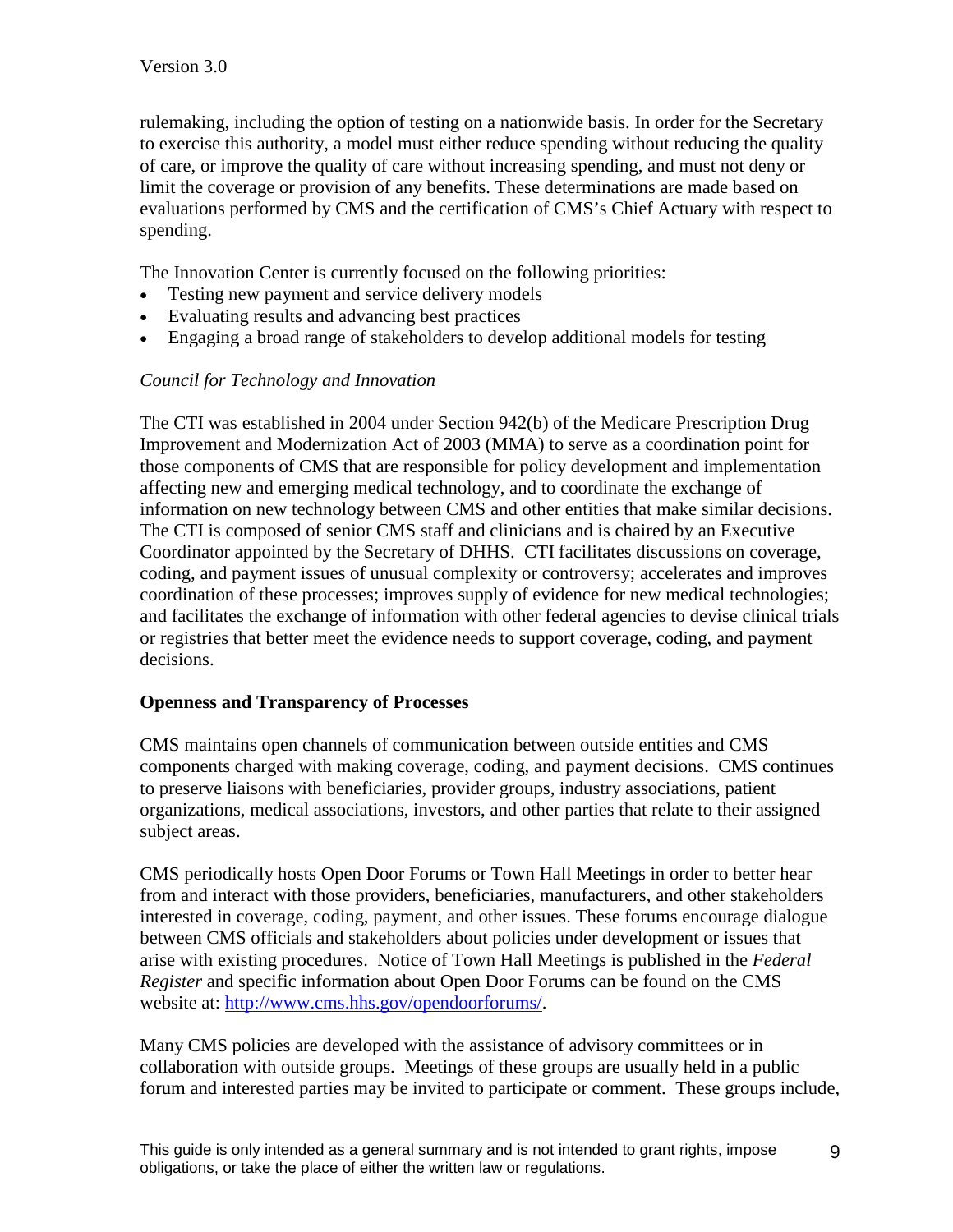rulemaking, including the option of testing on a nationwide basis. In order for the Secretary to exercise this authority, a model must either reduce spending without reducing the quality of care, or improve the quality of care without increasing spending, and must not deny or limit the coverage or provision of any benefits. These determinations are made based on evaluations performed by CMS and the certification of CMS's Chief Actuary with respect to spending.

The Innovation Center is currently focused on the following priorities:

- Testing new payment and service delivery models
- Evaluating results and advancing best practices
- Engaging a broad range of stakeholders to develop additional models for testing

*Council for Technology and Innovation*

The CTI was established in 2004 under Section 942(b) of the Medicare Prescription Drug Improvement and Modernization Act of 2003 (MMA) to serve as a coordination point for those components of CMS that are responsible for policy development and implementation affecting new and emerging medical technology, and to coordinate the exchange of information on new technology between CMS and other entities that make similar decisions. The CTI is composed of senior CMS staff and clinicians and is chaired by an Executive Coordinator appointed by the Secretary of DHHS. CTI facilitates discussions on coverage, coding, and payment issues of unusual complexity or controversy; accelerates and improves coordination of these processes; improves supply of evidence for new medical technologies; and facilitates the exchange of information with other federal agencies to devise clinical trials or registries that better meet the evidence needs to support coverage, coding, and payment decisions.

**Openness and Transparency of Processes**

CMS maintains open channels of communication between outside entities and CMS components charged with making coverage, coding, and payment decisions. CMS continues to preserve liaisons with beneficiaries, provider groups, industry associations, patient organizations, medical associations, investors, and other parties that relate to their assigned subject areas.

CMS periodically hosts Open Door Forums or Town Hall Meetings in order to better hear from and interact with those providers, beneficiaries, manufacturers, and other stakeholders interested in coverage, coding, payment, and other issues. These forums encourage dialogue between CMS officials and stakeholders about policies under development or issues that arise with existing procedures. Notice of Town Hall Meetings is published in the *Federal Register* and specific information about Open Door Forums can be found on the CMS website at: http://www.cms.hhs.gov/opendoorforums/.

Many CMS policies are developed with the assistance of advisory committees or in collaboration with outside groups. Meetings of these groups are usually held in a public forum and interested parties may be invited to participate or comment. These groups include,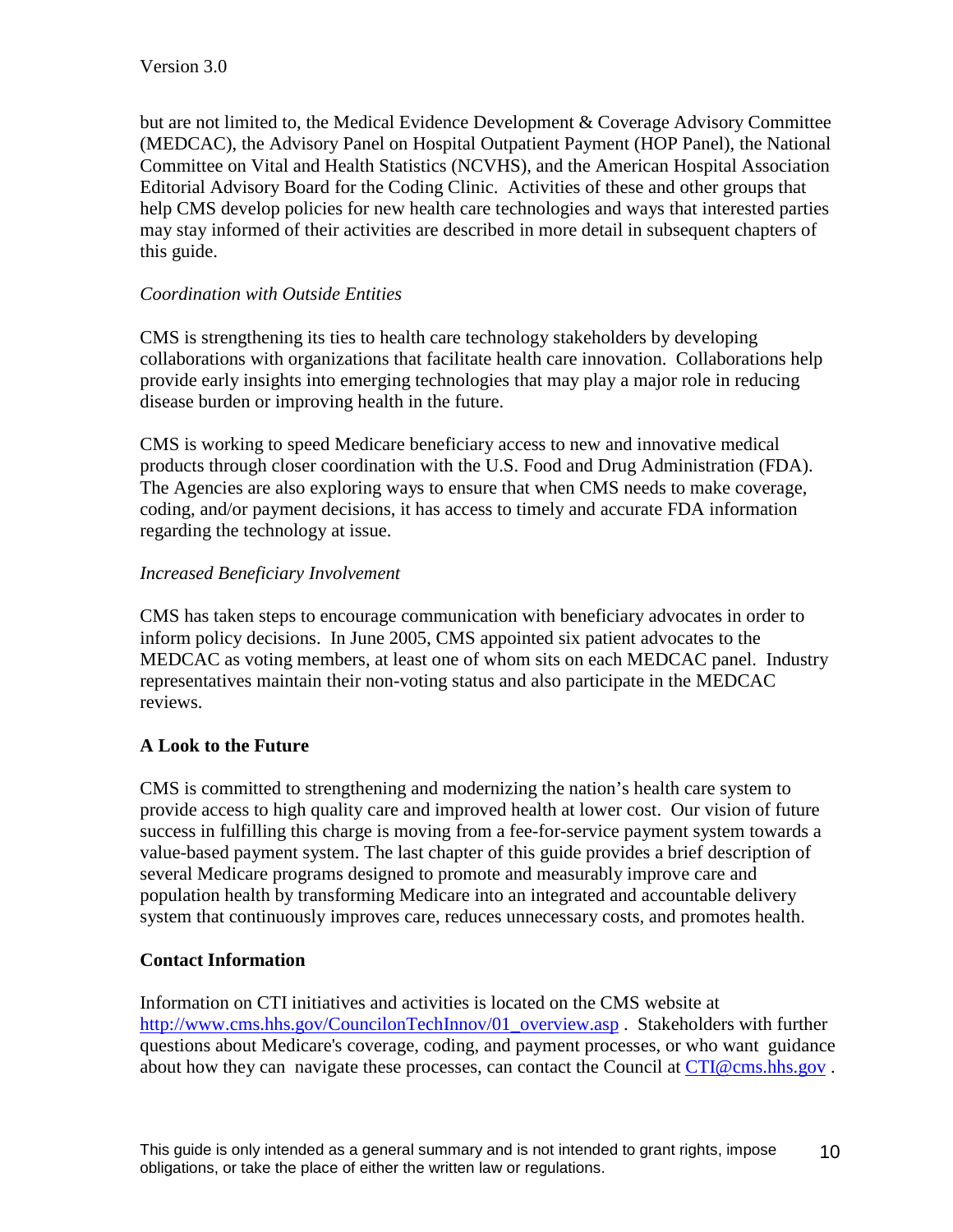but are not limited to, the Medical Evidence Development & Coverage Advisory Committee (MEDCAC), the Advisory Panel on Hospital Outpatient Payment (HOP Panel), the National Committee on Vital and Health Statistics (NCVHS), and the American Hospital Association Editorial Advisory Board for the Coding Clinic. Activities of these and other groups that help CMS develop policies for new health care technologies and ways that interested parties may stay informed of their activities are described in more detail in subsequent chapters of this guide.

*Coordination with Outside Entities*

CMS is strengthening its ties to health care technology stakeholders by developing collaborations with organizations that facilitate health care innovation. Collaborations help provide early insights into emerging technologies that may play a major role in reducing disease burden or improving health in the future.

CMS is working to speed Medicare beneficiary access to new and innovative medical products through closer coordination with the U.S. Food and Drug Administration (FDA). The Agencies are also exploring ways to ensure that when CMS needs to make coverage, coding, and/or payment decisions, it has access to timely and accurate FDA information regarding the technology at issue.

*Increased Beneficiary Involvement*

CMS has taken steps to encourage communication with beneficiary advocates in order to inform policy decisions. In June 2005, CMS appointed six patient advocates to the MEDCAC as voting members, at least one of whom sits on each MEDCAC panel. Industry representatives maintain their non-voting status and also participate in the MEDCAC reviews.

**A Look to the Future**

CMS is committed to strengthening and modernizing the nation's health care system to provide access to high quality care and improved health at lower cost. Our vision of future success in fulfilling this charge is moving from a fee-for-service payment system towards a value-based payment system. The last chapter of this guide provides a brief description of several Medicare programs designed to promote and measurably improve care and population health by transforming Medicare into an integrated and accountable delivery system that continuously improves care, reduces unnecessary costs, and promotes health.

**Contact Information**

Information on CTI initiatives and activities is located on the CMS website at http://www.cms.hhs.gov/CouncilonTechInnov/01_overview.asp . Stakeholders with further questions about Medicare's coverage, coding, and payment processes, or who want guidance about how they can navigate these processes, can contact the Council at CTI@cms.hhs.gov .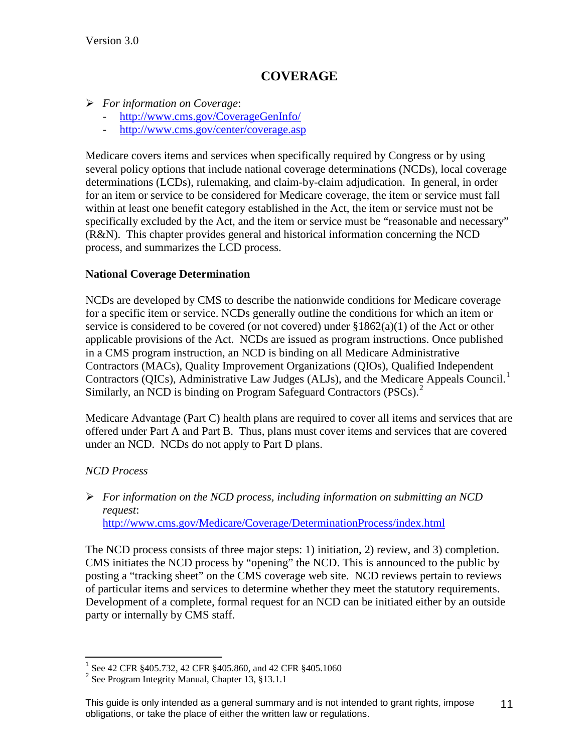# COVERAGE

- *For information on Coverage*:
  - http://www.cms.gov/CoverageGenInfo/
  - http://www.cms.gov/center/coverage.asp

Medicare covers items and services when specifically required by Congress or by using several policy options that include national coverage determinations (NCDs), local coverage determinations (LCDs), rulemaking, and claim-by-claim adjudication. In general, in order for an item or service to be considered for Medicare coverage, the item or service must fall within at least one benefit category established in the Act, the item or service must not be specifically excluded by the Act, and the item or service must be "reasonable and necessary" (R&N). This chapter provides general and historical information concerning the NCD process, and summarizes the LCD process.

## National Coverage Determination

NCDs are developed by CMS to describe the nationwide conditions for Medicare coverage for a specific item or service. NCDs generally outline the conditions for which an item or service is considered to be covered (or not covered) under §1862(a)(1) of the Act or other applicable provisions of the Act. NCDs are issued as program instructions. Once published in a CMS program instruction, an NCD is binding on all Medicare Administrative Contractors (MACs), Quality Improvement Organizations (QIOs), Qualified Independent Contractors (QICs), Administrative Law Judges (ALJs), and the Medicare Appeals Council.[1] Similarly, an NCD is binding on Program Safeguard Contractors (PSCs).[2]

Medicare Advantage (Part C) health plans are required to cover all items and services that are offered under Part A and Part B. Thus, plans must cover items and services that are covered under an NCD. NCDs do not apply to Part D plans.

### *NCD Process*

- *For information on the NCD process, including information on submitting an NCD request*:
  http://www.cms.gov/Medicare/Coverage/DeterminationProcess/index.html

The NCD process consists of three major steps: 1) initiation, 2) review, and 3) completion. CMS initiates the NCD process by "opening" the NCD. This is announced to the public by posting a "tracking sheet" on the CMS coverage web site. NCD reviews pertain to reviews of particular items and services to determine whether they meet the statutory requirements. Development of a complete, formal request for an NCD can be initiated either by an outside party or internally by CMS staff.

---

[1] See 42 CFR §405.732, 42 CFR §405.860, and 42 CFR §405.1060

[2] See Program Integrity Manual, Chapter 13, §13.1.1

This guide is only intended as a general summary and is not intended to grant rights, impose obligations, or take the place of either the written law or regulations.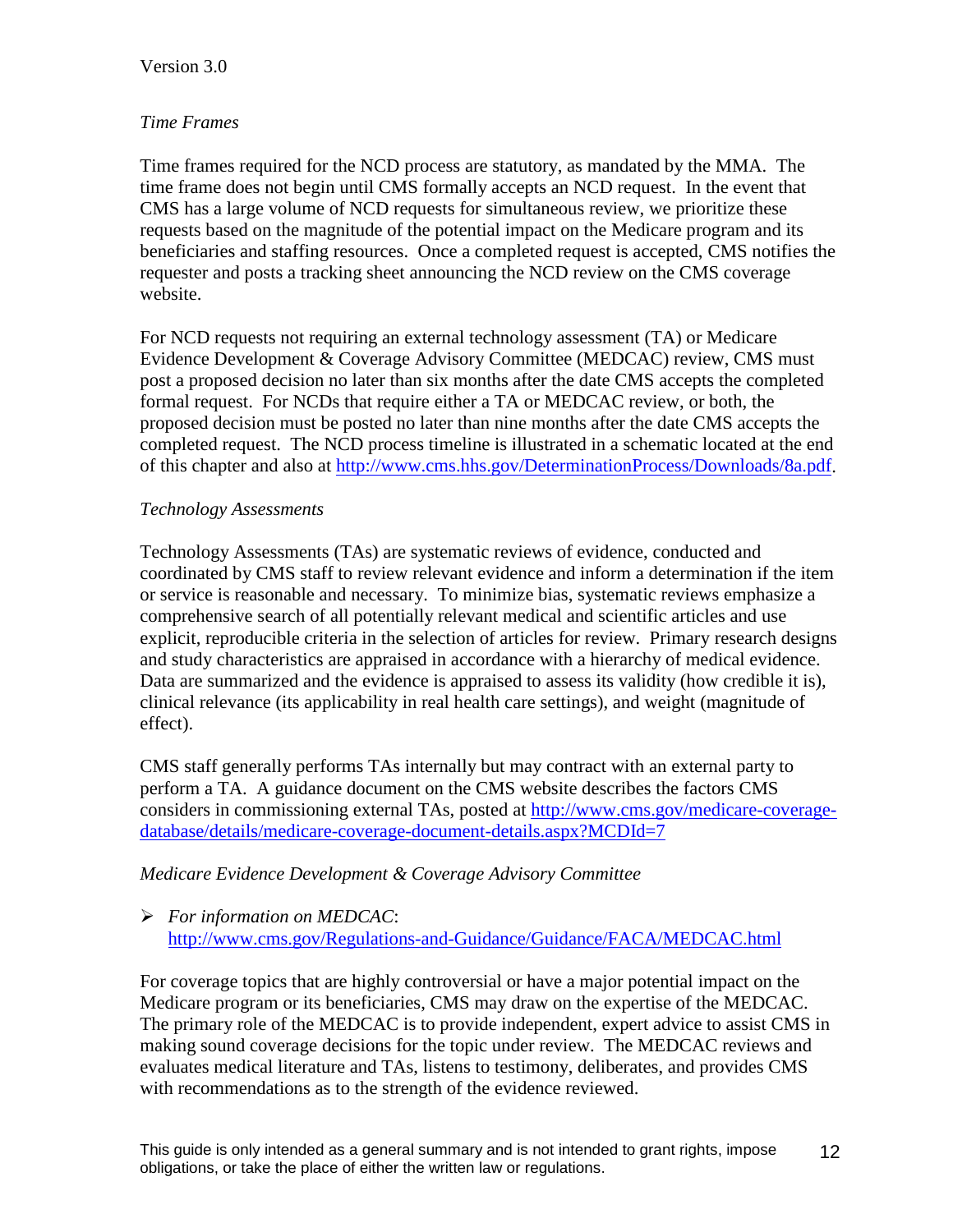*Time Frames*

Time frames required for the NCD process are statutory, as mandated by the MMA. The time frame does not begin until CMS formally accepts an NCD request. In the event that CMS has a large volume of NCD requests for simultaneous review, we prioritize these requests based on the magnitude of the potential impact on the Medicare program and its beneficiaries and staffing resources. Once a completed request is accepted, CMS notifies the requester and posts a tracking sheet announcing the NCD review on the CMS coverage website.

For NCD requests not requiring an external technology assessment (TA) or Medicare Evidence Development & Coverage Advisory Committee (MEDCAC) review, CMS must post a proposed decision no later than six months after the date CMS accepts the completed formal request. For NCDs that require either a TA or MEDCAC review, or both, the proposed decision must be posted no later than nine months after the date CMS accepts the completed request. The NCD process timeline is illustrated in a schematic located at the end of this chapter and also at [http://www.cms.hhs.gov/DeterminationProcess/Downloads/8a.pdf](http://www.cms.hhs.gov/DeterminationProcess/Downloads/8a.pdf).

*Technology Assessments*

Technology Assessments (TAs) are systematic reviews of evidence, conducted and coordinated by CMS staff to review relevant evidence and inform a determination if the item or service is reasonable and necessary. To minimize bias, systematic reviews emphasize a comprehensive search of all potentially relevant medical and scientific articles and use explicit, reproducible criteria in the selection of articles for review. Primary research designs and study characteristics are appraised in accordance with a hierarchy of medical evidence. Data are summarized and the evidence is appraised to assess its validity (how credible it is), clinical relevance (its applicability in real health care settings), and weight (magnitude of effect).

CMS staff generally performs TAs internally but may contract with an external party to perform a TA. A guidance document on the CMS website describes the factors CMS considers in commissioning external TAs, posted at [http://www.cms.gov/medicare-coverage-database/details/medicare-coverage-document-details.aspx?MCDId=7](http://www.cms.gov/medicare-coverage-database/details/medicare-coverage-document-details.aspx?MCDId=7)

*Medicare Evidence Development & Coverage Advisory Committee*

- *For information on MEDCAC*: [http://www.cms.gov/Regulations-and-Guidance/Guidance/FACA/MEDCAC.html](http://www.cms.gov/Regulations-and-Guidance/Guidance/FACA/MEDCAC.html)

For coverage topics that are highly controversial or have a major potential impact on the Medicare program or its beneficiaries, CMS may draw on the expertise of the MEDCAC. The primary role of the MEDCAC is to provide independent, expert advice to assist CMS in making sound coverage decisions for the topic under review. The MEDCAC reviews and evaluates medical literature and TAs, listens to testimony, deliberates, and provides CMS with recommendations as to the strength of the evidence reviewed.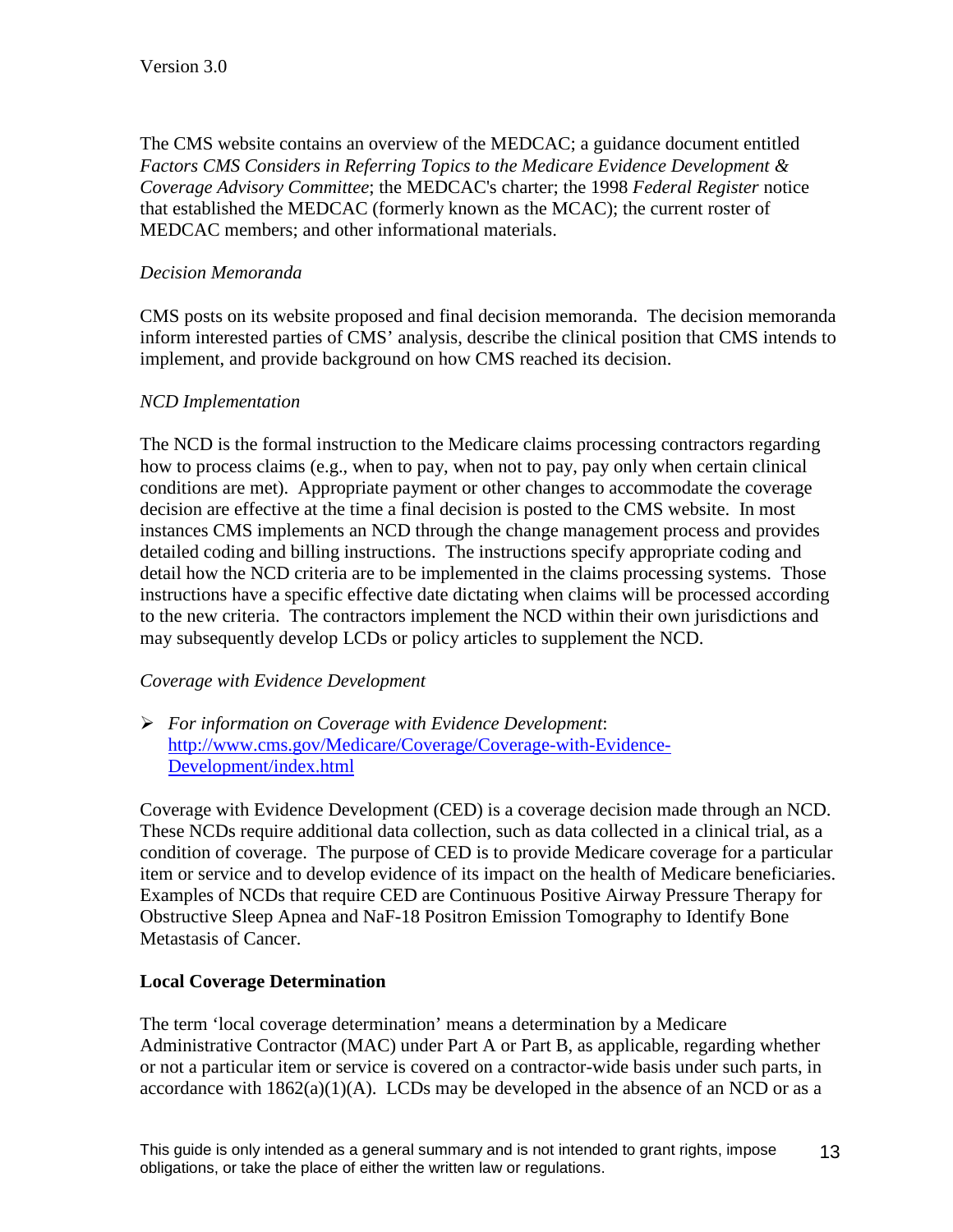The CMS website contains an overview of the MEDCAC; a guidance document entitled *Factors CMS Considers in Referring Topics to the Medicare Evidence Development & Coverage Advisory Committee*; the MEDCAC's charter; the 1998 *Federal Register* notice that established the MEDCAC (formerly known as the MCAC); the current roster of MEDCAC members; and other informational materials.

*Decision Memoranda*

CMS posts on its website proposed and final decision memoranda. The decision memoranda inform interested parties of CMS' analysis, describe the clinical position that CMS intends to implement, and provide background on how CMS reached its decision.

*NCD Implementation*

The NCD is the formal instruction to the Medicare claims processing contractors regarding how to process claims (e.g., when to pay, when not to pay, pay only when certain clinical conditions are met). Appropriate payment or other changes to accommodate the coverage decision are effective at the time a final decision is posted to the CMS website. In most instances CMS implements an NCD through the change management process and provides detailed coding and billing instructions. The instructions specify appropriate coding and detail how the NCD criteria are to be implemented in the claims processing systems. Those instructions have a specific effective date dictating when claims will be processed according to the new criteria. The contractors implement the NCD within their own jurisdictions and may subsequently develop LCDs or policy articles to supplement the NCD.

*Coverage with Evidence Development*

- *For information on Coverage with Evidence Development*: [http://www.cms.gov/Medicare/Coverage/Coverage-with-Evidence-Development/index.html](http://www.cms.gov/Medicare/Coverage/Coverage-with-Evidence-Development/index.html)

Coverage with Evidence Development (CED) is a coverage decision made through an NCD. These NCDs require additional data collection, such as data collected in a clinical trial, as a condition of coverage. The purpose of CED is to provide Medicare coverage for a particular item or service and to develop evidence of its impact on the health of Medicare beneficiaries. Examples of NCDs that require CED are Continuous Positive Airway Pressure Therapy for Obstructive Sleep Apnea and NaF-18 Positron Emission Tomography to Identify Bone Metastasis of Cancer.

**Local Coverage Determination**

The term 'local coverage determination' means a determination by a Medicare Administrative Contractor (MAC) under Part A or Part B, as applicable, regarding whether or not a particular item or service is covered on a contractor-wide basis under such parts, in accordance with 1862(a)(1)(A). LCDs may be developed in the absence of an NCD or as a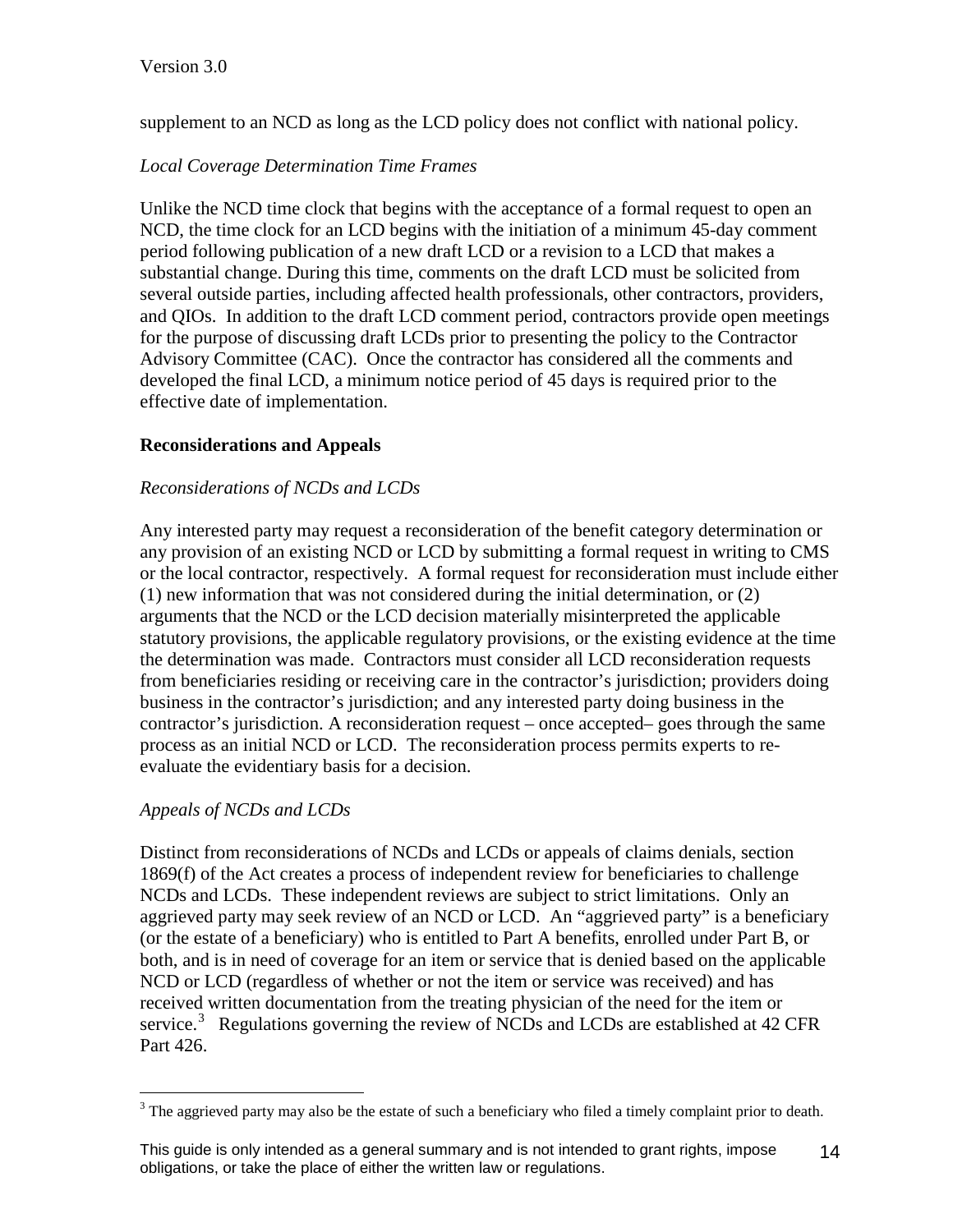supplement to an NCD as long as the LCD policy does not conflict with national policy.

*Local Coverage Determination Time Frames*

Unlike the NCD time clock that begins with the acceptance of a formal request to open an NCD, the time clock for an LCD begins with the initiation of a minimum 45-day comment period following publication of a new draft LCD or a revision to a LCD that makes a substantial change. During this time, comments on the draft LCD must be solicited from several outside parties, including affected health professionals, other contractors, providers, and QIOs. In addition to the draft LCD comment period, contractors provide open meetings for the purpose of discussing draft LCDs prior to presenting the policy to the Contractor Advisory Committee (CAC). Once the contractor has considered all the comments and developed the final LCD, a minimum notice period of 45 days is required prior to the effective date of implementation.

**Reconsiderations and Appeals**

*Reconsiderations of NCDs and LCDs*

Any interested party may request a reconsideration of the benefit category determination or any provision of an existing NCD or LCD by submitting a formal request in writing to CMS or the local contractor, respectively. A formal request for reconsideration must include either (1) new information that was not considered during the initial determination, or (2) arguments that the NCD or the LCD decision materially misinterpreted the applicable statutory provisions, the applicable regulatory provisions, or the existing evidence at the time the determination was made. Contractors must consider all LCD reconsideration requests from beneficiaries residing or receiving care in the contractor's jurisdiction; providers doing business in the contractor's jurisdiction; and any interested party doing business in the contractor's jurisdiction. A reconsideration request – once accepted– goes through the same process as an initial NCD or LCD. The reconsideration process permits experts to re-evaluate the evidentiary basis for a decision.

*Appeals of NCDs and LCDs*

Distinct from reconsiderations of NCDs and LCDs or appeals of claims denials, section 1869(f) of the Act creates a process of independent review for beneficiaries to challenge NCDs and LCDs. These independent reviews are subject to strict limitations. Only an aggrieved party may seek review of an NCD or LCD. An "aggrieved party" is a beneficiary (or the estate of a beneficiary) who is entitled to Part A benefits, enrolled under Part B, or both, and is in need of coverage for an item or service that is denied based on the applicable NCD or LCD (regardless of whether or not the item or service was received) and has received written documentation from the treating physician of the need for the item or service.[3] Regulations governing the review of NCDs and LCDs are established at 42 CFR Part 426.

[3] The aggrieved party may also be the estate of such a beneficiary who filed a timely complaint prior to death.

This guide is only intended as a general summary and is not intended to grant rights, impose obligations, or take the place of either the written law or regulations.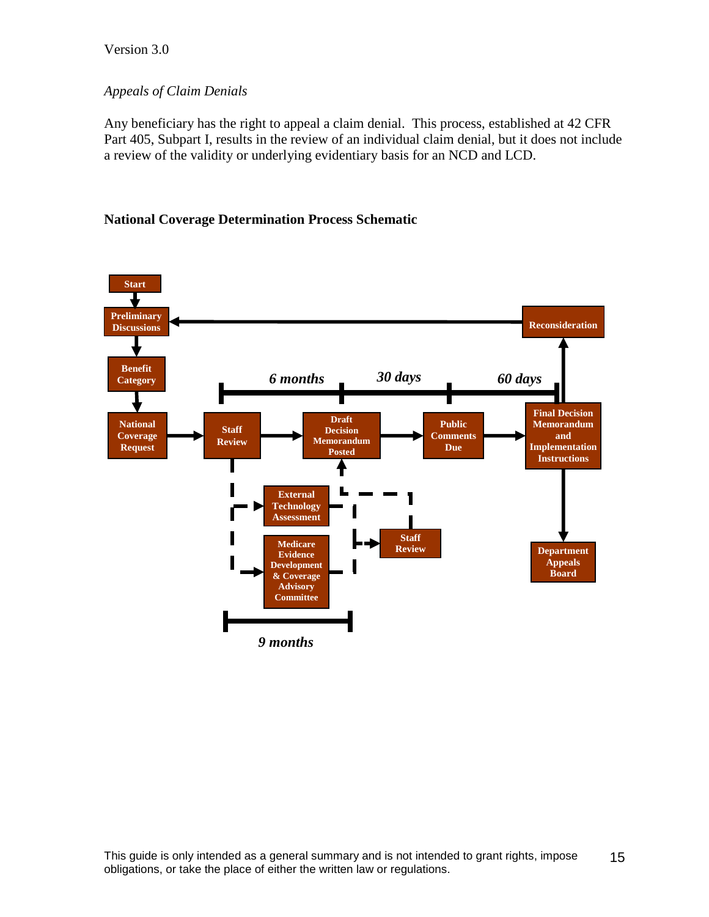*Appeals of Claim Denials*

Any beneficiary has the right to appeal a claim denial. This process, established at 42 CFR Part 405, Subpart I, results in the review of an individual claim denial, but it does not include a review of the validity or underlying evidentiary basis for an NCD and LCD.

**National Coverage Determination Process Schematic**

Start

Preliminary Discussions

Benefit Category

National Coverage Request

Staff Review

Draft Decision Memorandum Posted

Public Comments Due

Final Decision Memorandum and Implementation Instructions

Reconsideration

Department Appeals Board

External Technology Assessment

Medicare Evidence Development & Coverage Advisory Committee

Staff Review

*6 months*

*30 days*

*60 days*

*9 months*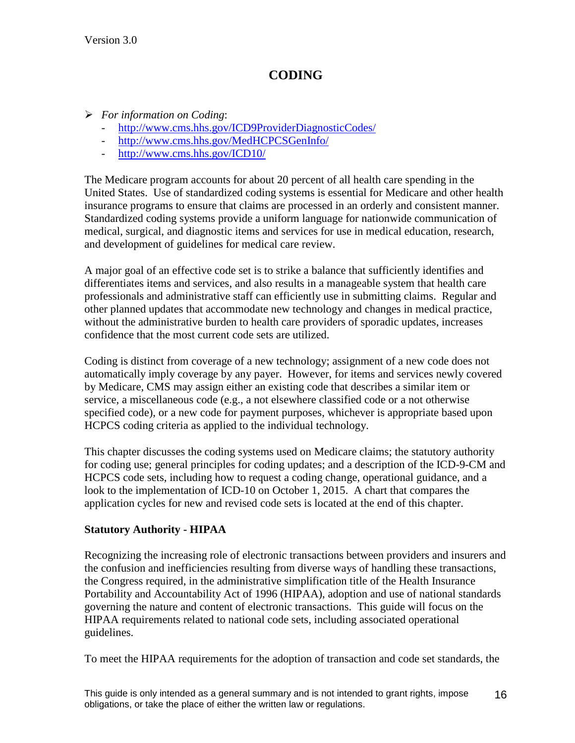# CODING

- *For information on Coding*:
  - [http://www.cms.hhs.gov/ICD9ProviderDiagnosticCodes/](http://www.cms.hhs.gov/ICD9ProviderDiagnosticCodes/)
  - [http://www.cms.hhs.gov/MedHCPCSGenInfo/](http://www.cms.hhs.gov/MedHCPCSGenInfo/)
  - [http://www.cms.hhs.gov/ICD10/](http://www.cms.hhs.gov/ICD10/)

The Medicare program accounts for about 20 percent of all health care spending in the United States. Use of standardized coding systems is essential for Medicare and other health insurance programs to ensure that claims are processed in an orderly and consistent manner. Standardized coding systems provide a uniform language for nationwide communication of medical, surgical, and diagnostic items and services for use in medical education, research, and development of guidelines for medical care review.

A major goal of an effective code set is to strike a balance that sufficiently identifies and differentiates items and services, and also results in a manageable system that health care professionals and administrative staff can efficiently use in submitting claims. Regular and other planned updates that accommodate new technology and changes in medical practice, without the administrative burden to health care providers of sporadic updates, increases confidence that the most current code sets are utilized.

Coding is distinct from coverage of a new technology; assignment of a new code does not automatically imply coverage by any payer. However, for items and services newly covered by Medicare, CMS may assign either an existing code that describes a similar item or service, a miscellaneous code (e.g., a not elsewhere classified code or a not otherwise specified code), or a new code for payment purposes, whichever is appropriate based upon HCPCS coding criteria as applied to the individual technology.

This chapter discusses the coding systems used on Medicare claims; the statutory authority for coding use; general principles for coding updates; and a description of the ICD-9-CM and HCPCS code sets, including how to request a coding change, operational guidance, and a look to the implementation of ICD-10 on October 1, 2015. A chart that compares the application cycles for new and revised code sets is located at the end of this chapter.

**Statutory Authority - HIPAA**

Recognizing the increasing role of electronic transactions between providers and insurers and the confusion and inefficiencies resulting from diverse ways of handling these transactions, the Congress required, in the administrative simplification title of the Health Insurance Portability and Accountability Act of 1996 (HIPAA), adoption and use of national standards governing the nature and content of electronic transactions. This guide will focus on the HIPAA requirements related to national code sets, including associated operational guidelines.

To meet the HIPAA requirements for the adoption of transaction and code set standards, the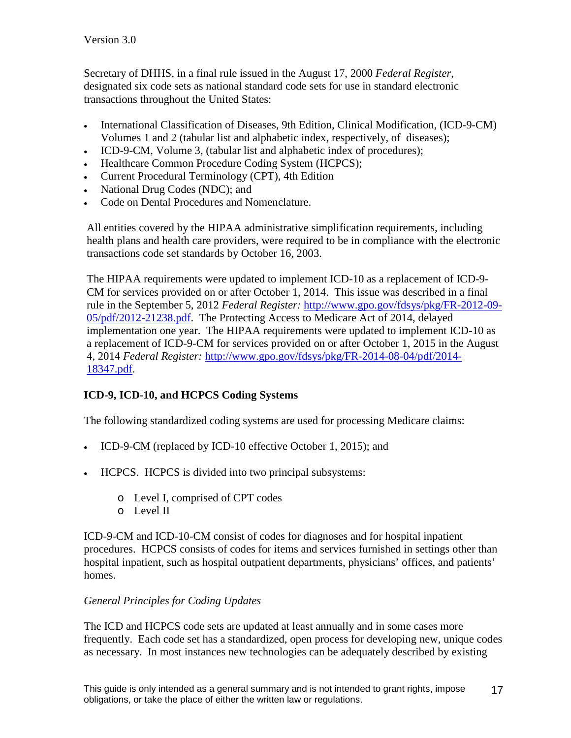Secretary of DHHS, in a final rule issued in the August 17, 2000 *Federal Register*, designated six code sets as national standard code sets for use in standard electronic transactions throughout the United States:

- International Classification of Diseases, 9th Edition, Clinical Modification, (ICD-9-CM) Volumes 1 and 2 (tabular list and alphabetic index, respectively, of diseases);
- ICD-9-CM, Volume 3, (tabular list and alphabetic index of procedures);
- Healthcare Common Procedure Coding System (HCPCS);
- Current Procedural Terminology (CPT), 4th Edition
- National Drug Codes (NDC); and
- Code on Dental Procedures and Nomenclature.

All entities covered by the HIPAA administrative simplification requirements, including health plans and health care providers, were required to be in compliance with the electronic transactions code set standards by October 16, 2003.

The HIPAA requirements were updated to implement ICD-10 as a replacement of ICD-9-CM for services provided on or after October 1, 2014. This issue was described in a final rule in the September 5, 2012 *Federal Register:* [http://www.gpo.gov/fdsys/pkg/FR-2012-09-05/pdf/2012-21238.pdf](http://www.gpo.gov/fdsys/pkg/FR-2012-09-05/pdf/2012-21238.pdf). The Protecting Access to Medicare Act of 2014, delayed implementation one year. The HIPAA requirements were updated to implement ICD-10 as a replacement of ICD-9-CM for services provided on or after October 1, 2015 in the August 4, 2014 *Federal Register:* [http://www.gpo.gov/fdsys/pkg/FR-2014-08-04/pdf/2014-18347.pdf](http://www.gpo.gov/fdsys/pkg/FR-2014-08-04/pdf/2014-18347.pdf).

**ICD-9, ICD-10, and HCPCS Coding Systems**

The following standardized coding systems are used for processing Medicare claims:

- ICD-9-CM (replaced by ICD-10 effective October 1, 2015); and
- HCPCS. HCPCS is divided into two principal subsystems:
  - Level I, comprised of CPT codes
  - Level II

ICD-9-CM and ICD-10-CM consist of codes for diagnoses and for hospital inpatient procedures. HCPCS consists of codes for items and services furnished in settings other than hospital inpatient, such as hospital outpatient departments, physicians' offices, and patients' homes.

*General Principles for Coding Updates*

The ICD and HCPCS code sets are updated at least annually and in some cases more frequently. Each code set has a standardized, open process for developing new, unique codes as necessary. In most instances new technologies can be adequately described by existing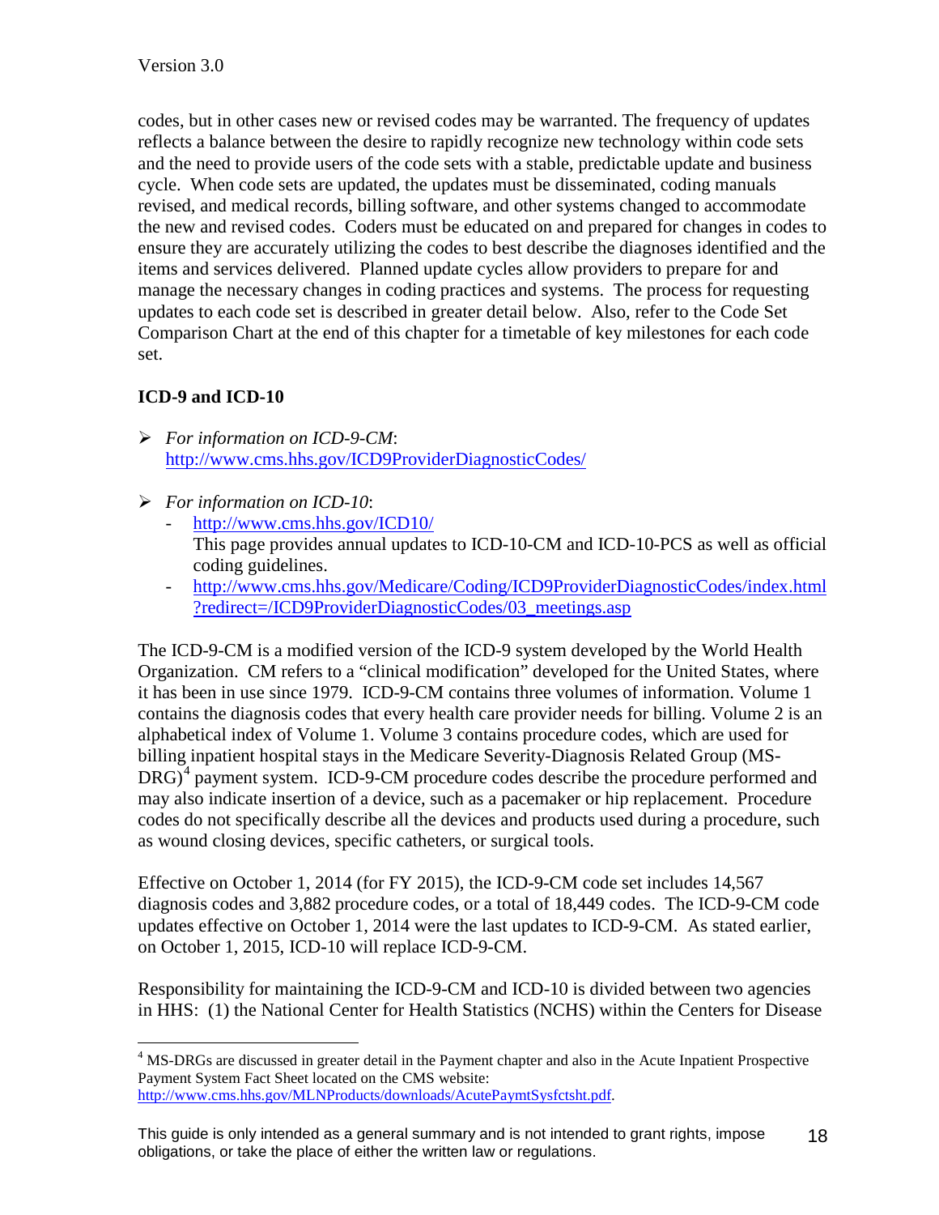codes, but in other cases new or revised codes may be warranted. The frequency of updates reflects a balance between the desire to rapidly recognize new technology within code sets and the need to provide users of the code sets with a stable, predictable update and business cycle. When code sets are updated, the updates must be disseminated, coding manuals revised, and medical records, billing software, and other systems changed to accommodate the new and revised codes. Coders must be educated on and prepared for changes in codes to ensure they are accurately utilizing the codes to best describe the diagnoses identified and the items and services delivered. Planned update cycles allow providers to prepare for and manage the necessary changes in coding practices and systems. The process for requesting updates to each code set is described in greater detail below. Also, refer to the Code Set Comparison Chart at the end of this chapter for a timetable of key milestones for each code set.

### ICD-9 and ICD-10

- *For information on ICD-9-CM*: http://www.cms.hhs.gov/ICD9ProviderDiagnosticCodes/

- *For information on ICD-10*:
  - http://www.cms.hhs.gov/ICD10/
    This page provides annual updates to ICD-10-CM and ICD-10-PCS as well as official coding guidelines.
  - http://www.cms.hhs.gov/Medicare/Coding/ICD9ProviderDiagnosticCodes/index.html?redirect=/ICD9ProviderDiagnosticCodes/03_meetings.asp

The ICD-9-CM is a modified version of the ICD-9 system developed by the World Health Organization. CM refers to a "clinical modification" developed for the United States, where it has been in use since 1979. ICD-9-CM contains three volumes of information. Volume 1 contains the diagnosis codes that every health care provider needs for billing. Volume 2 is an alphabetical index of Volume 1. Volume 3 contains procedure codes, which are used for billing inpatient hospital stays in the Medicare Severity-Diagnosis Related Group (MS-DRG)[4] payment system. ICD-9-CM procedure codes describe the procedure performed and may also indicate insertion of a device, such as a pacemaker or hip replacement. Procedure codes do not specifically describe all the devices and products used during a procedure, such as wound closing devices, specific catheters, or surgical tools.

Effective on October 1, 2014 (for FY 2015), the ICD-9-CM code set includes 14,567 diagnosis codes and 3,882 procedure codes, or a total of 18,449 codes. The ICD-9-CM code updates effective on October 1, 2014 were the last updates to ICD-9-CM. As stated earlier, on October 1, 2015, ICD-10 will replace ICD-9-CM.

Responsibility for maintaining the ICD-9-CM and ICD-10 is divided between two agencies in HHS: (1) the National Center for Health Statistics (NCHS) within the Centers for Disease

---

[4] MS-DRGs are discussed in greater detail in the Payment chapter and also in the Acute Inpatient Prospective Payment System Fact Sheet located on the CMS website: http://www.cms.hhs.gov/MLNProducts/downloads/AcutePaymtSysfctsht.pdf.

This guide is only intended as a general summary and is not intended to grant rights, impose obligations, or take the place of either the written law or regulations.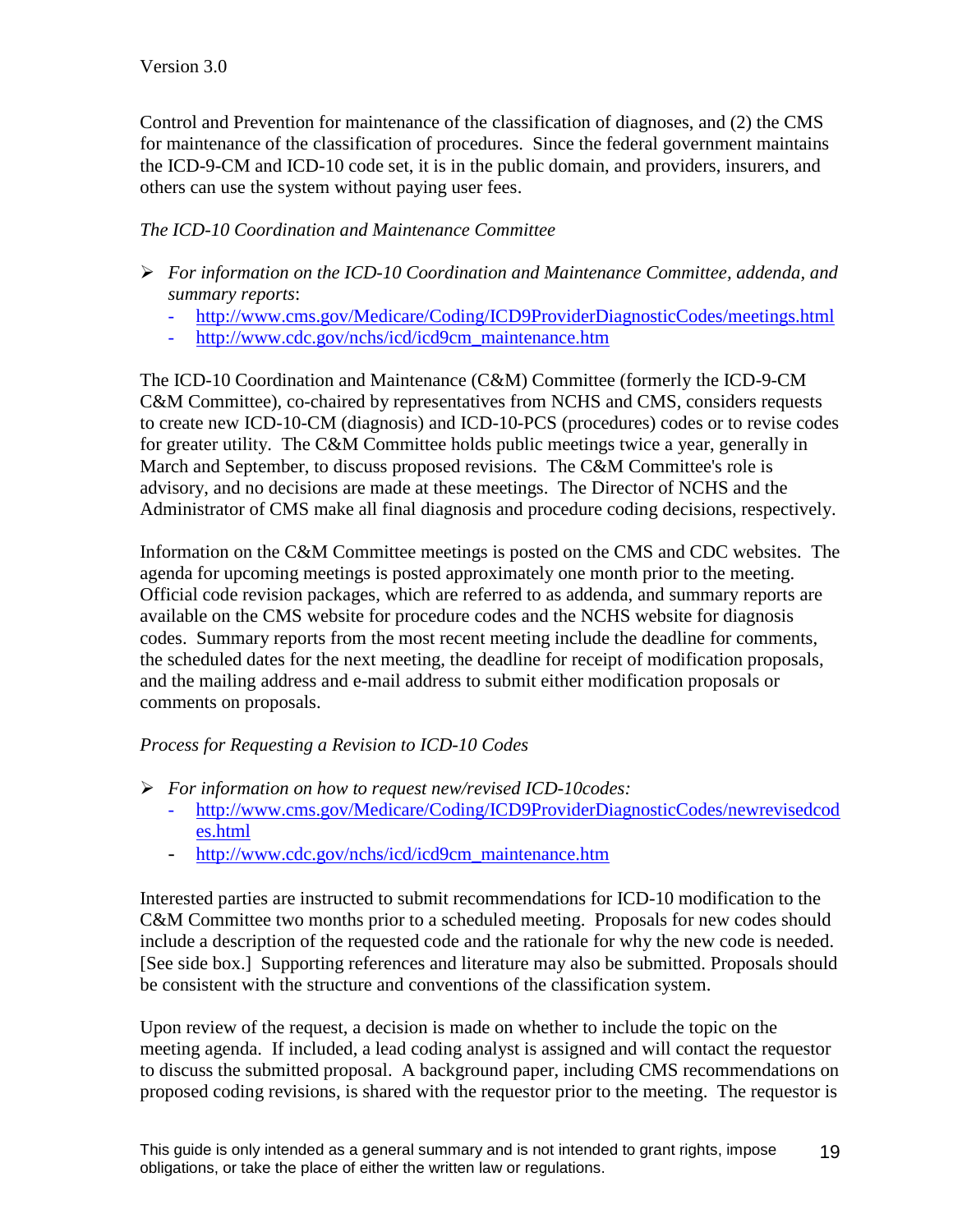Control and Prevention for maintenance of the classification of diagnoses, and (2) the CMS for maintenance of the classification of procedures. Since the federal government maintains the ICD-9-CM and ICD-10 code set, it is in the public domain, and providers, insurers, and others can use the system without paying user fees.

*The ICD-10 Coordination and Maintenance Committee*

- *For information on the ICD-10 Coordination and Maintenance Committee, addenda, and summary reports*:
  - http://www.cms.gov/Medicare/Coding/ICD9ProviderDiagnosticCodes/meetings.html
  - http://www.cdc.gov/nchs/icd/icd9cm_maintenance.htm

The ICD-10 Coordination and Maintenance (C&M) Committee (formerly the ICD-9-CM C&M Committee), co-chaired by representatives from NCHS and CMS, considers requests to create new ICD-10-CM (diagnosis) and ICD-10-PCS (procedures) codes or to revise codes for greater utility. The C&M Committee holds public meetings twice a year, generally in March and September, to discuss proposed revisions. The C&M Committee's role is advisory, and no decisions are made at these meetings. The Director of NCHS and the Administrator of CMS make all final diagnosis and procedure coding decisions, respectively.

Information on the C&M Committee meetings is posted on the CMS and CDC websites. The agenda for upcoming meetings is posted approximately one month prior to the meeting. Official code revision packages, which are referred to as addenda, and summary reports are available on the CMS website for procedure codes and the NCHS website for diagnosis codes. Summary reports from the most recent meeting include the deadline for comments, the scheduled dates for the next meeting, the deadline for receipt of modification proposals, and the mailing address and e-mail address to submit either modification proposals or comments on proposals.

*Process for Requesting a Revision to ICD-10 Codes*

- *For information on how to request new/revised ICD-10codes:*
  - http://www.cms.gov/Medicare/Coding/ICD9ProviderDiagnosticCodes/newrevisedcodes.html
  - http://www.cdc.gov/nchs/icd/icd9cm_maintenance.htm

Interested parties are instructed to submit recommendations for ICD-10 modification to the C&M Committee two months prior to a scheduled meeting. Proposals for new codes should include a description of the requested code and the rationale for why the new code is needed. [See side box.] Supporting references and literature may also be submitted. Proposals should be consistent with the structure and conventions of the classification system.

Upon review of the request, a decision is made on whether to include the topic on the meeting agenda. If included, a lead coding analyst is assigned and will contact the requestor to discuss the submitted proposal. A background paper, including CMS recommendations on proposed coding revisions, is shared with the requestor prior to the meeting. The requestor is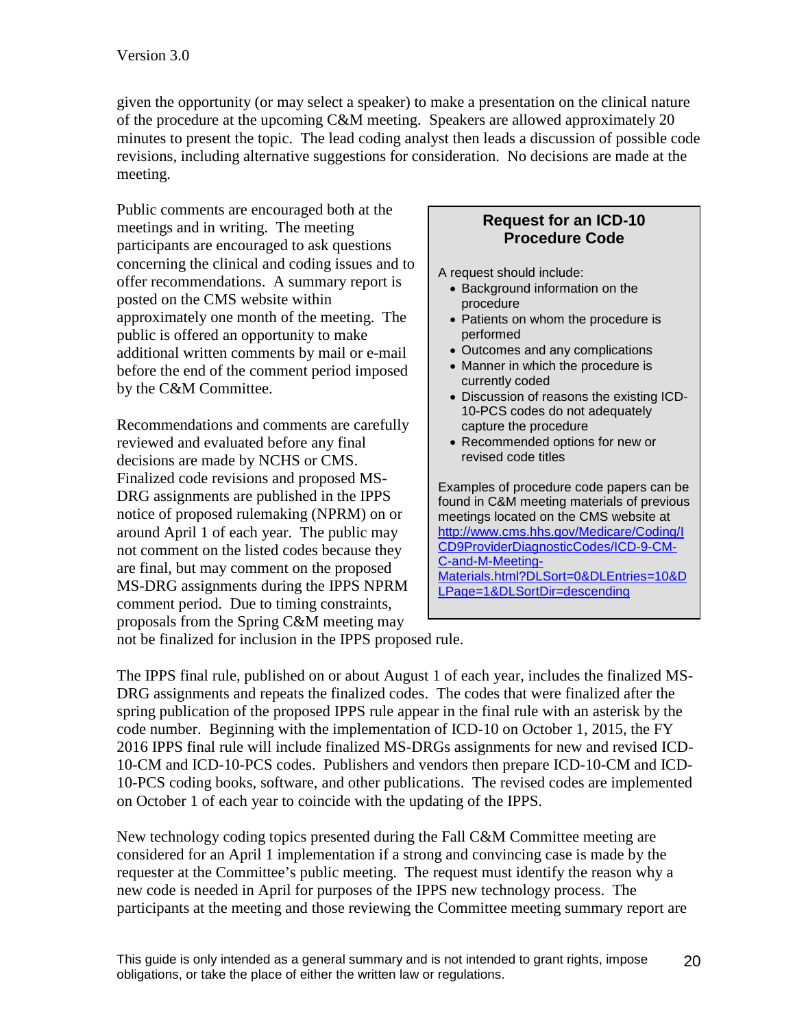given the opportunity (or may select a speaker) to make a presentation on the clinical nature of the procedure at the upcoming C&M meeting. Speakers are allowed approximately 20 minutes to present the topic. The lead coding analyst then leads a discussion of possible code revisions, including alternative suggestions for consideration. No decisions are made at the meeting.

Public comments are encouraged both at the meetings and in writing. The meeting participants are encouraged to ask questions concerning the clinical and coding issues and to offer recommendations. A summary report is posted on the CMS website within approximately one month of the meeting. The public is offered an opportunity to make additional written comments by mail or e-mail before the end of the comment period imposed by the C&M Committee.

Recommendations and comments are carefully reviewed and evaluated before any final decisions are made by NCHS or CMS. Finalized code revisions and proposed MS-DRG assignments are published in the IPPS notice of proposed rulemaking (NPRM) on or around April 1 of each year. The public may not comment on the listed codes because they are final, but may comment on the proposed MS-DRG assignments during the IPPS NPRM comment period. Due to timing constraints, proposals from the Spring C&M meeting may not be finalized for inclusion in the IPPS proposed rule.

> **Request for an ICD-10 Procedure Code**
>
> A request should include:
> - Background information on the procedure
> - Patients on whom the procedure is performed
> - Outcomes and any complications
> - Manner in which the procedure is currently coded
> - Discussion of reasons the existing ICD-10-PCS codes do not adequately capture the procedure
> - Recommended options for new or revised code titles
>
> Examples of procedure code papers can be found in C&M meeting materials of previous meetings located on the CMS website at http://www.cms.hhs.gov/Medicare/Coding/ICD9ProviderDiagnosticCodes/ICD-9-CM-C-and-M-Meeting-Materials.html?DLSort=0&DLEntries=10&DLPage=1&DLSortDir=descending

The IPPS final rule, published on or about August 1 of each year, includes the finalized MS-DRG assignments and repeats the finalized codes. The codes that were finalized after the spring publication of the proposed IPPS rule appear in the final rule with an asterisk by the code number. Beginning with the implementation of ICD-10 on October 1, 2015, the FY 2016 IPPS final rule will include finalized MS-DRGs assignments for new and revised ICD-10-CM and ICD-10-PCS codes. Publishers and vendors then prepare ICD-10-CM and ICD-10-PCS coding books, software, and other publications. The revised codes are implemented on October 1 of each year to coincide with the updating of the IPPS.

New technology coding topics presented during the Fall C&M Committee meeting are considered for an April 1 implementation if a strong and convincing case is made by the requester at the Committee's public meeting. The request must identify the reason why a new code is needed in April for purposes of the IPPS new technology process. The participants at the meeting and those reviewing the Committee meeting summary report are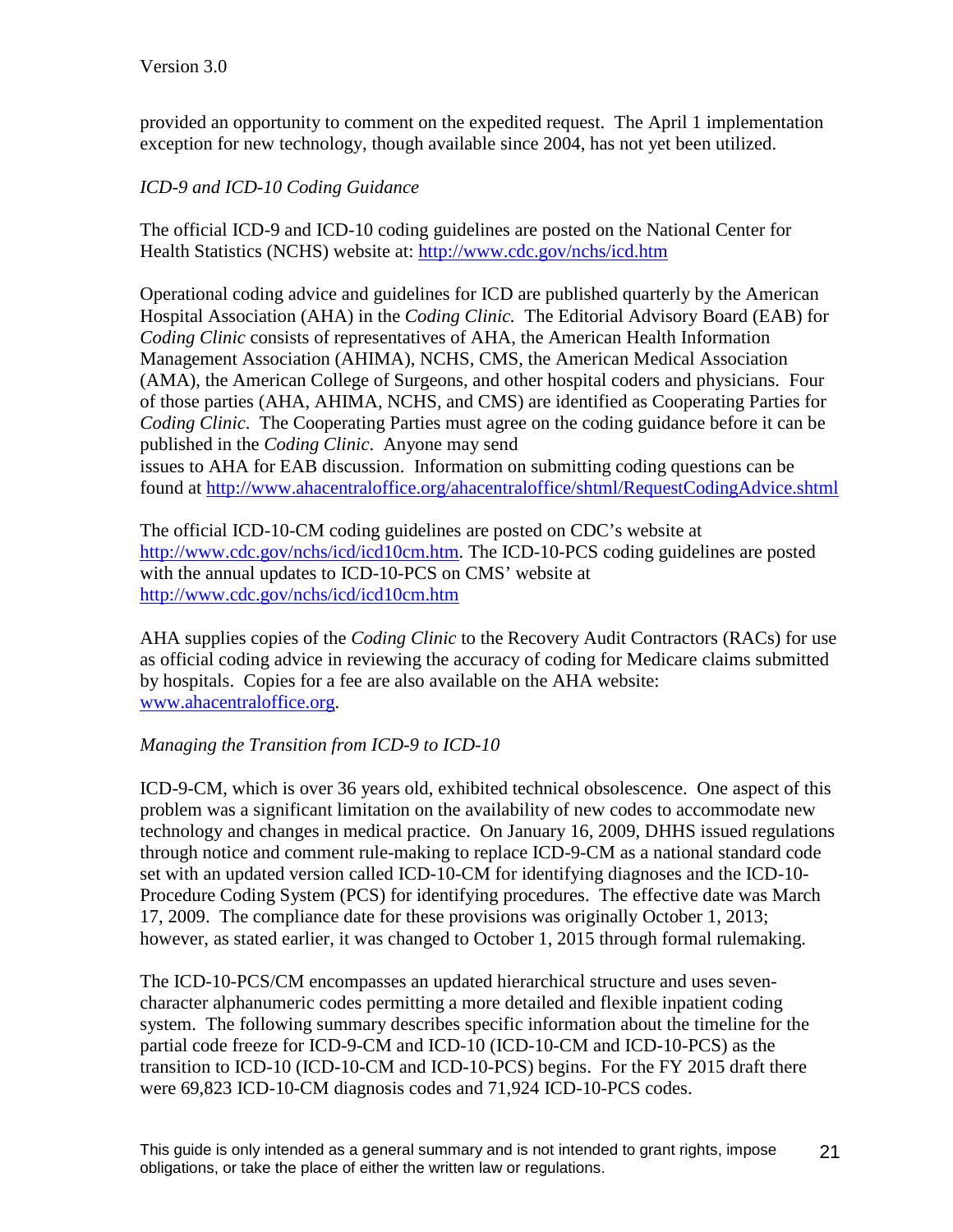provided an opportunity to comment on the expedited request. The April 1 implementation exception for new technology, though available since 2004, has not yet been utilized.

*ICD-9 and ICD-10 Coding Guidance*

The official ICD-9 and ICD-10 coding guidelines are posted on the National Center for Health Statistics (NCHS) website at: http://www.cdc.gov/nchs/icd.htm

Operational coding advice and guidelines for ICD are published quarterly by the American Hospital Association (AHA) in the *Coding Clinic.* The Editorial Advisory Board (EAB) for *Coding Clinic* consists of representatives of AHA, the American Health Information Management Association (AHIMA), NCHS, CMS, the American Medical Association (AMA), the American College of Surgeons, and other hospital coders and physicians. Four of those parties (AHA, AHIMA, NCHS, and CMS) are identified as Cooperating Parties for *Coding Clinic*. The Cooperating Parties must agree on the coding guidance before it can be published in the *Coding Clinic*. Anyone may send issues to AHA for EAB discussion. Information on submitting coding questions can be found at http://www.ahacentraloffice.org/ahacentraloffice/shtml/RequestCodingAdvice.shtml

The official ICD-10-CM coding guidelines are posted on CDC's website at http://www.cdc.gov/nchs/icd/icd10cm.htm. The ICD-10-PCS coding guidelines are posted with the annual updates to ICD-10-PCS on CMS' website at http://www.cdc.gov/nchs/icd/icd10cm.htm

AHA supplies copies of the *Coding Clinic* to the Recovery Audit Contractors (RACs) for use as official coding advice in reviewing the accuracy of coding for Medicare claims submitted by hospitals. Copies for a fee are also available on the AHA website: www.ahacentraloffice.org.

*Managing the Transition from ICD-9 to ICD-10*

ICD-9-CM, which is over 36 years old, exhibited technical obsolescence. One aspect of this problem was a significant limitation on the availability of new codes to accommodate new technology and changes in medical practice. On January 16, 2009, DHHS issued regulations through notice and comment rule-making to replace ICD-9-CM as a national standard code set with an updated version called ICD-10-CM for identifying diagnoses and the ICD-10-Procedure Coding System (PCS) for identifying procedures. The effective date was March 17, 2009. The compliance date for these provisions was originally October 1, 2013; however, as stated earlier, it was changed to October 1, 2015 through formal rulemaking.

The ICD-10-PCS/CM encompasses an updated hierarchical structure and uses seven-character alphanumeric codes permitting a more detailed and flexible inpatient coding system. The following summary describes specific information about the timeline for the partial code freeze for ICD-9-CM and ICD-10 (ICD-10-CM and ICD-10-PCS) as the transition to ICD-10 (ICD-10-CM and ICD-10-PCS) begins. For the FY 2015 draft there were 69,823 ICD-10-CM diagnosis codes and 71,924 ICD-10-PCS codes.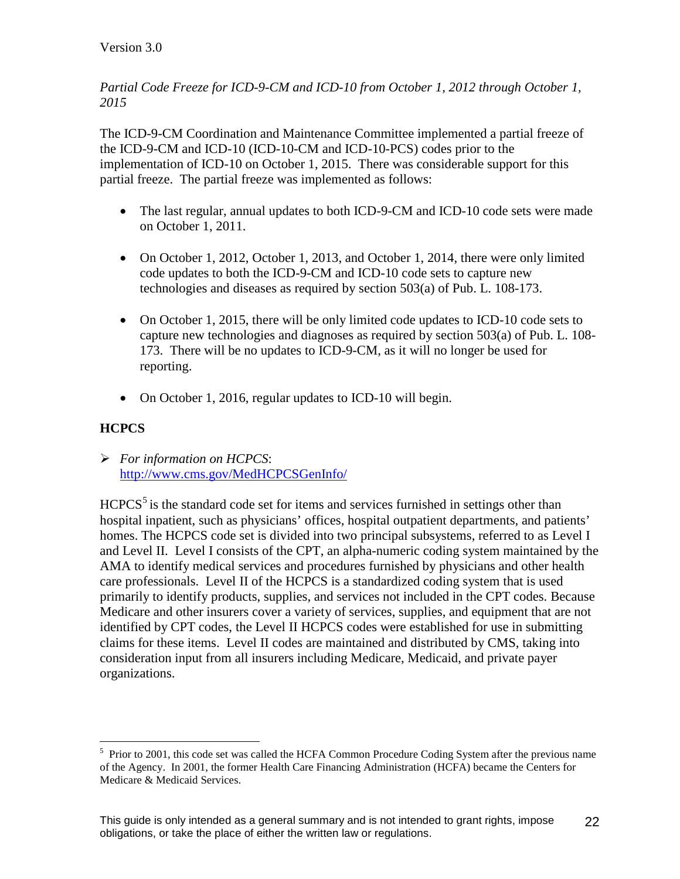*Partial Code Freeze for ICD-9-CM and ICD-10 from October 1, 2012 through October 1, 2015*

The ICD-9-CM Coordination and Maintenance Committee implemented a partial freeze of the ICD-9-CM and ICD-10 (ICD-10-CM and ICD-10-PCS) codes prior to the implementation of ICD-10 on October 1, 2015. There was considerable support for this partial freeze. The partial freeze was implemented as follows:

- The last regular, annual updates to both ICD-9-CM and ICD-10 code sets were made on October 1, 2011.
- On October 1, 2012, October 1, 2013, and October 1, 2014, there were only limited code updates to both the ICD-9-CM and ICD-10 code sets to capture new technologies and diseases as required by section 503(a) of Pub. L. 108-173.
- On October 1, 2015, there will be only limited code updates to ICD-10 code sets to capture new technologies and diagnoses as required by section 503(a) of Pub. L. 108-173. There will be no updates to ICD-9-CM, as it will no longer be used for reporting.
- On October 1, 2016, regular updates to ICD-10 will begin.

## HCPCS

- *For information on HCPCS*: [http://www.cms.gov/MedHCPCSGenInfo/](http://www.cms.gov/MedHCPCSGenInfo/)

HCPCS[5] is the standard code set for items and services furnished in settings other than hospital inpatient, such as physicians' offices, hospital outpatient departments, and patients' homes. The HCPCS code set is divided into two principal subsystems, referred to as Level I and Level II. Level I consists of the CPT, an alpha-numeric coding system maintained by the AMA to identify medical services and procedures furnished by physicians and other health care professionals. Level II of the HCPCS is a standardized coding system that is used primarily to identify products, supplies, and services not included in the CPT codes. Because Medicare and other insurers cover a variety of services, supplies, and equipment that are not identified by CPT codes, the Level II HCPCS codes were established for use in submitting claims for these items. Level II codes are maintained and distributed by CMS, taking into consideration input from all insurers including Medicare, Medicaid, and private payer organizations.

---

[5] Prior to 2001, this code set was called the HCFA Common Procedure Coding System after the previous name of the Agency. In 2001, the former Health Care Financing Administration (HCFA) became the Centers for Medicare & Medicaid Services.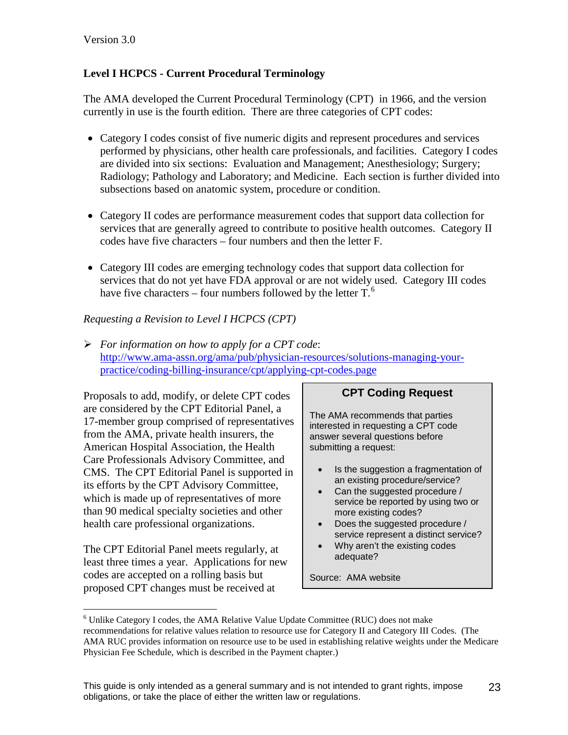## Level I HCPCS - Current Procedural Terminology

The AMA developed the Current Procedural Terminology (CPT) in 1966, and the version currently in use is the fourth edition. There are three categories of CPT codes:

- Category I codes consist of five numeric digits and represent procedures and services performed by physicians, other health care professionals, and facilities. Category I codes are divided into six sections: Evaluation and Management; Anesthesiology; Surgery; Radiology; Pathology and Laboratory; and Medicine. Each section is further divided into subsections based on anatomic system, procedure or condition.

- Category II codes are performance measurement codes that support data collection for services that are generally agreed to contribute to positive health outcomes. Category II codes have five characters – four numbers and then the letter F.

- Category III codes are emerging technology codes that support data collection for services that do not yet have FDA approval or are not widely used. Category III codes have five characters – four numbers followed by the letter T.[6]

*Requesting a Revision to Level I HCPCS (CPT)*

➢ *For information on how to apply for a CPT code*: http://www.ama-assn.org/ama/pub/physician-resources/solutions-managing-your-practice/coding-billing-insurance/cpt/applying-cpt-codes.page

Proposals to add, modify, or delete CPT codes are considered by the CPT Editorial Panel, a 17-member group comprised of representatives from the AMA, private health insurers, the American Hospital Association, the Health Care Professionals Advisory Committee, and CMS. The CPT Editorial Panel is supported in its efforts by the CPT Advisory Committee, which is made up of representatives of more than 90 medical specialty societies and other health care professional organizations.

The CPT Editorial Panel meets regularly, at least three times a year. Applications for new codes are accepted on a rolling basis but proposed CPT changes must be received at

> **CPT Coding Request**
>
> The AMA recommends that parties interested in requesting a CPT code answer several questions before submitting a request:
>
> - Is the suggestion a fragmentation of an existing procedure/service?
> - Can the suggested procedure / service be reported by using two or more existing codes?
> - Does the suggested procedure / service represent a distinct service?
> - Why aren't the existing codes adequate?
>
> Source: AMA website

[6] Unlike Category I codes, the AMA Relative Value Update Committee (RUC) does not make recommendations for relative values relation to resource use for Category II and Category III Codes. (The AMA RUC provides information on resource use to be used in establishing relative weights under the Medicare Physician Fee Schedule, which is described in the Payment chapter.)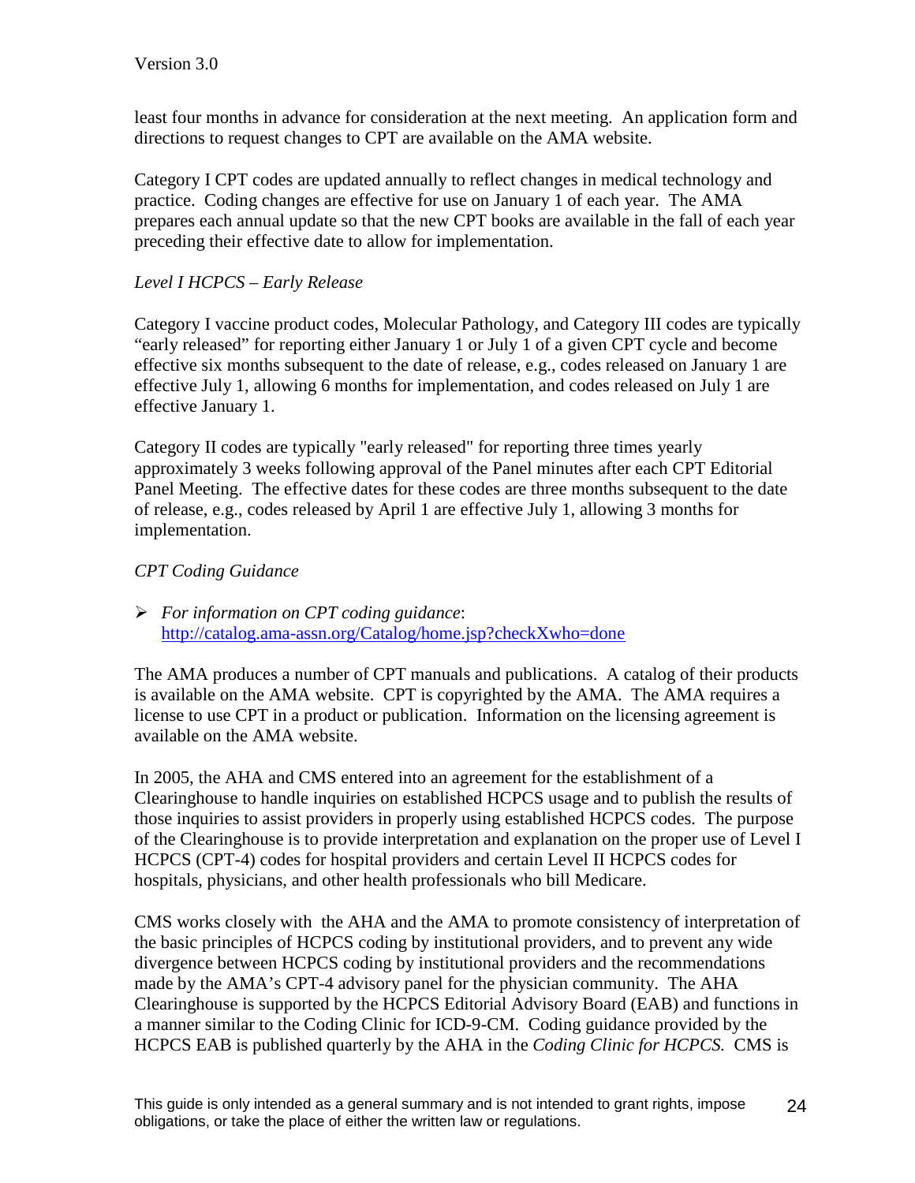least four months in advance for consideration at the next meeting. An application form and directions to request changes to CPT are available on the AMA website.

Category I CPT codes are updated annually to reflect changes in medical technology and practice. Coding changes are effective for use on January 1 of each year. The AMA prepares each annual update so that the new CPT books are available in the fall of each year preceding their effective date to allow for implementation.

*Level I HCPCS – Early Release*

Category I vaccine product codes, Molecular Pathology, and Category III codes are typically "early released" for reporting either January 1 or July 1 of a given CPT cycle and become effective six months subsequent to the date of release, e.g., codes released on January 1 are effective July 1, allowing 6 months for implementation, and codes released on July 1 are effective January 1.

Category II codes are typically "early released" for reporting three times yearly approximately 3 weeks following approval of the Panel minutes after each CPT Editorial Panel Meeting. The effective dates for these codes are three months subsequent to the date of release, e.g., codes released by April 1 are effective July 1, allowing 3 months for implementation.

*CPT Coding Guidance*

- *For information on CPT coding guidance*: [http://catalog.ama-assn.org/Catalog/home.jsp?checkXwho=done](http://catalog.ama-assn.org/Catalog/home.jsp?checkXwho=done)

The AMA produces a number of CPT manuals and publications. A catalog of their products is available on the AMA website. CPT is copyrighted by the AMA. The AMA requires a license to use CPT in a product or publication. Information on the licensing agreement is available on the AMA website.

In 2005, the AHA and CMS entered into an agreement for the establishment of a Clearinghouse to handle inquiries on established HCPCS usage and to publish the results of those inquiries to assist providers in properly using established HCPCS codes. The purpose of the Clearinghouse is to provide interpretation and explanation on the proper use of Level I HCPCS (CPT-4) codes for hospital providers and certain Level II HCPCS codes for hospitals, physicians, and other health professionals who bill Medicare.

CMS works closely with the AHA and the AMA to promote consistency of interpretation of the basic principles of HCPCS coding by institutional providers, and to prevent any wide divergence between HCPCS coding by institutional providers and the recommendations made by the AMA's CPT-4 advisory panel for the physician community. The AHA Clearinghouse is supported by the HCPCS Editorial Advisory Board (EAB) and functions in a manner similar to the Coding Clinic for ICD-9-CM. Coding guidance provided by the HCPCS EAB is published quarterly by the AHA in the *Coding Clinic for HCPCS.* CMS is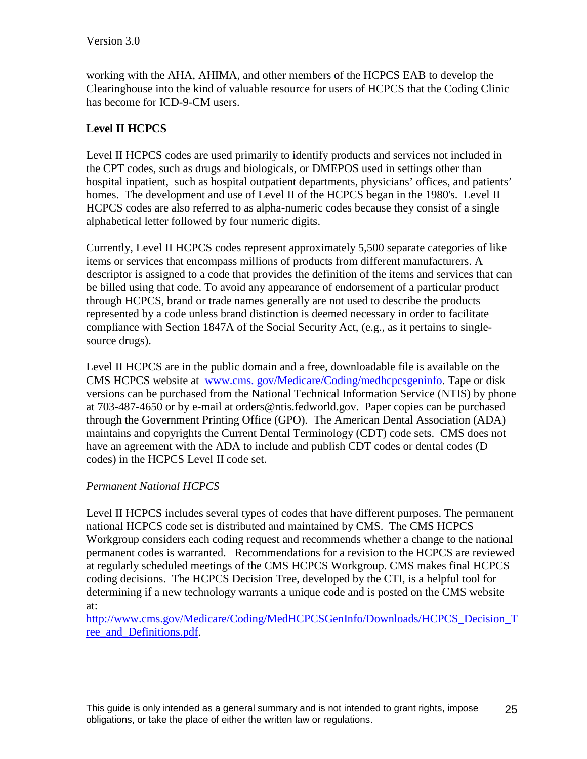working with the AHA, AHIMA, and other members of the HCPCS EAB to develop the Clearinghouse into the kind of valuable resource for users of HCPCS that the Coding Clinic has become for ICD-9-CM users.

**Level II HCPCS**

Level II HCPCS codes are used primarily to identify products and services not included in the CPT codes, such as drugs and biologicals, or DMEPOS used in settings other than hospital inpatient, such as hospital outpatient departments, physicians' offices, and patients' homes. The development and use of Level II of the HCPCS began in the 1980's. Level II HCPCS codes are also referred to as alpha-numeric codes because they consist of a single alphabetical letter followed by four numeric digits.

Currently, Level II HCPCS codes represent approximately 5,500 separate categories of like items or services that encompass millions of products from different manufacturers. A descriptor is assigned to a code that provides the definition of the items and services that can be billed using that code. To avoid any appearance of endorsement of a particular product through HCPCS, brand or trade names generally are not used to describe the products represented by a code unless brand distinction is deemed necessary in order to facilitate compliance with Section 1847A of the Social Security Act, (e.g., as it pertains to single-source drugs).

Level II HCPCS are in the public domain and a free, downloadable file is available on the CMS HCPCS website at [www.cms. gov/Medicare/Coding/medhcpcsgeninfo](www.cms.gov/Medicare/Coding/medhcpcsgeninfo). Tape or disk versions can be purchased from the National Technical Information Service (NTIS) by phone at 703-487-4650 or by e-mail at orders@ntis.fedworld.gov. Paper copies can be purchased through the Government Printing Office (GPO). The American Dental Association (ADA) maintains and copyrights the Current Dental Terminology (CDT) code sets. CMS does not have an agreement with the ADA to include and publish CDT codes or dental codes (D codes) in the HCPCS Level II code set.

*Permanent National HCPCS*

Level II HCPCS includes several types of codes that have different purposes. The permanent national HCPCS code set is distributed and maintained by CMS. The CMS HCPCS Workgroup considers each coding request and recommends whether a change to the national permanent codes is warranted. Recommendations for a revision to the HCPCS are reviewed at regularly scheduled meetings of the CMS HCPCS Workgroup. CMS makes final HCPCS coding decisions. The HCPCS Decision Tree, developed by the CTI, is a helpful tool for determining if a new technology warrants a unique code and is posted on the CMS website at:
[http://www.cms.gov/Medicare/Coding/MedHCPCSGenInfo/Downloads/HCPCS_Decision_Tree_and_Definitions.pdf](http://www.cms.gov/Medicare/Coding/MedHCPCSGenInfo/Downloads/HCPCS_Decision_Tree_and_Definitions.pdf).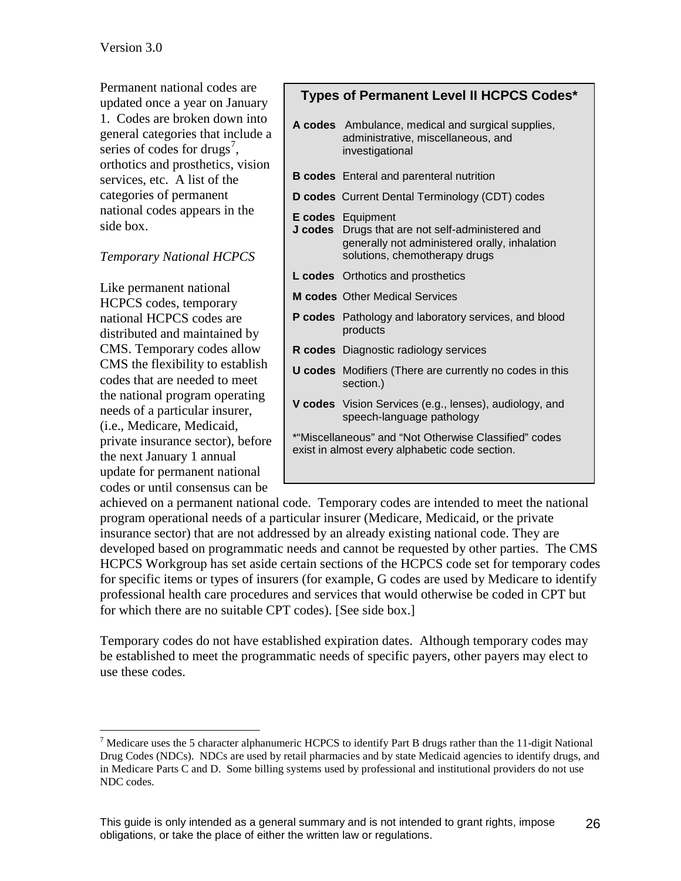Permanent national codes are updated once a year on January 1. Codes are broken down into general categories that include a series of codes for drugs[7], orthotics and prosthetics, vision services, etc. A list of the categories of permanent national codes appears in the side box.

**Types of Permanent Level II HCPCS Codes***

| Code | Description |
|---|---|
| **A codes** | Ambulance, medical and surgical supplies, administrative, miscellaneous, and investigational |
| **B codes** | Enteral and parenteral nutrition |
| **D codes** | Current Dental Terminology (CDT) codes |
| **E codes** | Equipment |
| **J codes** | Drugs that are not self-administered and generally not administered orally, inhalation solutions, chemotherapy drugs |
| **L codes** | Orthotics and prosthetics |
| **M codes** | Other Medical Services |
| **P codes** | Pathology and laboratory services, and blood products |
| **R codes** | Diagnostic radiology services |
| **U codes** | Modifiers (There are currently no codes in this section.) |
| **V codes** | Vision Services (e.g., lenses), audiology, and speech-language pathology |

*"Miscellaneous" and "Not Otherwise Classified" codes exist in almost every alphabetic code section.

*Temporary National HCPCS*

Like permanent national HCPCS codes, temporary national HCPCS codes are distributed and maintained by CMS. Temporary codes allow CMS the flexibility to establish codes that are needed to meet the national program operating needs of a particular insurer, (i.e., Medicare, Medicaid, private insurance sector), before the next January 1 annual update for permanent national codes or until consensus can be achieved on a permanent national code. Temporary codes are intended to meet the national program operational needs of a particular insurer (Medicare, Medicaid, or the private insurance sector) that are not addressed by an already existing national code. They are developed based on programmatic needs and cannot be requested by other parties. The CMS HCPCS Workgroup has set aside certain sections of the HCPCS code set for temporary codes for specific items or types of insurers (for example, G codes are used by Medicare to identify professional health care procedures and services that would otherwise be coded in CPT but for which there are no suitable CPT codes). [See side box.]

Temporary codes do not have established expiration dates. Although temporary codes may be established to meet the programmatic needs of specific payers, other payers may elect to use these codes.

[7] Medicare uses the 5 character alphanumeric HCPCS to identify Part B drugs rather than the 11-digit National Drug Codes (NDCs). NDCs are used by retail pharmacies and by state Medicaid agencies to identify drugs, and in Medicare Parts C and D. Some billing systems used by professional and institutional providers do not use NDC codes.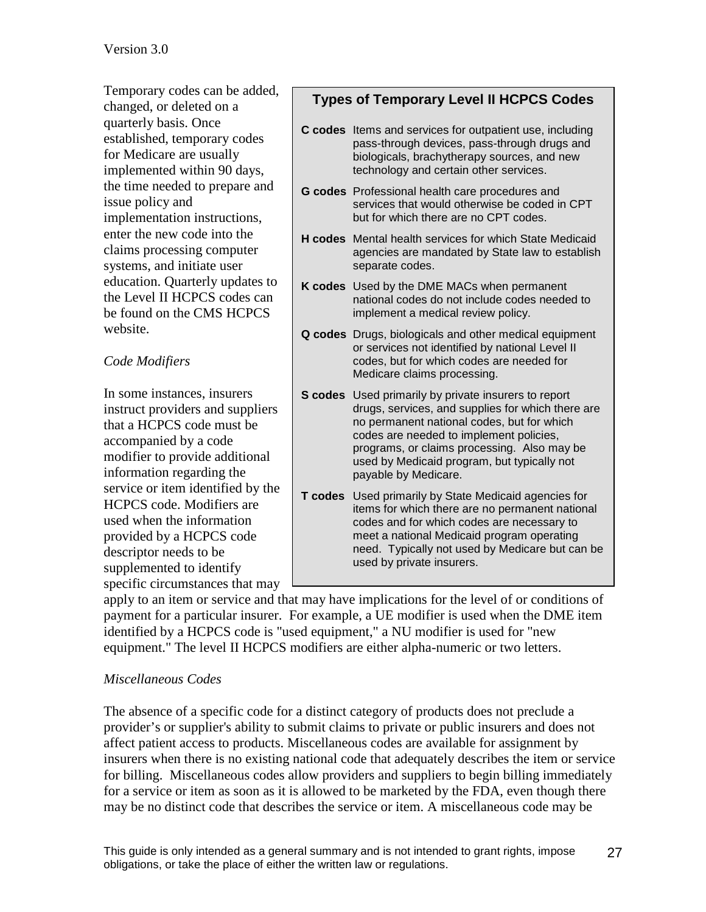Temporary codes can be added, changed, or deleted on a quarterly basis. Once established, temporary codes for Medicare are usually implemented within 90 days, the time needed to prepare and issue policy and implementation instructions, enter the new code into the claims processing computer systems, and initiate user education. Quarterly updates to the Level II HCPCS codes can be found on the CMS HCPCS website.

**Types of Temporary Level II HCPCS Codes**

| Code | Description |
|---|---|
| **C codes** | Items and services for outpatient use, including pass-through devices, pass-through drugs and biologicals, brachytherapy sources, and new technology and certain other services. |
| **G codes** | Professional health care procedures and services that would otherwise be coded in CPT but for which there are no CPT codes. |
| **H codes** | Mental health services for which State Medicaid agencies are mandated by State law to establish separate codes. |
| **K codes** | Used by the DME MACs when permanent national codes do not include codes needed to implement a medical review policy. |
| **Q codes** | Drugs, biologicals and other medical equipment or services not identified by national Level II codes, but for which codes are needed for Medicare claims processing. |
| **S codes** | Used primarily by private insurers to report drugs, services, and supplies for which there are no permanent national codes, but for which codes are needed to implement policies, programs, or claims processing. Also may be used by Medicaid program, but typically not payable by Medicare. |
| **T codes** | Used primarily by State Medicaid agencies for items for which there are no permanent national codes and for which codes are necessary to meet a national Medicaid program operating need. Typically not used by Medicare but can be used by private insurers. |

*Code Modifiers*

In some instances, insurers instruct providers and suppliers that a HCPCS code must be accompanied by a code modifier to provide additional information regarding the service or item identified by the HCPCS code. Modifiers are used when the information provided by a HCPCS code descriptor needs to be supplemented to identify specific circumstances that may apply to an item or service and that may have implications for the level of or conditions of payment for a particular insurer. For example, a UE modifier is used when the DME item identified by a HCPCS code is "used equipment," a NU modifier is used for "new equipment." The level II HCPCS modifiers are either alpha-numeric or two letters.

*Miscellaneous Codes*

The absence of a specific code for a distinct category of products does not preclude a provider's or supplier's ability to submit claims to private or public insurers and does not affect patient access to products. Miscellaneous codes are available for assignment by insurers when there is no existing national code that adequately describes the item or service for billing. Miscellaneous codes allow providers and suppliers to begin billing immediately for a service or item as soon as it is allowed to be marketed by the FDA, even though there may be no distinct code that describes the service or item. A miscellaneous code may be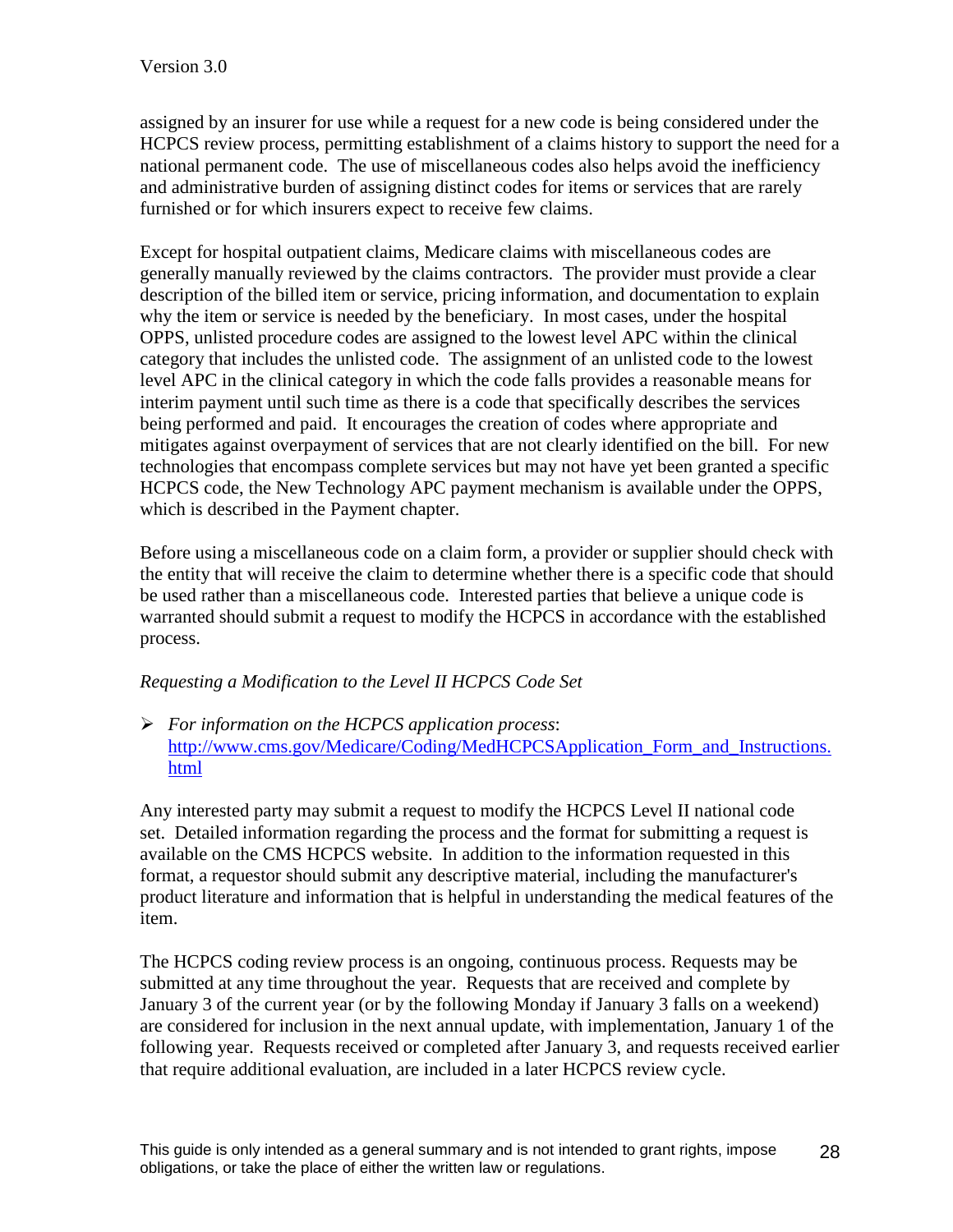assigned by an insurer for use while a request for a new code is being considered under the HCPCS review process, permitting establishment of a claims history to support the need for a national permanent code. The use of miscellaneous codes also helps avoid the inefficiency and administrative burden of assigning distinct codes for items or services that are rarely furnished or for which insurers expect to receive few claims.

Except for hospital outpatient claims, Medicare claims with miscellaneous codes are generally manually reviewed by the claims contractors. The provider must provide a clear description of the billed item or service, pricing information, and documentation to explain why the item or service is needed by the beneficiary. In most cases, under the hospital OPPS, unlisted procedure codes are assigned to the lowest level APC within the clinical category that includes the unlisted code. The assignment of an unlisted code to the lowest level APC in the clinical category in which the code falls provides a reasonable means for interim payment until such time as there is a code that specifically describes the services being performed and paid. It encourages the creation of codes where appropriate and mitigates against overpayment of services that are not clearly identified on the bill. For new technologies that encompass complete services but may not have yet been granted a specific HCPCS code, the New Technology APC payment mechanism is available under the OPPS, which is described in the Payment chapter.

Before using a miscellaneous code on a claim form, a provider or supplier should check with the entity that will receive the claim to determine whether there is a specific code that should be used rather than a miscellaneous code. Interested parties that believe a unique code is warranted should submit a request to modify the HCPCS in accordance with the established process.

*Requesting a Modification to the Level II HCPCS Code Set*

- *For information on the HCPCS application process*: [http://www.cms.gov/Medicare/Coding/MedHCPCSApplication_Form_and_Instructions.html](http://www.cms.gov/Medicare/Coding/MedHCPCSApplication_Form_and_Instructions.html)

Any interested party may submit a request to modify the HCPCS Level II national code set. Detailed information regarding the process and the format for submitting a request is available on the CMS HCPCS website. In addition to the information requested in this format, a requestor should submit any descriptive material, including the manufacturer's product literature and information that is helpful in understanding the medical features of the item.

The HCPCS coding review process is an ongoing, continuous process. Requests may be submitted at any time throughout the year. Requests that are received and complete by January 3 of the current year (or by the following Monday if January 3 falls on a weekend) are considered for inclusion in the next annual update, with implementation, January 1 of the following year. Requests received or completed after January 3, and requests received earlier that require additional evaluation, are included in a later HCPCS review cycle.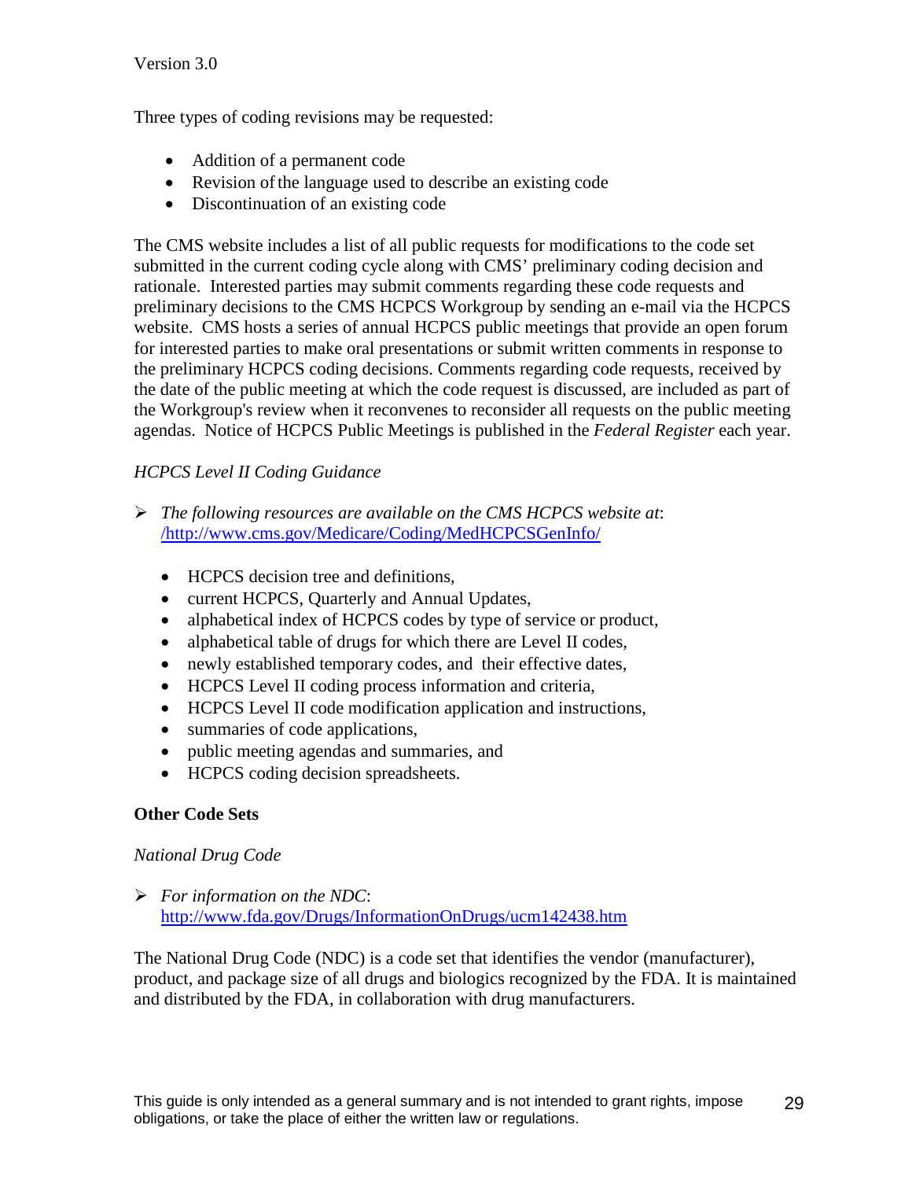Three types of coding revisions may be requested:

- Addition of a permanent code
- Revision of the language used to describe an existing code
- Discontinuation of an existing code

The CMS website includes a list of all public requests for modifications to the code set submitted in the current coding cycle along with CMS' preliminary coding decision and rationale. Interested parties may submit comments regarding these code requests and preliminary decisions to the CMS HCPCS Workgroup by sending an e-mail via the HCPCS website. CMS hosts a series of annual HCPCS public meetings that provide an open forum for interested parties to make oral presentations or submit written comments in response to the preliminary HCPCS coding decisions. Comments regarding code requests, received by the date of the public meeting at which the code request is discussed, are included as part of the Workgroup's review when it reconvenes to reconsider all requests on the public meeting agendas. Notice of HCPCS Public Meetings is published in the *Federal Register* each year.

*HCPCS Level II Coding Guidance*

➢ *The following resources are available on the CMS HCPCS website at*: /http://www.cms.gov/Medicare/Coding/MedHCPCSGenInfo/

- HCPCS decision tree and definitions,
- current HCPCS, Quarterly and Annual Updates,
- alphabetical index of HCPCS codes by type of service or product,
- alphabetical table of drugs for which there are Level II codes,
- newly established temporary codes, and their effective dates,
- HCPCS Level II coding process information and criteria,
- HCPCS Level II code modification application and instructions,
- summaries of code applications,
- public meeting agendas and summaries, and
- HCPCS coding decision spreadsheets.

**Other Code Sets**

*National Drug Code*

➢ *For information on the NDC*: http://www.fda.gov/Drugs/InformationOnDrugs/ucm142438.htm

The National Drug Code (NDC) is a code set that identifies the vendor (manufacturer), product, and package size of all drugs and biologics recognized by the FDA. It is maintained and distributed by the FDA, in collaboration with drug manufacturers.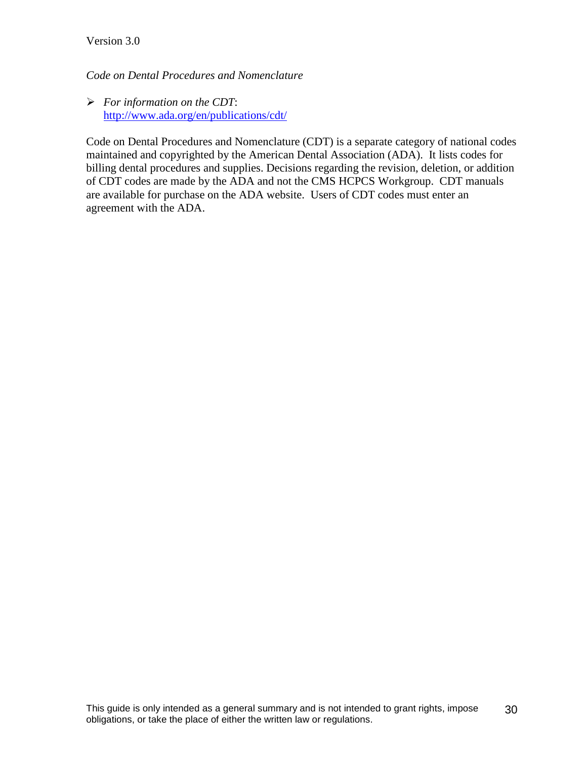*Code on Dental Procedures and Nomenclature*

- *For information on the CDT*: [http://www.ada.org/en/publications/cdt/](http://www.ada.org/en/publications/cdt/)

Code on Dental Procedures and Nomenclature (CDT) is a separate category of national codes maintained and copyrighted by the American Dental Association (ADA). It lists codes for billing dental procedures and supplies. Decisions regarding the revision, deletion, or addition of CDT codes are made by the ADA and not the CMS HCPCS Workgroup. CDT manuals are available for purchase on the ADA website. Users of CDT codes must enter an agreement with the ADA.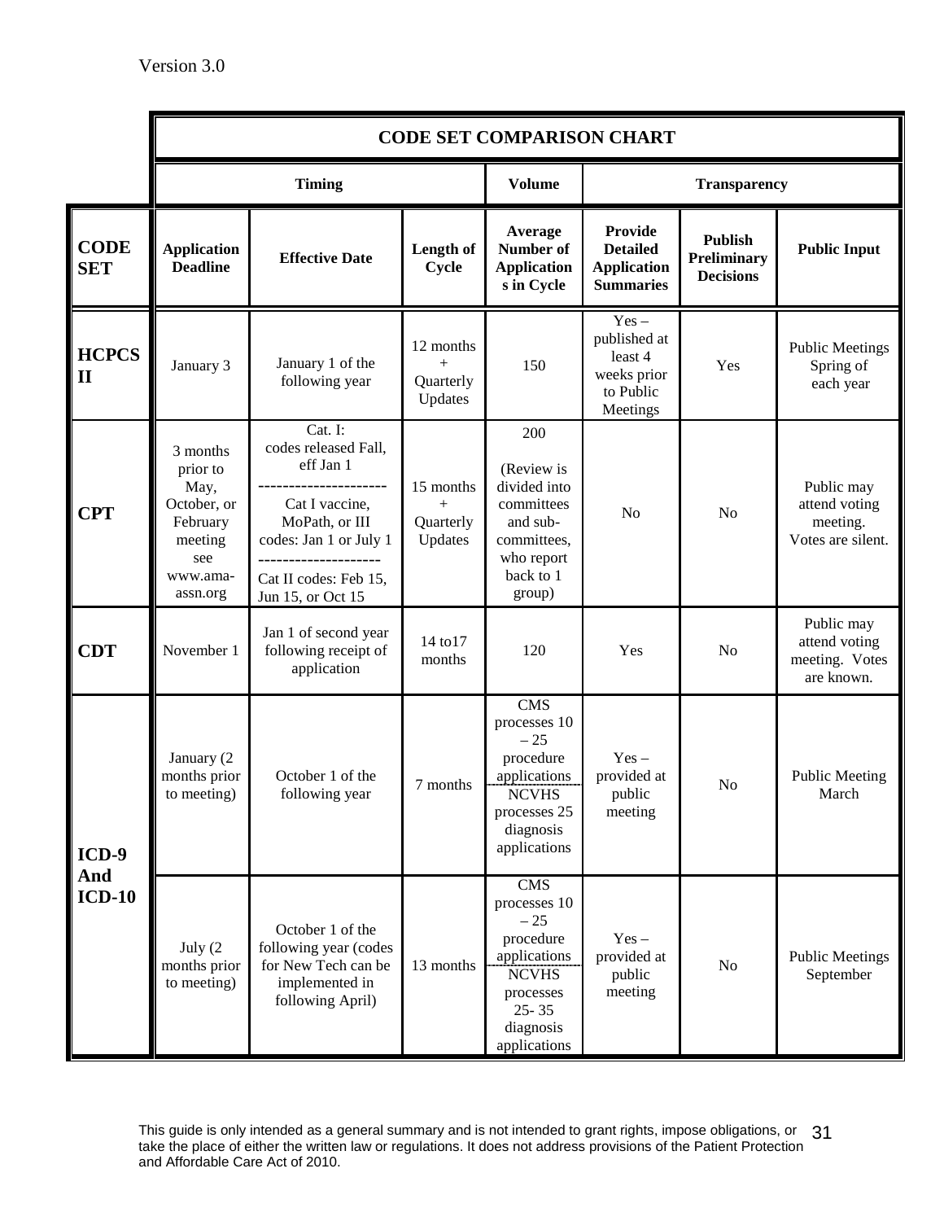| | CODE SET COMPARISON CHART | | | | | | |
|---|---|---|---|---|---|---|---|
| | **Timing** | | | **Volume** | **Transparency** | | |
| **CODE SET** | **Application Deadline** | **Effective Date** | **Length of Cycle** | **Average Number of Applications in Cycle** | **Provide Detailed Application Summaries** | **Publish Preliminary Decisions** | **Public Input** |
| **HCPCS II** | January 3 | January 1 of the following year | 12 months + Quarterly Updates | 150 | Yes – published at least 4 weeks prior to Public Meetings | Yes | Public Meetings Spring of each year |
| **CPT** | 3 months prior to May, October, or February meeting see www.ama-assn.org | Cat. I: codes released Fall, eff Jan 1 --------------------- Cat I vaccine, MoPath, or III codes: Jan 1 or July 1 -------------------- Cat II codes: Feb 15, Jun 15, or Oct 15 | 15 months + Quarterly Updates | 200 (Review is divided into committees and sub-committees, who report back to 1 group) | No | No | Public may attend voting meeting. Votes are silent. |
| **CDT** | November 1 | Jan 1 of second year following receipt of application | 14 to17 months | 120 | Yes | No | Public may attend voting meeting. Votes are known. |
| **ICD-9 And ICD-10** | January (2 months prior to meeting) | October 1 of the following year | 7 months | CMS processes 10 – 25 procedure applications; NCVHS processes 25 diagnosis applications | Yes – provided at public meeting | No | Public Meeting March |
| | July (2 months prior to meeting) | October 1 of the following year (codes for New Tech can be implemented in following April) | 13 months | CMS processes 10 – 25 procedure applications; NCVHS processes 25- 35 diagnosis applications | Yes – provided at public meeting | No | Public Meetings September |

This guide is only intended as a general summary and is not intended to grant rights, impose obligations, or take the place of either the written law or regulations. It does not address provisions of the Patient Protection and Affordable Care Act of 2010.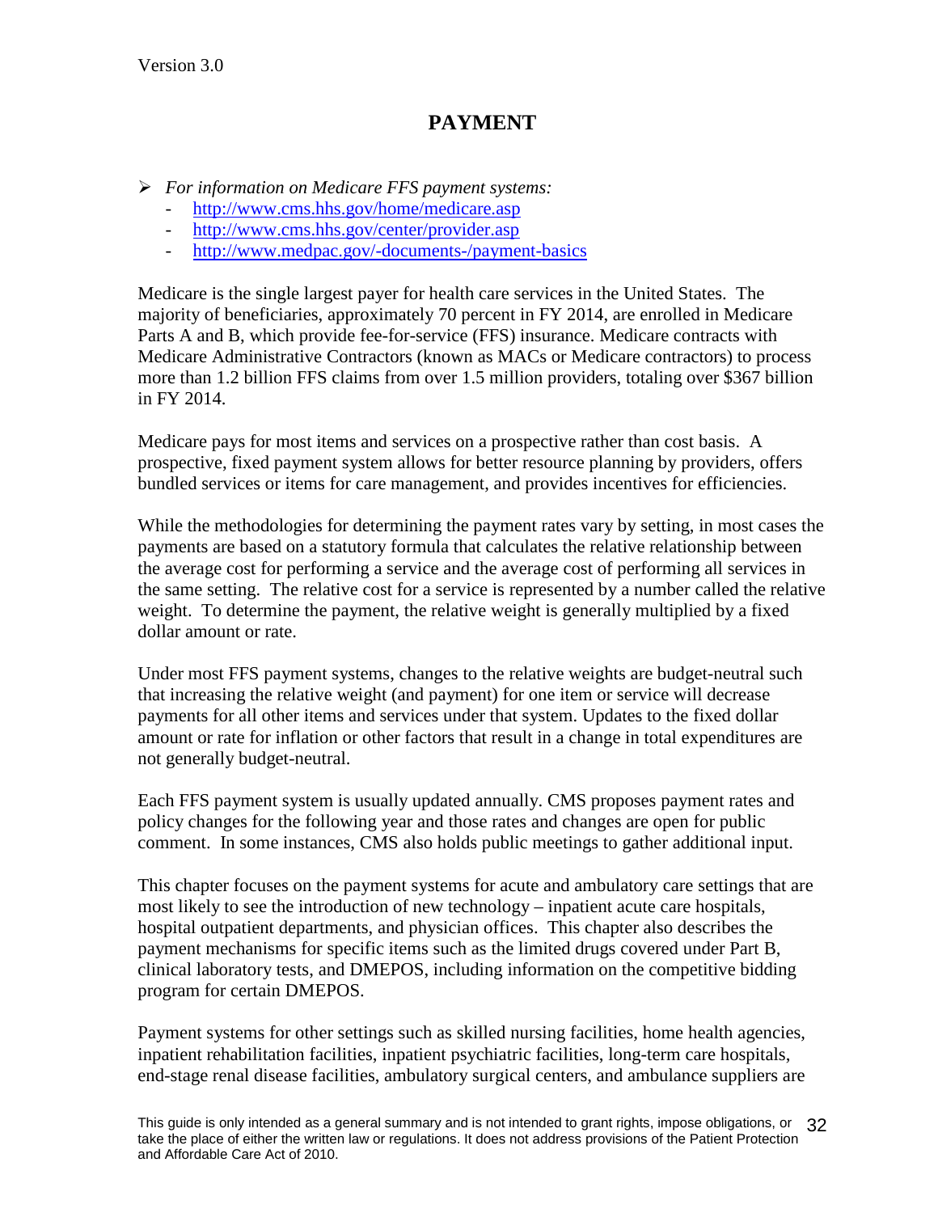# PAYMENT

- *For information on Medicare FFS payment systems:*
  - http://www.cms.hhs.gov/home/medicare.asp
  - http://www.cms.hhs.gov/center/provider.asp
  - http://www.medpac.gov/-documents-/payment-basics

Medicare is the single largest payer for health care services in the United States. The majority of beneficiaries, approximately 70 percent in FY 2014, are enrolled in Medicare Parts A and B, which provide fee-for-service (FFS) insurance. Medicare contracts with Medicare Administrative Contractors (known as MACs or Medicare contractors) to process more than 1.2 billion FFS claims from over 1.5 million providers, totaling over $367 billion in FY 2014.

Medicare pays for most items and services on a prospective rather than cost basis. A prospective, fixed payment system allows for better resource planning by providers, offers bundled services or items for care management, and provides incentives for efficiencies.

While the methodologies for determining the payment rates vary by setting, in most cases the payments are based on a statutory formula that calculates the relative relationship between the average cost for performing a service and the average cost of performing all services in the same setting. The relative cost for a service is represented by a number called the relative weight. To determine the payment, the relative weight is generally multiplied by a fixed dollar amount or rate.

Under most FFS payment systems, changes to the relative weights are budget-neutral such that increasing the relative weight (and payment) for one item or service will decrease payments for all other items and services under that system. Updates to the fixed dollar amount or rate for inflation or other factors that result in a change in total expenditures are not generally budget-neutral.

Each FFS payment system is usually updated annually. CMS proposes payment rates and policy changes for the following year and those rates and changes are open for public comment. In some instances, CMS also holds public meetings to gather additional input.

This chapter focuses on the payment systems for acute and ambulatory care settings that are most likely to see the introduction of new technology – inpatient acute care hospitals, hospital outpatient departments, and physician offices. This chapter also describes the payment mechanisms for specific items such as the limited drugs covered under Part B, clinical laboratory tests, and DMEPOS, including information on the competitive bidding program for certain DMEPOS.

Payment systems for other settings such as skilled nursing facilities, home health agencies, inpatient rehabilitation facilities, inpatient psychiatric facilities, long-term care hospitals, end-stage renal disease facilities, ambulatory surgical centers, and ambulance suppliers are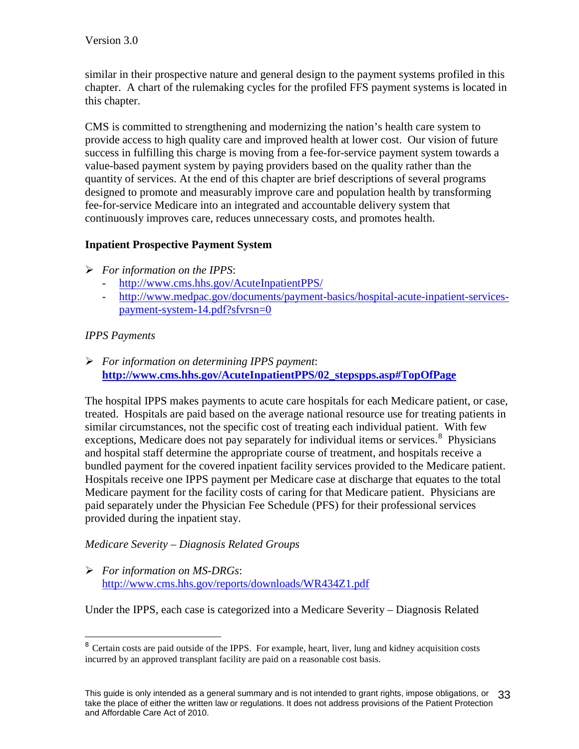similar in their prospective nature and general design to the payment systems profiled in this chapter. A chart of the rulemaking cycles for the profiled FFS payment systems is located in this chapter.

CMS is committed to strengthening and modernizing the nation's health care system to provide access to high quality care and improved health at lower cost. Our vision of future success in fulfilling this charge is moving from a fee-for-service payment system towards a value-based payment system by paying providers based on the quality rather than the quantity of services. At the end of this chapter are brief descriptions of several programs designed to promote and measurably improve care and population health by transforming fee-for-service Medicare into an integrated and accountable delivery system that continuously improves care, reduces unnecessary costs, and promotes health.

**Inpatient Prospective Payment System**

- *For information on the IPPS*:
  - http://www.cms.hhs.gov/AcuteInpatientPPS/
  - http://www.medpac.gov/documents/payment-basics/hospital-acute-inpatient-services-payment-system-14.pdf?sfvrsn=0

*IPPS Payments*

- *For information on determining IPPS payment*: **http://www.cms.hhs.gov/AcuteInpatientPPS/02_stepspps.asp#TopOfPage**

The hospital IPPS makes payments to acute care hospitals for each Medicare patient, or case, treated. Hospitals are paid based on the average national resource use for treating patients in similar circumstances, not the specific cost of treating each individual patient. With few exceptions, Medicare does not pay separately for individual items or services.[8] Physicians and hospital staff determine the appropriate course of treatment, and hospitals receive a bundled payment for the covered inpatient facility services provided to the Medicare patient. Hospitals receive one IPPS payment per Medicare case at discharge that equates to the total Medicare payment for the facility costs of caring for that Medicare patient. Physicians are paid separately under the Physician Fee Schedule (PFS) for their professional services provided during the inpatient stay.

*Medicare Severity – Diagnosis Related Groups*

- *For information on MS-DRGs*: http://www.cms.hhs.gov/reports/downloads/WR434Z1.pdf

Under the IPPS, each case is categorized into a Medicare Severity – Diagnosis Related

---

[8] Certain costs are paid outside of the IPPS. For example, heart, liver, lung and kidney acquisition costs incurred by an approved transplant facility are paid on a reasonable cost basis.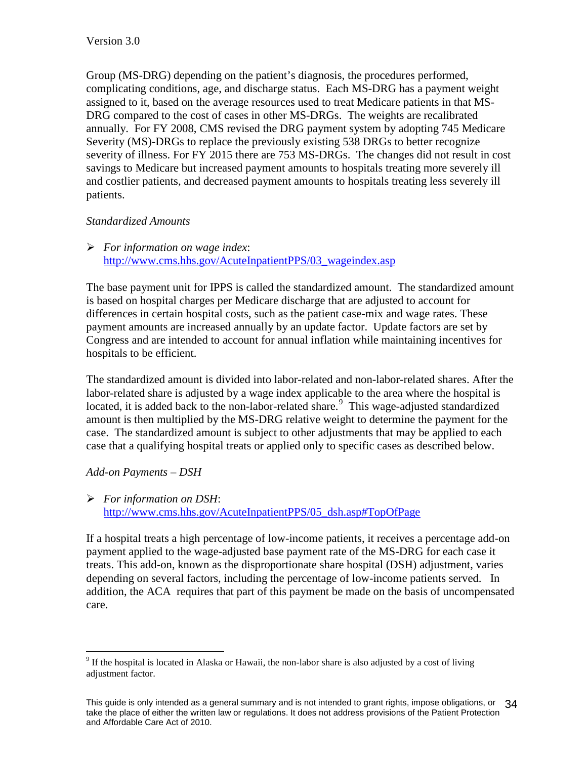Group (MS-DRG) depending on the patient's diagnosis, the procedures performed, complicating conditions, age, and discharge status. Each MS-DRG has a payment weight assigned to it, based on the average resources used to treat Medicare patients in that MS-DRG compared to the cost of cases in other MS-DRGs. The weights are recalibrated annually. For FY 2008, CMS revised the DRG payment system by adopting 745 Medicare Severity (MS)-DRGs to replace the previously existing 538 DRGs to better recognize severity of illness. For FY 2015 there are 753 MS-DRGs. The changes did not result in cost savings to Medicare but increased payment amounts to hospitals treating more severely ill and costlier patients, and decreased payment amounts to hospitals treating less severely ill patients.

*Standardized Amounts*

- *For information on wage index*: [http://www.cms.hhs.gov/AcuteInpatientPPS/03_wageindex.asp](http://www.cms.hhs.gov/AcuteInpatientPPS/03_wageindex.asp)

The base payment unit for IPPS is called the standardized amount. The standardized amount is based on hospital charges per Medicare discharge that are adjusted to account for differences in certain hospital costs, such as the patient case-mix and wage rates. These payment amounts are increased annually by an update factor. Update factors are set by Congress and are intended to account for annual inflation while maintaining incentives for hospitals to be efficient.

The standardized amount is divided into labor-related and non-labor-related shares. After the labor-related share is adjusted by a wage index applicable to the area where the hospital is located, it is added back to the non-labor-related share.[9] This wage-adjusted standardized amount is then multiplied by the MS-DRG relative weight to determine the payment for the case. The standardized amount is subject to other adjustments that may be applied to each case that a qualifying hospital treats or applied only to specific cases as described below.

*Add-on Payments – DSH*

- *For information on DSH*: [http://www.cms.hhs.gov/AcuteInpatientPPS/05_dsh.asp#TopOfPage](http://www.cms.hhs.gov/AcuteInpatientPPS/05_dsh.asp#TopOfPage)

If a hospital treats a high percentage of low-income patients, it receives a percentage add-on payment applied to the wage-adjusted base payment rate of the MS-DRG for each case it treats. This add-on, known as the disproportionate share hospital (DSH) adjustment, varies depending on several factors, including the percentage of low-income patients served. In addition, the ACA requires that part of this payment be made on the basis of uncompensated care.

---

[9] If the hospital is located in Alaska or Hawaii, the non-labor share is also adjusted by a cost of living adjustment factor.

This guide is only intended as a general summary and is not intended to grant rights, impose obligations, or take the place of either the written law or regulations. It does not address provisions of the Patient Protection and Affordable Care Act of 2010.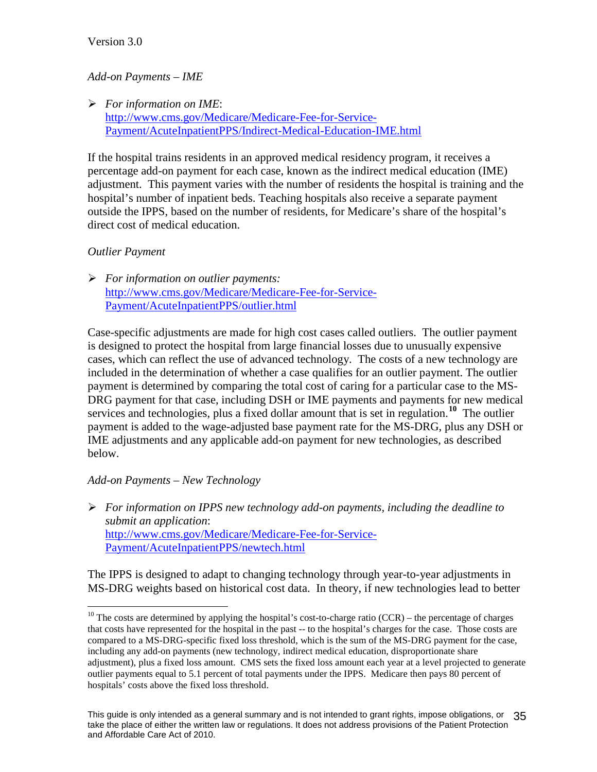*Add-on Payments – IME*

- *For information on IME*: [http://www.cms.gov/Medicare/Medicare-Fee-for-Service-Payment/AcuteInpatientPPS/Indirect-Medical-Education-IME.html](http://www.cms.gov/Medicare/Medicare-Fee-for-Service-Payment/AcuteInpatientPPS/Indirect-Medical-Education-IME.html)

If the hospital trains residents in an approved medical residency program, it receives a percentage add-on payment for each case, known as the indirect medical education (IME) adjustment. This payment varies with the number of residents the hospital is training and the hospital's number of inpatient beds. Teaching hospitals also receive a separate payment outside the IPPS, based on the number of residents, for Medicare's share of the hospital's direct cost of medical education.

*Outlier Payment*

- *For information on outlier payments:* [http://www.cms.gov/Medicare/Medicare-Fee-for-Service-Payment/AcuteInpatientPPS/outlier.html](http://www.cms.gov/Medicare/Medicare-Fee-for-Service-Payment/AcuteInpatientPPS/outlier.html)

Case-specific adjustments are made for high cost cases called outliers. The outlier payment is designed to protect the hospital from large financial losses due to unusually expensive cases, which can reflect the use of advanced technology. The costs of a new technology are included in the determination of whether a case qualifies for an outlier payment. The outlier payment is determined by comparing the total cost of caring for a particular case to the MS-DRG payment for that case, including DSH or IME payments and payments for new medical services and technologies, plus a fixed dollar amount that is set in regulation.[10] The outlier payment is added to the wage-adjusted base payment rate for the MS-DRG, plus any DSH or IME adjustments and any applicable add-on payment for new technologies, as described below.

*Add-on Payments – New Technology*

- *For information on IPPS new technology add-on payments, including the deadline to submit an application*: [http://www.cms.gov/Medicare/Medicare-Fee-for-Service-Payment/AcuteInpatientPPS/newtech.html](http://www.cms.gov/Medicare/Medicare-Fee-for-Service-Payment/AcuteInpatientPPS/newtech.html)

The IPPS is designed to adapt to changing technology through year-to-year adjustments in MS-DRG weights based on historical cost data. In theory, if new technologies lead to better

---

[10] The costs are determined by applying the hospital's cost-to-charge ratio (CCR) – the percentage of charges that costs have represented for the hospital in the past -- to the hospital's charges for the case. Those costs are compared to a MS-DRG-specific fixed loss threshold, which is the sum of the MS-DRG payment for the case, including any add-on payments (new technology, indirect medical education, disproportionate share adjustment), plus a fixed loss amount. CMS sets the fixed loss amount each year at a level projected to generate outlier payments equal to 5.1 percent of total payments under the IPPS. Medicare then pays 80 percent of hospitals' costs above the fixed loss threshold.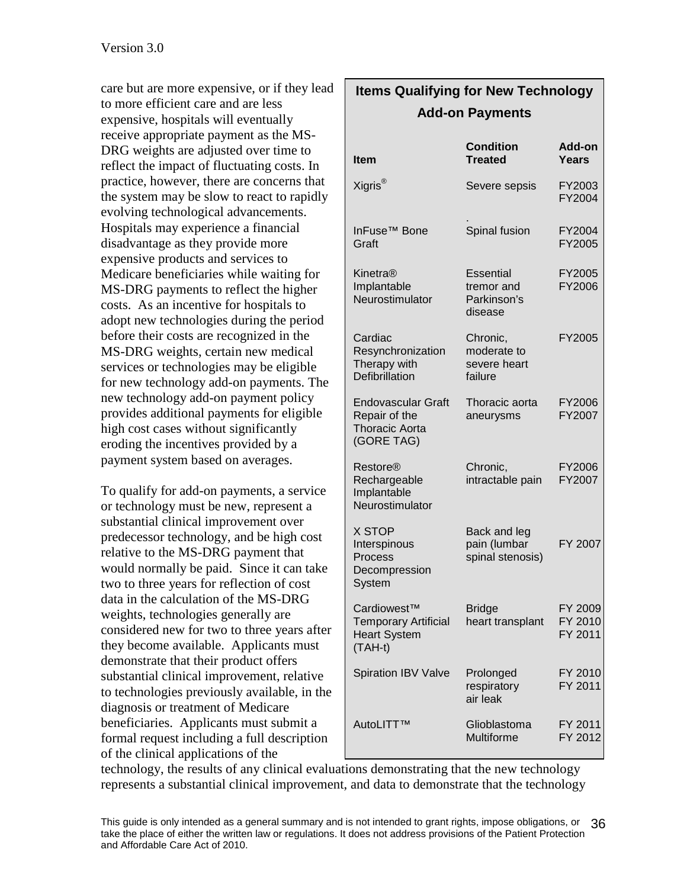care but are more expensive, or if they lead to more efficient care and are less expensive, hospitals will eventually receive appropriate payment as the MS-DRG weights are adjusted over time to reflect the impact of fluctuating costs. In practice, however, there are concerns that the system may be slow to react to rapidly evolving technological advancements. Hospitals may experience a financial disadvantage as they provide more expensive products and services to Medicare beneficiaries while waiting for MS-DRG payments to reflect the higher costs. As an incentive for hospitals to adopt new technologies during the period before their costs are recognized in the MS-DRG weights, certain new medical services or technologies may be eligible for new technology add-on payments. The new technology add-on payment policy provides additional payments for eligible high cost cases without significantly eroding the incentives provided by a payment system based on averages.

To qualify for add-on payments, a service or technology must be new, represent a substantial clinical improvement over predecessor technology, and be high cost relative to the MS-DRG payment that would normally be paid. Since it can take two to three years for reflection of cost data in the calculation of the MS-DRG weights, technologies generally are considered new for two to three years after they become available. Applicants must demonstrate that their product offers substantial clinical improvement, relative to technologies previously available, in the diagnosis or treatment of Medicare beneficiaries. Applicants must submit a formal request including a full description of the clinical applications of the technology, the results of any clinical evaluations demonstrating that the new technology represents a substantial clinical improvement, and data to demonstrate that the technology

**Items Qualifying for New Technology Add-on Payments**

| Item | Condition Treated | Add-on Years |
|---|---|---|
| Xigris® | Severe sepsis | FY2003 FY2004 |
| InFuse™ Bone Graft | Spinal fusion | FY2004 FY2005 |
| Kinetra® Implantable Neurostimulator | Essential tremor and Parkinson's disease | FY2005 FY2006 |
| Cardiac Resynchronization Therapy with Defibrillation | Chronic, moderate to severe heart failure | FY2005 |
| Endovascular Graft Repair of the Thoracic Aorta (GORE TAG) | Thoracic aorta aneurysms | FY2006 FY2007 |
| Restore® Rechargeable Implantable Neurostimulator | Chronic, intractable pain | FY2006 FY2007 |
| X STOP Interspinous Process Decompression System | Back and leg pain (lumbar spinal stenosis) | FY 2007 |
| Cardiowest™ Temporary Artificial Heart System (TAH-t) | Bridge heart transplant | FY 2009 FY 2010 FY 2011 |
| Spiration IBV Valve | Prolonged respiratory air leak | FY 2010 FY 2011 |
| AutoLITT™ | Glioblastoma Multiforme | FY 2011 FY 2012 |

This guide is only intended as a general summary and is not intended to grant rights, impose obligations, or take the place of either the written law or regulations. It does not address provisions of the Patient Protection and Affordable Care Act of 2010.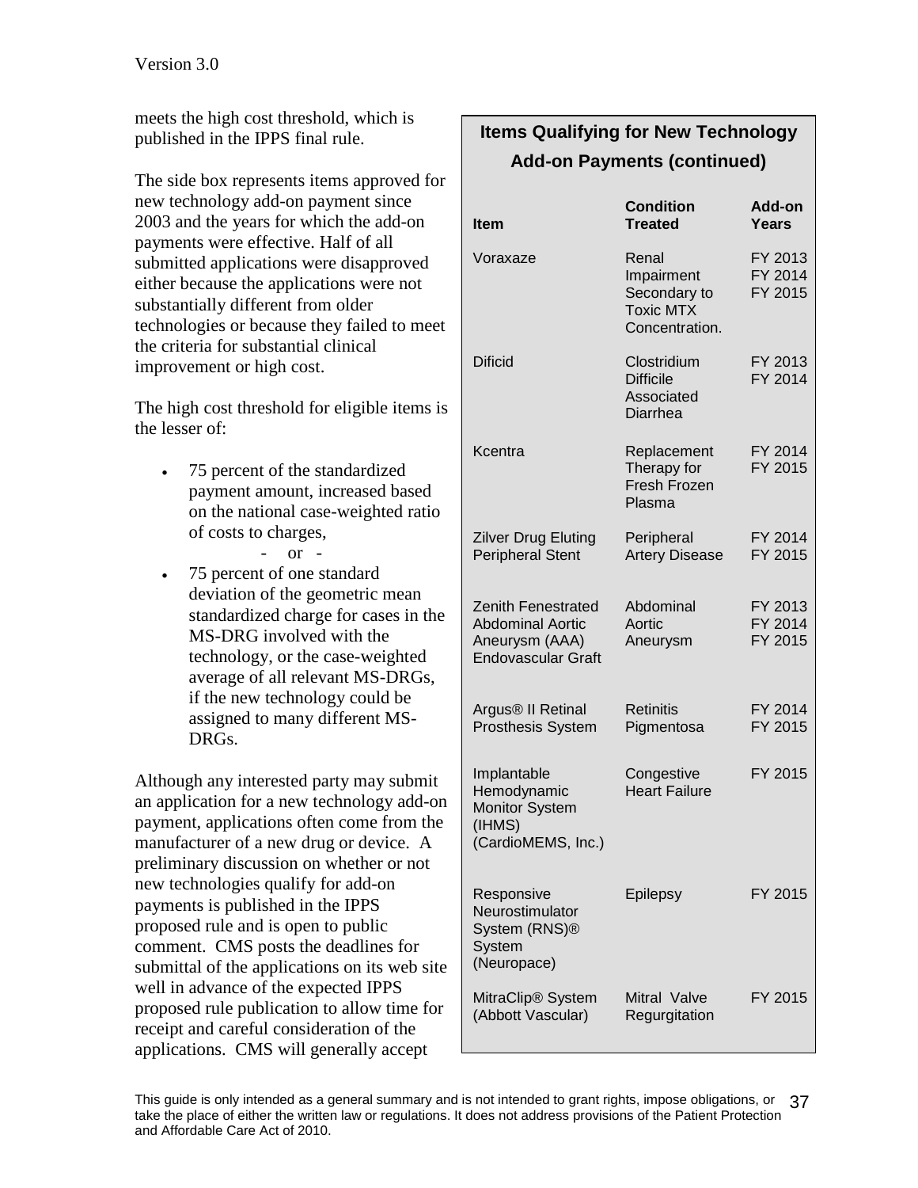meets the high cost threshold, which is published in the IPPS final rule.

The side box represents items approved for new technology add-on payment since 2003 and the years for which the add-on payments were effective. Half of all submitted applications were disapproved either because the applications were not substantially different from older technologies or because they failed to meet the criteria for substantial clinical improvement or high cost.

The high cost threshold for eligible items is the lesser of:

- 75 percent of the standardized payment amount, increased based on the national case-weighted ratio of costs to charges,

  \- or -

- 75 percent of one standard deviation of the geometric mean standardized charge for cases in the MS-DRG involved with the technology, or the case-weighted average of all relevant MS-DRGs, if the new technology could be assigned to many different MS-DRGs.

Although any interested party may submit an application for a new technology add-on payment, applications often come from the manufacturer of a new drug or device. A preliminary discussion on whether or not new technologies qualify for add-on payments is published in the IPPS proposed rule and is open to public comment. CMS posts the deadlines for submittal of the applications on its web site well in advance of the expected IPPS proposed rule publication to allow time for receipt and careful consideration of the applications. CMS will generally accept

### Items Qualifying for New Technology Add-on Payments (continued)

| Item | Condition Treated | Add-on Years |
|---|---|---|
| Voraxaze | Renal Impairment Secondary to Toxic MTX Concentration. | FY 2013 FY 2014 FY 2015 |
| Dificid | Clostridium Difficile Associated Diarrhea | FY 2013 FY 2014 |
| Kcentra | Replacement Therapy for Fresh Frozen Plasma | FY 2014 FY 2015 |
| Zilver Drug Eluting Peripheral Stent | Peripheral Artery Disease | FY 2014 FY 2015 |
| Zenith Fenestrated Abdominal Aortic Aneurysm (AAA) Endovascular Graft | Abdominal Aortic Aneurysm | FY 2013 FY 2014 FY 2015 |
| Argus® II Retinal Prosthesis System | Retinitis Pigmentosa | FY 2014 FY 2015 |
| Implantable Hemodynamic Monitor System (IHMS) (CardioMEMS, Inc.) | Congestive Heart Failure | FY 2015 |
| Responsive Neurostimulator System (RNS)® System (Neuropace) | Epilepsy | FY 2015 |
| MitraClip® System (Abbott Vascular) | Mitral Valve Regurgitation | FY 2015 |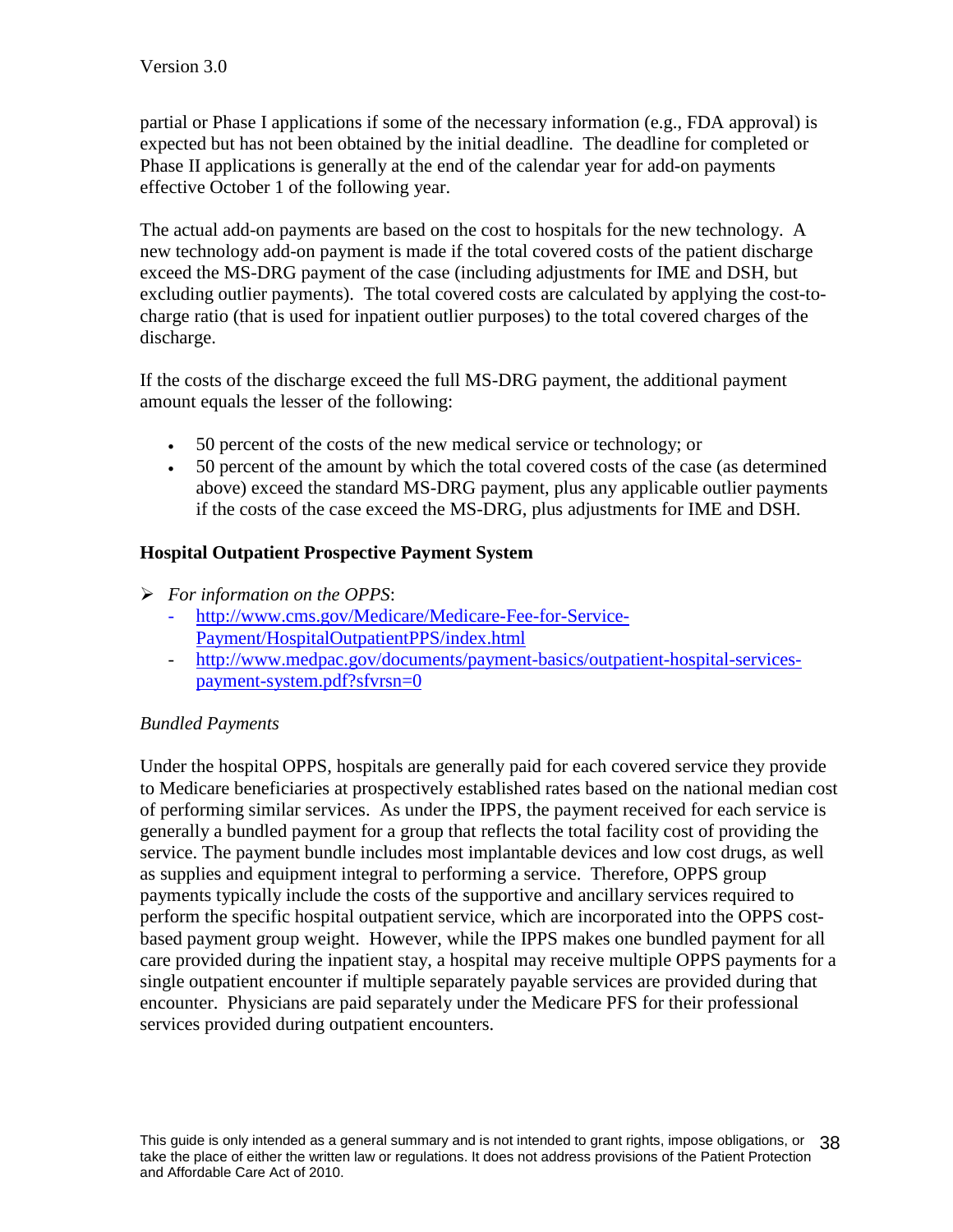partial or Phase I applications if some of the necessary information (e.g., FDA approval) is expected but has not been obtained by the initial deadline. The deadline for completed or Phase II applications is generally at the end of the calendar year for add-on payments effective October 1 of the following year.

The actual add-on payments are based on the cost to hospitals for the new technology. A new technology add-on payment is made if the total covered costs of the patient discharge exceed the MS-DRG payment of the case (including adjustments for IME and DSH, but excluding outlier payments). The total covered costs are calculated by applying the cost-to-charge ratio (that is used for inpatient outlier purposes) to the total covered charges of the discharge.

If the costs of the discharge exceed the full MS-DRG payment, the additional payment amount equals the lesser of the following:

- 50 percent of the costs of the new medical service or technology; or
- 50 percent of the amount by which the total covered costs of the case (as determined above) exceed the standard MS-DRG payment, plus any applicable outlier payments if the costs of the case exceed the MS-DRG, plus adjustments for IME and DSH.

### Hospital Outpatient Prospective Payment System

- *For information on the OPPS*:
  - [http://www.cms.gov/Medicare/Medicare-Fee-for-Service-Payment/HospitalOutpatientPPS/index.html](http://www.cms.gov/Medicare/Medicare-Fee-for-Service-Payment/HospitalOutpatientPPS/index.html)
  - [http://www.medpac.gov/documents/payment-basics/outpatient-hospital-services-payment-system.pdf?sfvrsn=0](http://www.medpac.gov/documents/payment-basics/outpatient-hospital-services-payment-system.pdf?sfvrsn=0)

*Bundled Payments*

Under the hospital OPPS, hospitals are generally paid for each covered service they provide to Medicare beneficiaries at prospectively established rates based on the national median cost of performing similar services. As under the IPPS, the payment received for each service is generally a bundled payment for a group that reflects the total facility cost of providing the service. The payment bundle includes most implantable devices and low cost drugs, as well as supplies and equipment integral to performing a service. Therefore, OPPS group payments typically include the costs of the supportive and ancillary services required to perform the specific hospital outpatient service, which are incorporated into the OPPS cost-based payment group weight. However, while the IPPS makes one bundled payment for all care provided during the inpatient stay, a hospital may receive multiple OPPS payments for a single outpatient encounter if multiple separately payable services are provided during that encounter. Physicians are paid separately under the Medicare PFS for their professional services provided during outpatient encounters.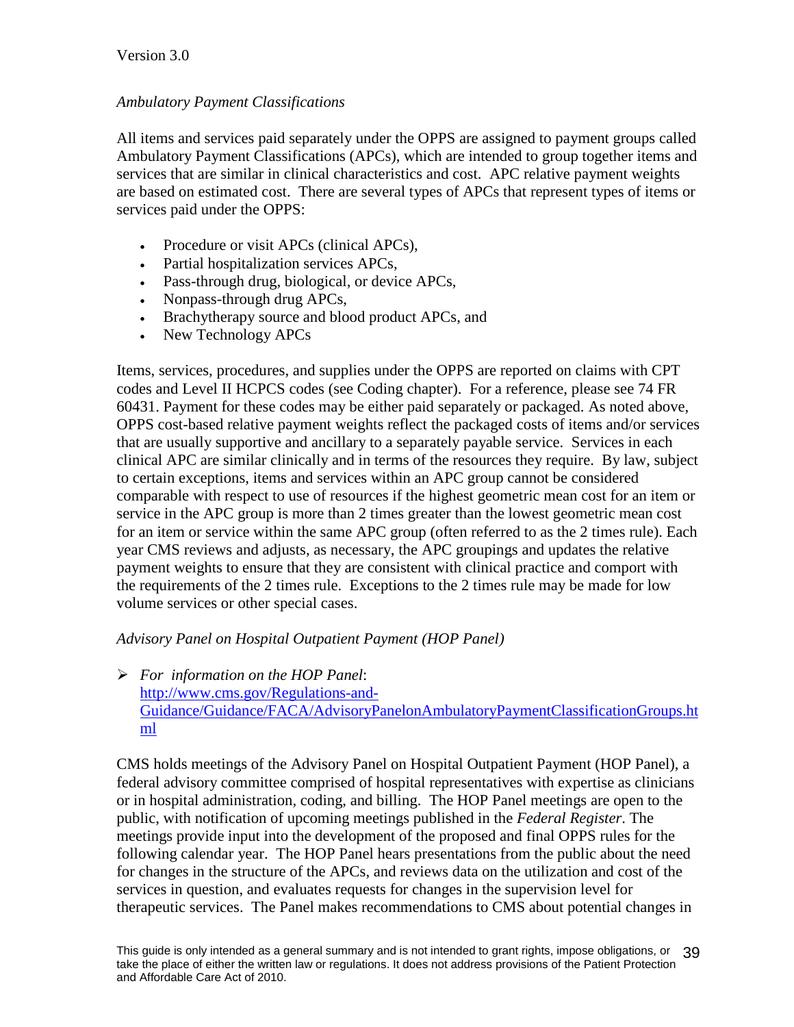*Ambulatory Payment Classifications*

All items and services paid separately under the OPPS are assigned to payment groups called Ambulatory Payment Classifications (APCs), which are intended to group together items and services that are similar in clinical characteristics and cost. APC relative payment weights are based on estimated cost. There are several types of APCs that represent types of items or services paid under the OPPS:

- Procedure or visit APCs (clinical APCs),
- Partial hospitalization services APCs,
- Pass-through drug, biological, or device APCs,
- Nonpass-through drug APCs,
- Brachytherapy source and blood product APCs, and
- New Technology APCs

Items, services, procedures, and supplies under the OPPS are reported on claims with CPT codes and Level II HCPCS codes (see Coding chapter). For a reference, please see 74 FR 60431. Payment for these codes may be either paid separately or packaged. As noted above, OPPS cost-based relative payment weights reflect the packaged costs of items and/or services that are usually supportive and ancillary to a separately payable service. Services in each clinical APC are similar clinically and in terms of the resources they require. By law, subject to certain exceptions, items and services within an APC group cannot be considered comparable with respect to use of resources if the highest geometric mean cost for an item or service in the APC group is more than 2 times greater than the lowest geometric mean cost for an item or service within the same APC group (often referred to as the 2 times rule). Each year CMS reviews and adjusts, as necessary, the APC groupings and updates the relative payment weights to ensure that they are consistent with clinical practice and comport with the requirements of the 2 times rule. Exceptions to the 2 times rule may be made for low volume services or other special cases.

*Advisory Panel on Hospital Outpatient Payment (HOP Panel)*

- *For information on the HOP Panel*: http://www.cms.gov/Regulations-and-Guidance/Guidance/FACA/AdvisoryPanelonAmbulatoryPaymentClassificationGroups.html

CMS holds meetings of the Advisory Panel on Hospital Outpatient Payment (HOP Panel), a federal advisory committee comprised of hospital representatives with expertise as clinicians or in hospital administration, coding, and billing. The HOP Panel meetings are open to the public, with notification of upcoming meetings published in the *Federal Register*. The meetings provide input into the development of the proposed and final OPPS rules for the following calendar year. The HOP Panel hears presentations from the public about the need for changes in the structure of the APCs, and reviews data on the utilization and cost of the services in question, and evaluates requests for changes in the supervision level for therapeutic services. The Panel makes recommendations to CMS about potential changes in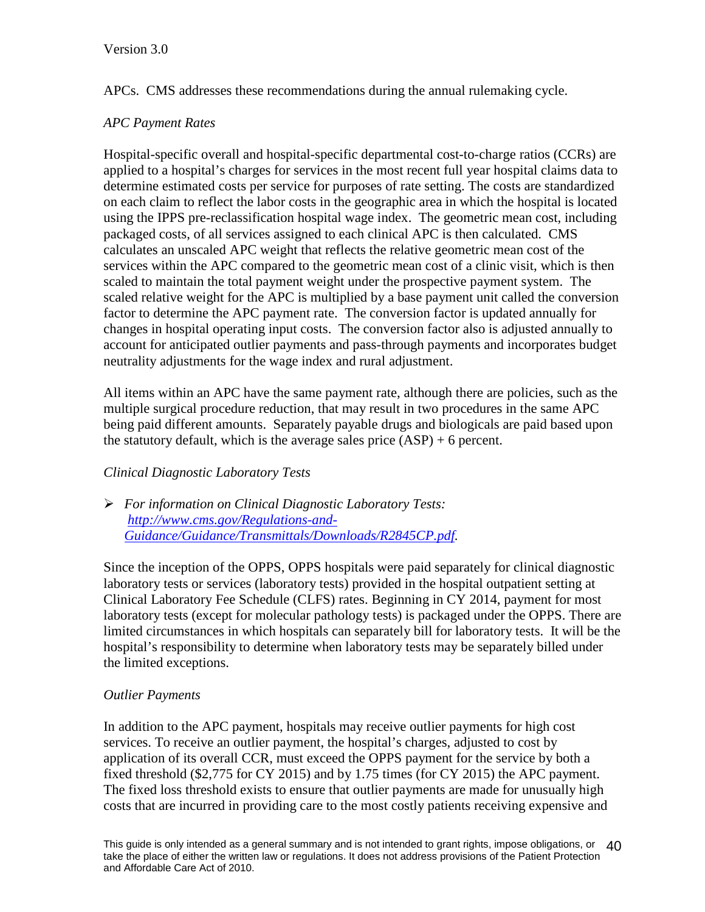APCs. CMS addresses these recommendations during the annual rulemaking cycle.

*APC Payment Rates*

Hospital-specific overall and hospital-specific departmental cost-to-charge ratios (CCRs) are applied to a hospital's charges for services in the most recent full year hospital claims data to determine estimated costs per service for purposes of rate setting. The costs are standardized on each claim to reflect the labor costs in the geographic area in which the hospital is located using the IPPS pre-reclassification hospital wage index. The geometric mean cost, including packaged costs, of all services assigned to each clinical APC is then calculated. CMS calculates an unscaled APC weight that reflects the relative geometric mean cost of the services within the APC compared to the geometric mean cost of a clinic visit, which is then scaled to maintain the total payment weight under the prospective payment system. The scaled relative weight for the APC is multiplied by a base payment unit called the conversion factor to determine the APC payment rate. The conversion factor is updated annually for changes in hospital operating input costs. The conversion factor also is adjusted annually to account for anticipated outlier payments and pass-through payments and incorporates budget neutrality adjustments for the wage index and rural adjustment.

All items within an APC have the same payment rate, although there are policies, such as the multiple surgical procedure reduction, that may result in two procedures in the same APC being paid different amounts. Separately payable drugs and biologicals are paid based upon the statutory default, which is the average sales price (ASP) + 6 percent.

*Clinical Diagnostic Laboratory Tests*

- *For information on Clinical Diagnostic Laboratory Tests: [http://www.cms.gov/Regulations-and-Guidance/Guidance/Transmittals/Downloads/R2845CP.pdf](http://www.cms.gov/Regulations-and-Guidance/Guidance/Transmittals/Downloads/R2845CP.pdf).*

Since the inception of the OPPS, OPPS hospitals were paid separately for clinical diagnostic laboratory tests or services (laboratory tests) provided in the hospital outpatient setting at Clinical Laboratory Fee Schedule (CLFS) rates. Beginning in CY 2014, payment for most laboratory tests (except for molecular pathology tests) is packaged under the OPPS. There are limited circumstances in which hospitals can separately bill for laboratory tests. It will be the hospital's responsibility to determine when laboratory tests may be separately billed under the limited exceptions.

*Outlier Payments*

In addition to the APC payment, hospitals may receive outlier payments for high cost services. To receive an outlier payment, the hospital's charges, adjusted to cost by application of its overall CCR, must exceed the OPPS payment for the service by both a fixed threshold ($2,775 for CY 2015) and by 1.75 times (for CY 2015) the APC payment. The fixed loss threshold exists to ensure that outlier payments are made for unusually high costs that are incurred in providing care to the most costly patients receiving expensive and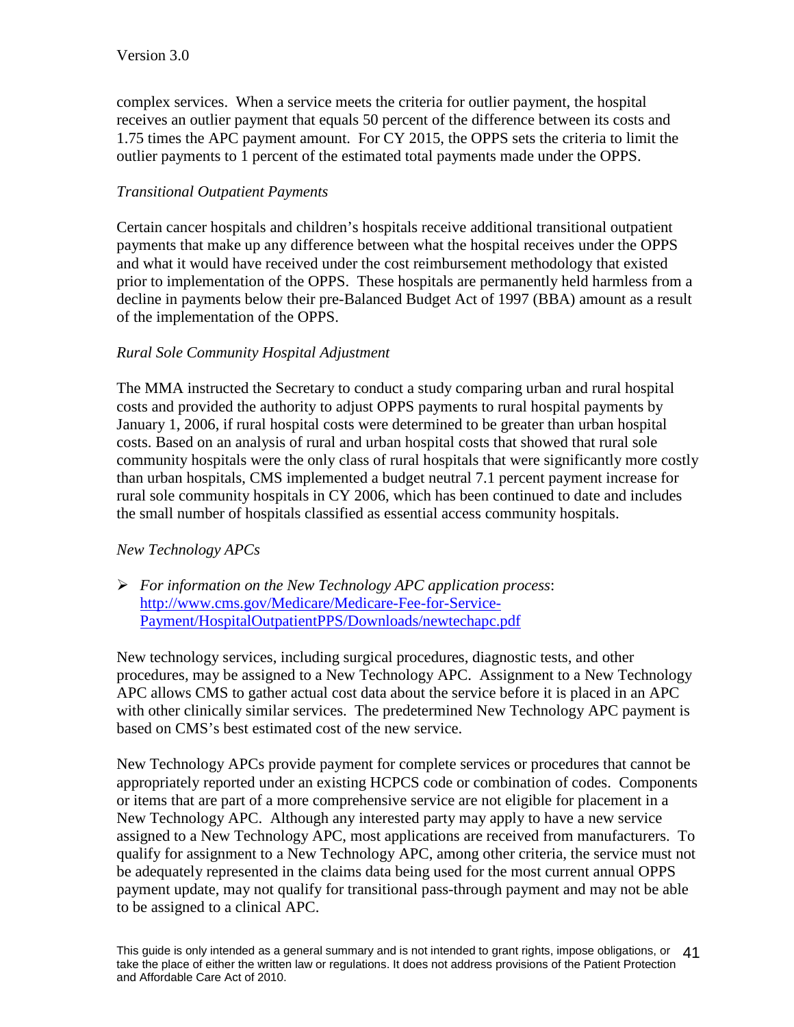complex services. When a service meets the criteria for outlier payment, the hospital receives an outlier payment that equals 50 percent of the difference between its costs and 1.75 times the APC payment amount. For CY 2015, the OPPS sets the criteria to limit the outlier payments to 1 percent of the estimated total payments made under the OPPS.

*Transitional Outpatient Payments*

Certain cancer hospitals and children's hospitals receive additional transitional outpatient payments that make up any difference between what the hospital receives under the OPPS and what it would have received under the cost reimbursement methodology that existed prior to implementation of the OPPS. These hospitals are permanently held harmless from a decline in payments below their pre-Balanced Budget Act of 1997 (BBA) amount as a result of the implementation of the OPPS.

*Rural Sole Community Hospital Adjustment*

The MMA instructed the Secretary to conduct a study comparing urban and rural hospital costs and provided the authority to adjust OPPS payments to rural hospital payments by January 1, 2006, if rural hospital costs were determined to be greater than urban hospital costs. Based on an analysis of rural and urban hospital costs that showed that rural sole community hospitals were the only class of rural hospitals that were significantly more costly than urban hospitals, CMS implemented a budget neutral 7.1 percent payment increase for rural sole community hospitals in CY 2006, which has been continued to date and includes the small number of hospitals classified as essential access community hospitals.

*New Technology APCs*

- *For information on the New Technology APC application process*: [http://www.cms.gov/Medicare/Medicare-Fee-for-Service-Payment/HospitalOutpatientPPS/Downloads/newtechapc.pdf](http://www.cms.gov/Medicare/Medicare-Fee-for-Service-Payment/HospitalOutpatientPPS/Downloads/newtechapc.pdf)

New technology services, including surgical procedures, diagnostic tests, and other procedures, may be assigned to a New Technology APC. Assignment to a New Technology APC allows CMS to gather actual cost data about the service before it is placed in an APC with other clinically similar services. The predetermined New Technology APC payment is based on CMS's best estimated cost of the new service.

New Technology APCs provide payment for complete services or procedures that cannot be appropriately reported under an existing HCPCS code or combination of codes. Components or items that are part of a more comprehensive service are not eligible for placement in a New Technology APC. Although any interested party may apply to have a new service assigned to a New Technology APC, most applications are received from manufacturers. To qualify for assignment to a New Technology APC, among other criteria, the service must not be adequately represented in the claims data being used for the most current annual OPPS payment update, may not qualify for transitional pass-through payment and may not be able to be assigned to a clinical APC.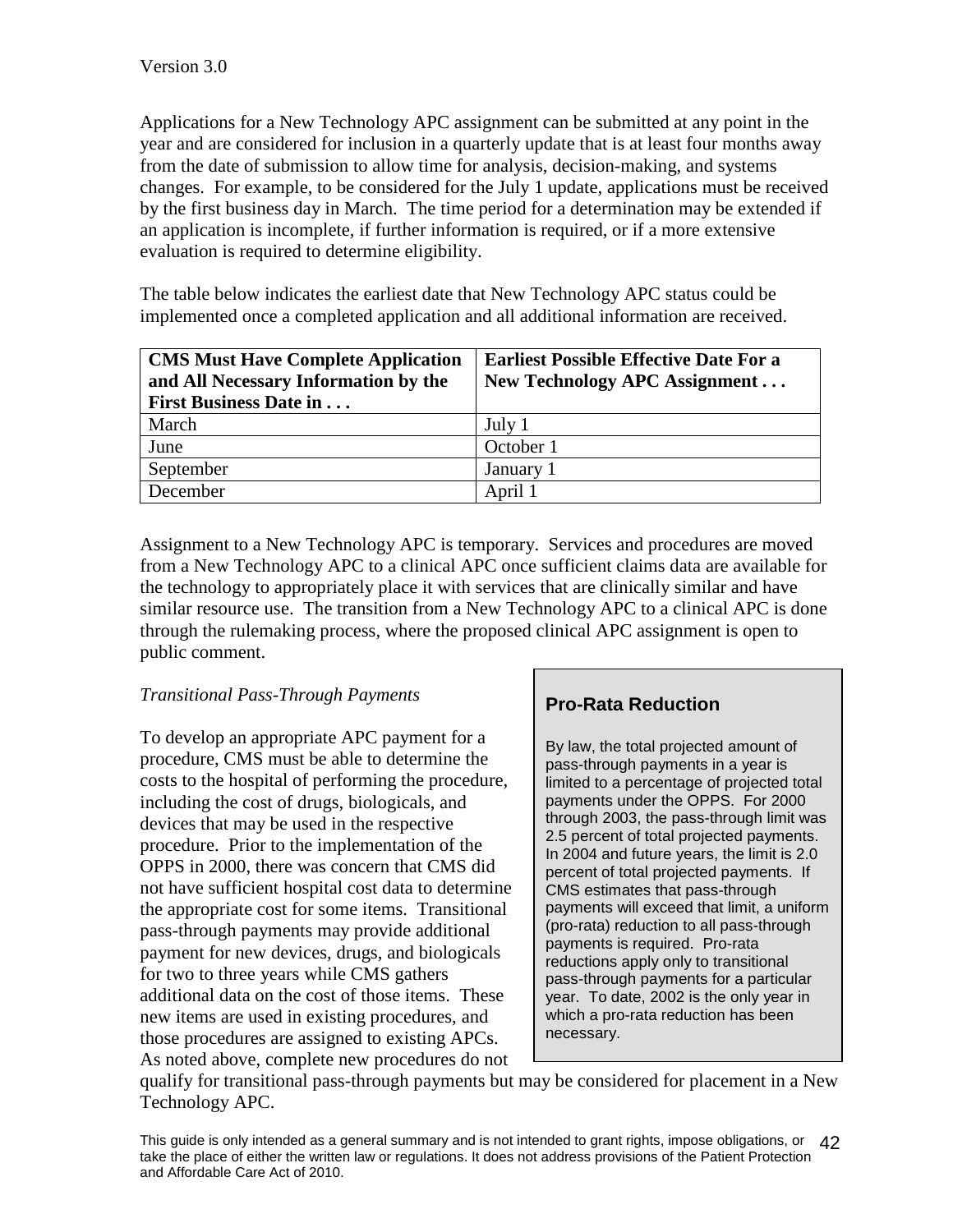Applications for a New Technology APC assignment can be submitted at any point in the year and are considered for inclusion in a quarterly update that is at least four months away from the date of submission to allow time for analysis, decision-making, and systems changes. For example, to be considered for the July 1 update, applications must be received by the first business day in March. The time period for a determination may be extended if an application is incomplete, if further information is required, or if a more extensive evaluation is required to determine eligibility.

The table below indicates the earliest date that New Technology APC status could be implemented once a completed application and all additional information are received.

| CMS Must Have Complete Application and All Necessary Information by the First Business Date in . . . | Earliest Possible Effective Date For a New Technology APC Assignment . . . |
|---|---|
| March | July 1 |
| June | October 1 |
| September | January 1 |
| December | April 1 |

Assignment to a New Technology APC is temporary. Services and procedures are moved from a New Technology APC to a clinical APC once sufficient claims data are available for the technology to appropriately place it with services that are clinically similar and have similar resource use. The transition from a New Technology APC to a clinical APC is done through the rulemaking process, where the proposed clinical APC assignment is open to public comment.

*Transitional Pass-Through Payments*

To develop an appropriate APC payment for a procedure, CMS must be able to determine the costs to the hospital of performing the procedure, including the cost of drugs, biologicals, and devices that may be used in the respective procedure. Prior to the implementation of the OPPS in 2000, there was concern that CMS did not have sufficient hospital cost data to determine the appropriate cost for some items. Transitional pass-through payments may provide additional payment for new devices, drugs, and biologicals for two to three years while CMS gathers additional data on the cost of those items. These new items are used in existing procedures, and those procedures are assigned to existing APCs. As noted above, complete new procedures do not qualify for transitional pass-through payments but may be considered for placement in a New Technology APC.

**Pro-Rata Reduction**

By law, the total projected amount of pass-through payments in a year is limited to a percentage of projected total payments under the OPPS. For 2000 through 2003, the pass-through limit was 2.5 percent of total projected payments. In 2004 and future years, the limit is 2.0 percent of total projected payments. If CMS estimates that pass-through payments will exceed that limit, a uniform (pro-rata) reduction to all pass-through payments is required. Pro-rata reductions apply only to transitional pass-through payments for a particular year. To date, 2002 is the only year in which a pro-rata reduction has been necessary.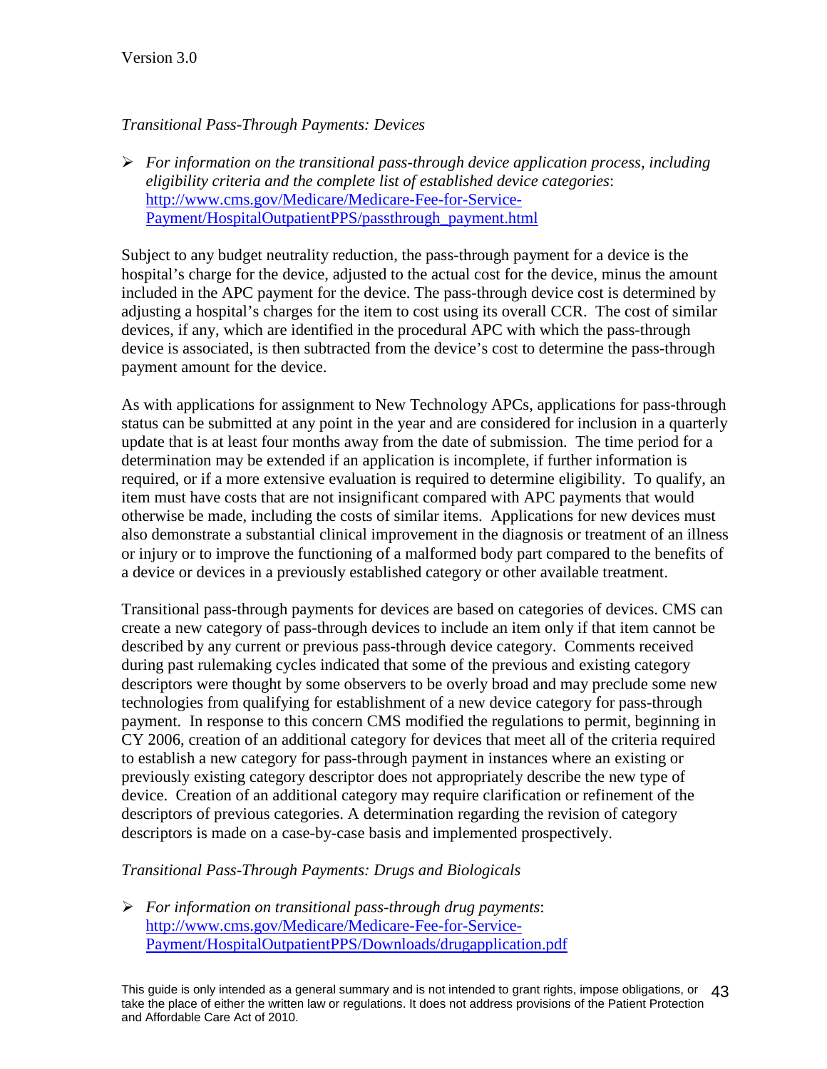*Transitional Pass-Through Payments: Devices*

- *For information on the transitional pass-through device application process, including eligibility criteria and the complete list of established device categories*: [http://www.cms.gov/Medicare/Medicare-Fee-for-Service-Payment/HospitalOutpatientPPS/passthrough_payment.html](http://www.cms.gov/Medicare/Medicare-Fee-for-Service-Payment/HospitalOutpatientPPS/passthrough_payment.html)

Subject to any budget neutrality reduction, the pass-through payment for a device is the hospital's charge for the device, adjusted to the actual cost for the device, minus the amount included in the APC payment for the device. The pass-through device cost is determined by adjusting a hospital's charges for the item to cost using its overall CCR. The cost of similar devices, if any, which are identified in the procedural APC with which the pass-through device is associated, is then subtracted from the device's cost to determine the pass-through payment amount for the device.

As with applications for assignment to New Technology APCs, applications for pass-through status can be submitted at any point in the year and are considered for inclusion in a quarterly update that is at least four months away from the date of submission. The time period for a determination may be extended if an application is incomplete, if further information is required, or if a more extensive evaluation is required to determine eligibility. To qualify, an item must have costs that are not insignificant compared with APC payments that would otherwise be made, including the costs of similar items. Applications for new devices must also demonstrate a substantial clinical improvement in the diagnosis or treatment of an illness or injury or to improve the functioning of a malformed body part compared to the benefits of a device or devices in a previously established category or other available treatment.

Transitional pass-through payments for devices are based on categories of devices. CMS can create a new category of pass-through devices to include an item only if that item cannot be described by any current or previous pass-through device category. Comments received during past rulemaking cycles indicated that some of the previous and existing category descriptors were thought by some observers to be overly broad and may preclude some new technologies from qualifying for establishment of a new device category for pass-through payment. In response to this concern CMS modified the regulations to permit, beginning in CY 2006, creation of an additional category for devices that meet all of the criteria required to establish a new category for pass-through payment in instances where an existing or previously existing category descriptor does not appropriately describe the new type of device. Creation of an additional category may require clarification or refinement of the descriptors of previous categories. A determination regarding the revision of category descriptors is made on a case-by-case basis and implemented prospectively.

*Transitional Pass-Through Payments: Drugs and Biologicals*

- *For information on transitional pass-through drug payments*: [http://www.cms.gov/Medicare/Medicare-Fee-for-Service-Payment/HospitalOutpatientPPS/Downloads/drugapplication.pdf](http://www.cms.gov/Medicare/Medicare-Fee-for-Service-Payment/HospitalOutpatientPPS/Downloads/drugapplication.pdf)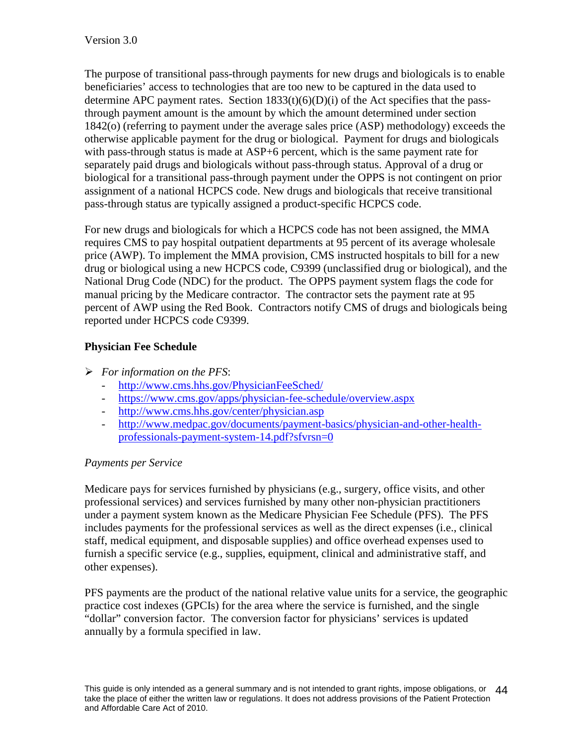The purpose of transitional pass-through payments for new drugs and biologicals is to enable beneficiaries' access to technologies that are too new to be captured in the data used to determine APC payment rates. Section 1833(t)(6)(D)(i) of the Act specifies that the pass-through payment amount is the amount by which the amount determined under section 1842(o) (referring to payment under the average sales price (ASP) methodology) exceeds the otherwise applicable payment for the drug or biological. Payment for drugs and biologicals with pass-through status is made at ASP+6 percent, which is the same payment rate for separately paid drugs and biologicals without pass-through status. Approval of a drug or biological for a transitional pass-through payment under the OPPS is not contingent on prior assignment of a national HCPCS code. New drugs and biologicals that receive transitional pass-through status are typically assigned a product-specific HCPCS code.

For new drugs and biologicals for which a HCPCS code has not been assigned, the MMA requires CMS to pay hospital outpatient departments at 95 percent of its average wholesale price (AWP). To implement the MMA provision, CMS instructed hospitals to bill for a new drug or biological using a new HCPCS code, C9399 (unclassified drug or biological), and the National Drug Code (NDC) for the product. The OPPS payment system flags the code for manual pricing by the Medicare contractor. The contractor sets the payment rate at 95 percent of AWP using the Red Book. Contractors notify CMS of drugs and biologicals being reported under HCPCS code C9399.

### Physician Fee Schedule

- *For information on the PFS*:
  - http://www.cms.hhs.gov/PhysicianFeeSched/
  - https://www.cms.gov/apps/physician-fee-schedule/overview.aspx
  - http://www.cms.hhs.gov/center/physician.asp
  - http://www.medpac.gov/documents/payment-basics/physician-and-other-health-professionals-payment-system-14.pdf?sfvrsn=0

*Payments per Service*

Medicare pays for services furnished by physicians (e.g., surgery, office visits, and other professional services) and services furnished by many other non-physician practitioners under a payment system known as the Medicare Physician Fee Schedule (PFS). The PFS includes payments for the professional services as well as the direct expenses (i.e., clinical staff, medical equipment, and disposable supplies) and office overhead expenses used to furnish a specific service (e.g., supplies, equipment, clinical and administrative staff, and other expenses).

PFS payments are the product of the national relative value units for a service, the geographic practice cost indexes (GPCIs) for the area where the service is furnished, and the single "dollar" conversion factor. The conversion factor for physicians' services is updated annually by a formula specified in law.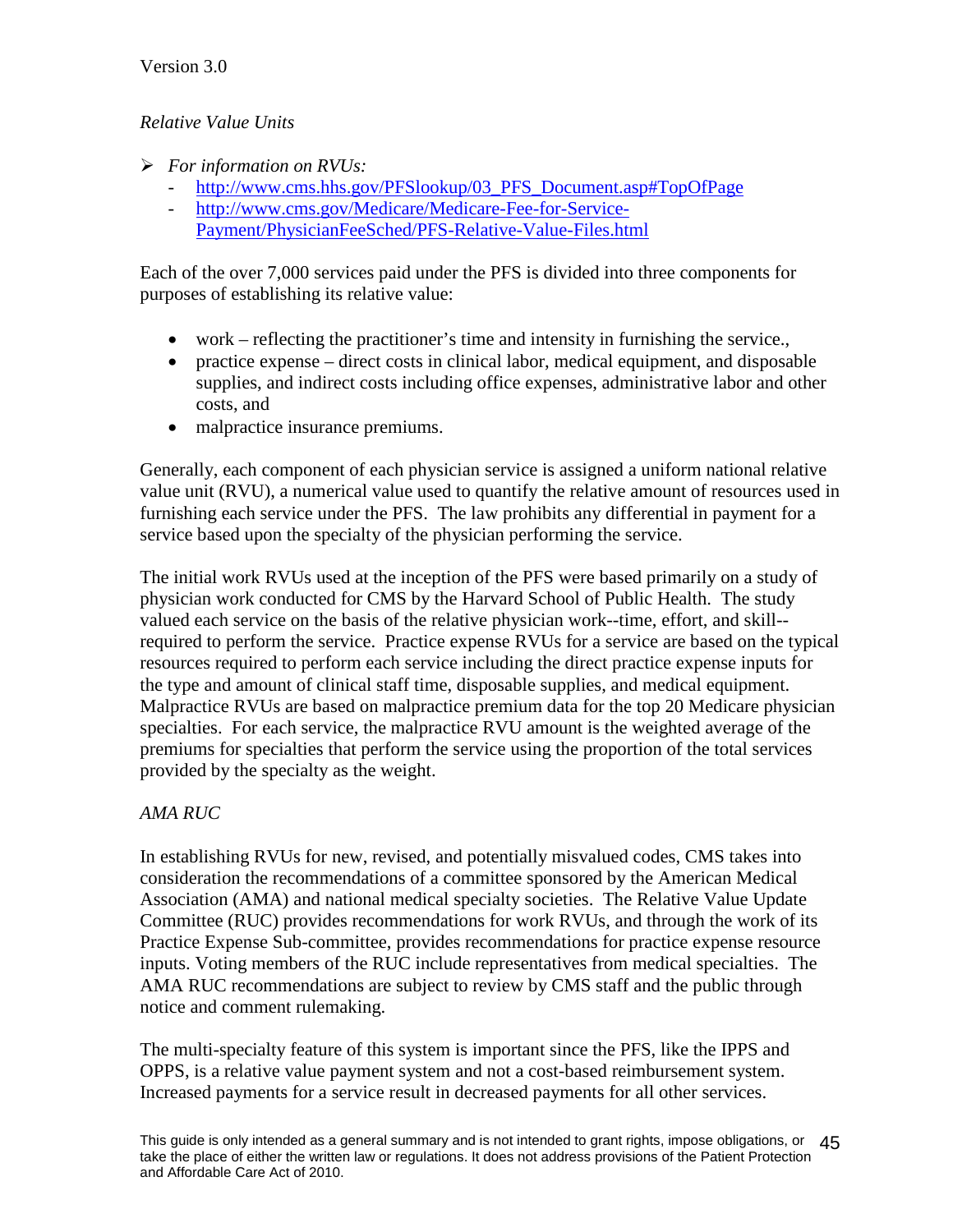*Relative Value Units*

- *For information on RVUs:*
  - http://www.cms.hhs.gov/PFSlookup/03_PFS_Document.asp#TopOfPage
  - http://www.cms.gov/Medicare/Medicare-Fee-for-Service-Payment/PhysicianFeeSched/PFS-Relative-Value-Files.html

Each of the over 7,000 services paid under the PFS is divided into three components for purposes of establishing its relative value:

- work – reflecting the practitioner's time and intensity in furnishing the service.,
- practice expense – direct costs in clinical labor, medical equipment, and disposable supplies, and indirect costs including office expenses, administrative labor and other costs, and
- malpractice insurance premiums.

Generally, each component of each physician service is assigned a uniform national relative value unit (RVU), a numerical value used to quantify the relative amount of resources used in furnishing each service under the PFS. The law prohibits any differential in payment for a service based upon the specialty of the physician performing the service.

The initial work RVUs used at the inception of the PFS were based primarily on a study of physician work conducted for CMS by the Harvard School of Public Health. The study valued each service on the basis of the relative physician work--time, effort, and skill--required to perform the service. Practice expense RVUs for a service are based on the typical resources required to perform each service including the direct practice expense inputs for the type and amount of clinical staff time, disposable supplies, and medical equipment. Malpractice RVUs are based on malpractice premium data for the top 20 Medicare physician specialties. For each service, the malpractice RVU amount is the weighted average of the premiums for specialties that perform the service using the proportion of the total services provided by the specialty as the weight.

*AMA RUC*

In establishing RVUs for new, revised, and potentially misvalued codes, CMS takes into consideration the recommendations of a committee sponsored by the American Medical Association (AMA) and national medical specialty societies. The Relative Value Update Committee (RUC) provides recommendations for work RVUs, and through the work of its Practice Expense Sub-committee, provides recommendations for practice expense resource inputs. Voting members of the RUC include representatives from medical specialties. The AMA RUC recommendations are subject to review by CMS staff and the public through notice and comment rulemaking.

The multi-specialty feature of this system is important since the PFS, like the IPPS and OPPS, is a relative value payment system and not a cost-based reimbursement system. Increased payments for a service result in decreased payments for all other services.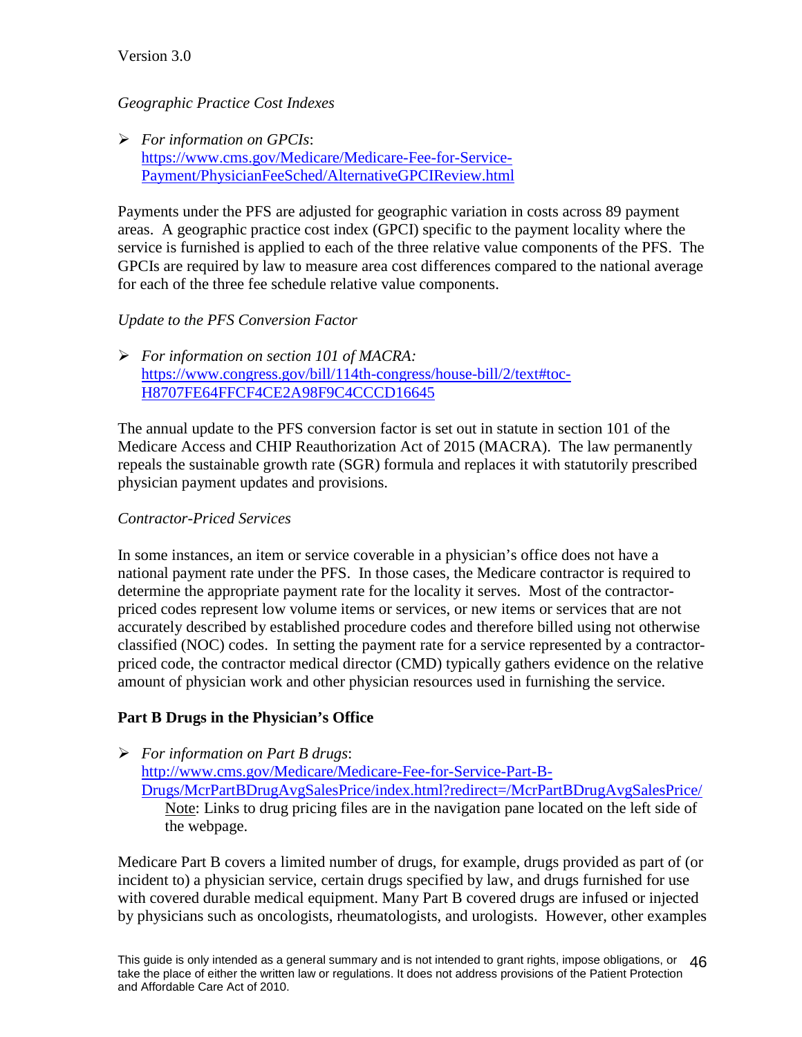*Geographic Practice Cost Indexes*

- *For information on GPCIs*: https://www.cms.gov/Medicare/Medicare-Fee-for-Service-Payment/PhysicianFeeSched/AlternativeGPCIReview.html

Payments under the PFS are adjusted for geographic variation in costs across 89 payment areas. A geographic practice cost index (GPCI) specific to the payment locality where the service is furnished is applied to each of the three relative value components of the PFS. The GPCIs are required by law to measure area cost differences compared to the national average for each of the three fee schedule relative value components.

*Update to the PFS Conversion Factor*

- *For information on section 101 of MACRA:* https://www.congress.gov/bill/114th-congress/house-bill/2/text#toc-H8707FE64FFCF4CE2A98F9C4CCCD16645

The annual update to the PFS conversion factor is set out in statute in section 101 of the Medicare Access and CHIP Reauthorization Act of 2015 (MACRA). The law permanently repeals the sustainable growth rate (SGR) formula and replaces it with statutorily prescribed physician payment updates and provisions.

*Contractor-Priced Services*

In some instances, an item or service coverable in a physician's office does not have a national payment rate under the PFS. In those cases, the Medicare contractor is required to determine the appropriate payment rate for the locality it serves. Most of the contractor-priced codes represent low volume items or services, or new items or services that are not accurately described by established procedure codes and therefore billed using not otherwise classified (NOC) codes. In setting the payment rate for a service represented by a contractor-priced code, the contractor medical director (CMD) typically gathers evidence on the relative amount of physician work and other physician resources used in furnishing the service.

**Part B Drugs in the Physician's Office**

- *For information on Part B drugs*: http://www.cms.gov/Medicare/Medicare-Fee-for-Service-Part-B-Drugs/McrPartBDrugAvgSalesPrice/index.html?redirect=/McrPartBDrugAvgSalesPrice/
  Note: Links to drug pricing files are in the navigation pane located on the left side of the webpage.

Medicare Part B covers a limited number of drugs, for example, drugs provided as part of (or incident to) a physician service, certain drugs specified by law, and drugs furnished for use with covered durable medical equipment. Many Part B covered drugs are infused or injected by physicians such as oncologists, rheumatologists, and urologists. However, other examples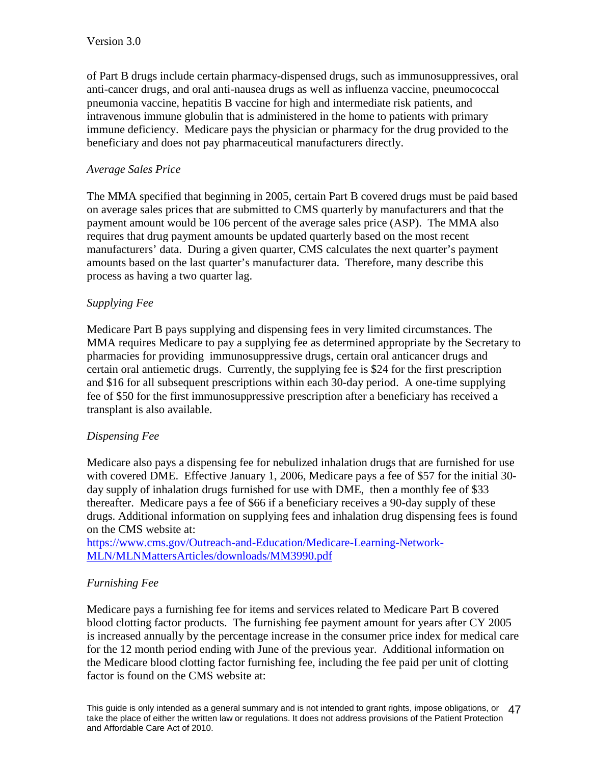of Part B drugs include certain pharmacy-dispensed drugs, such as immunosuppressives, oral anti-cancer drugs, and oral anti-nausea drugs as well as influenza vaccine, pneumococcal pneumonia vaccine, hepatitis B vaccine for high and intermediate risk patients, and intravenous immune globulin that is administered in the home to patients with primary immune deficiency. Medicare pays the physician or pharmacy for the drug provided to the beneficiary and does not pay pharmaceutical manufacturers directly.

*Average Sales Price*

The MMA specified that beginning in 2005, certain Part B covered drugs must be paid based on average sales prices that are submitted to CMS quarterly by manufacturers and that the payment amount would be 106 percent of the average sales price (ASP). The MMA also requires that drug payment amounts be updated quarterly based on the most recent manufacturers' data. During a given quarter, CMS calculates the next quarter's payment amounts based on the last quarter's manufacturer data. Therefore, many describe this process as having a two quarter lag.

*Supplying Fee*

Medicare Part B pays supplying and dispensing fees in very limited circumstances. The MMA requires Medicare to pay a supplying fee as determined appropriate by the Secretary to pharmacies for providing immunosuppressive drugs, certain oral anticancer drugs and certain oral antiemetic drugs. Currently, the supplying fee is $24 for the first prescription and $16 for all subsequent prescriptions within each 30-day period. A one-time supplying fee of $50 for the first immunosuppressive prescription after a beneficiary has received a transplant is also available.

*Dispensing Fee*

Medicare also pays a dispensing fee for nebulized inhalation drugs that are furnished for use with covered DME. Effective January 1, 2006, Medicare pays a fee of $57 for the initial 30-day supply of inhalation drugs furnished for use with DME, then a monthly fee of $33 thereafter. Medicare pays a fee of $66 if a beneficiary receives a 90-day supply of these drugs. Additional information on supplying fees and inhalation drug dispensing fees is found on the CMS website at:
https://www.cms.gov/Outreach-and-Education/Medicare-Learning-Network-MLN/MLNMattersArticles/downloads/MM3990.pdf

*Furnishing Fee*

Medicare pays a furnishing fee for items and services related to Medicare Part B covered blood clotting factor products. The furnishing fee payment amount for years after CY 2005 is increased annually by the percentage increase in the consumer price index for medical care for the 12 month period ending with June of the previous year. Additional information on the Medicare blood clotting factor furnishing fee, including the fee paid per unit of clotting factor is found on the CMS website at: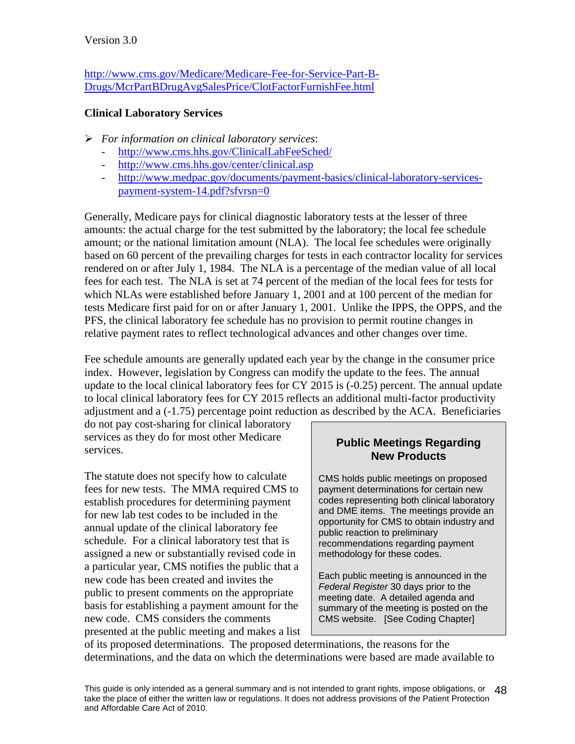http://www.cms.gov/Medicare/Medicare-Fee-for-Service-Part-B-Drugs/McrPartBDrugAvgSalesPrice/ClotFactorFurnishFee.html

**Clinical Laboratory Services**

- *For information on clinical laboratory services*:
  - http://www.cms.hhs.gov/ClinicalLabFeeSched/
  - http://www.cms.hhs.gov/center/clinical.asp
  - http://www.medpac.gov/documents/payment-basics/clinical-laboratory-services-payment-system-14.pdf?sfvrsn=0

Generally, Medicare pays for clinical diagnostic laboratory tests at the lesser of three amounts: the actual charge for the test submitted by the laboratory; the local fee schedule amount; or the national limitation amount (NLA). The local fee schedules were originally based on 60 percent of the prevailing charges for tests in each contractor locality for services rendered on or after July 1, 1984. The NLA is a percentage of the median value of all local fees for each test. The NLA is set at 74 percent of the median of the local fees for tests for which NLAs were established before January 1, 2001 and at 100 percent of the median for tests Medicare first paid for on or after January 1, 2001. Unlike the IPPS, the OPPS, and the PFS, the clinical laboratory fee schedule has no provision to permit routine changes in relative payment rates to reflect technological advances and other changes over time.

Fee schedule amounts are generally updated each year by the change in the consumer price index. However, legislation by Congress can modify the update to the fees. The annual update to the local clinical laboratory fees for CY 2015 is (-0.25) percent. The annual update to local clinical laboratory fees for CY 2015 reflects an additional multi-factor productivity adjustment and a (-1.75) percentage point reduction as described by the ACA. Beneficiaries do not pay cost-sharing for clinical laboratory services as they do for most other Medicare services.

The statute does not specify how to calculate fees for new tests. The MMA required CMS to establish procedures for determining payment for new lab test codes to be included in the annual update of the clinical laboratory fee schedule. For a clinical laboratory test that is assigned a new or substantially revised code in a particular year, CMS notifies the public that a new code has been created and invites the public to present comments on the appropriate basis for establishing a payment amount for the new code. CMS considers the comments presented at the public meeting and makes a list of its proposed determinations. The proposed determinations, the reasons for the determinations, and the data on which the determinations were based are made available to

> **Public Meetings Regarding New Products**
>
> CMS holds public meetings on proposed payment determinations for certain new codes representing both clinical laboratory and DME items. The meetings provide an opportunity for CMS to obtain industry and public reaction to preliminary recommendations regarding payment methodology for these codes.
>
> Each public meeting is announced in the *Federal Register* 30 days prior to the meeting date. A detailed agenda and summary of the meeting is posted on the CMS website. [See Coding Chapter]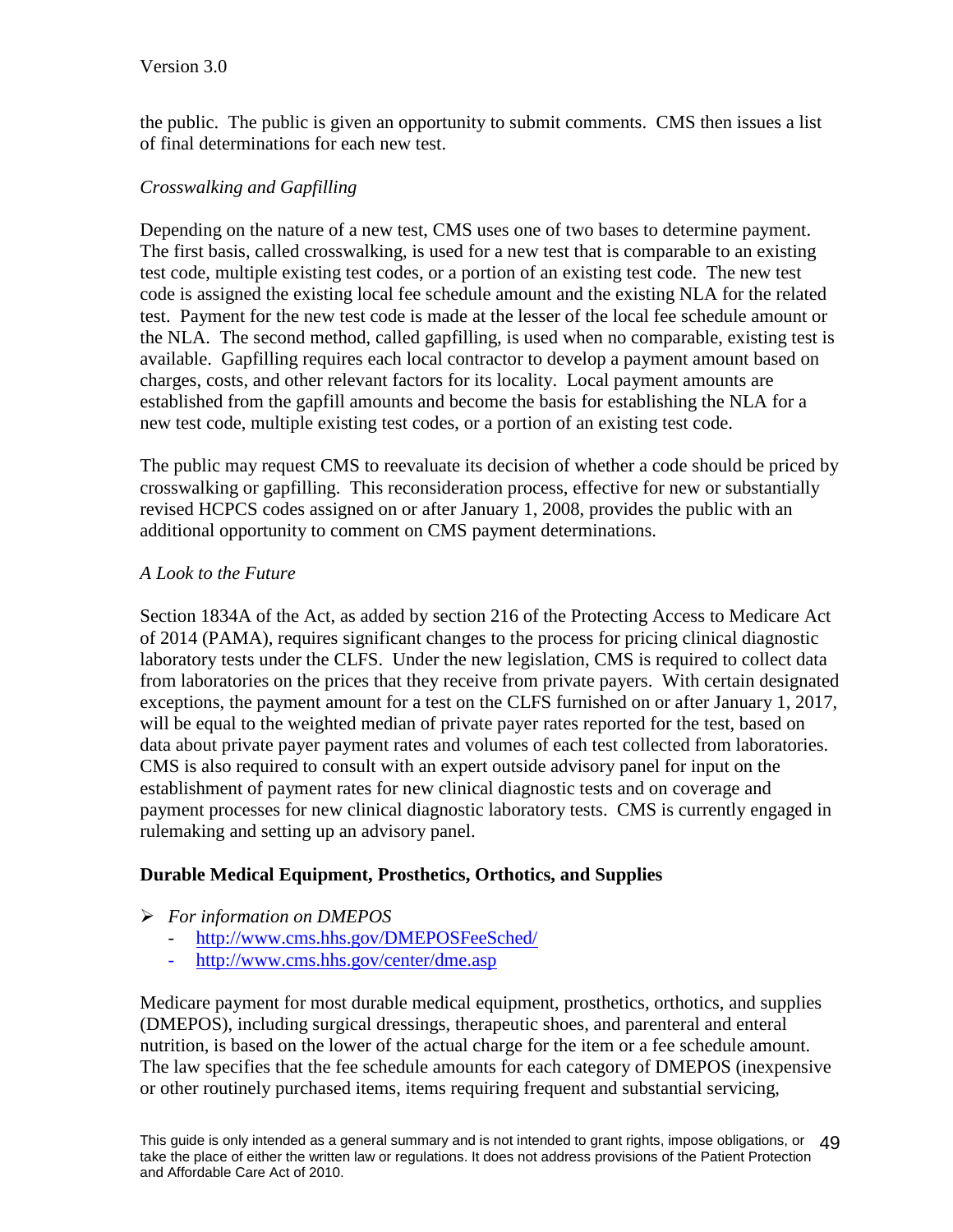the public. The public is given an opportunity to submit comments. CMS then issues a list of final determinations for each new test.

*Crosswalking and Gapfilling*

Depending on the nature of a new test, CMS uses one of two bases to determine payment. The first basis, called crosswalking, is used for a new test that is comparable to an existing test code, multiple existing test codes, or a portion of an existing test code. The new test code is assigned the existing local fee schedule amount and the existing NLA for the related test. Payment for the new test code is made at the lesser of the local fee schedule amount or the NLA. The second method, called gapfilling, is used when no comparable, existing test is available. Gapfilling requires each local contractor to develop a payment amount based on charges, costs, and other relevant factors for its locality. Local payment amounts are established from the gapfill amounts and become the basis for establishing the NLA for a new test code, multiple existing test codes, or a portion of an existing test code.

The public may request CMS to reevaluate its decision of whether a code should be priced by crosswalking or gapfilling. This reconsideration process, effective for new or substantially revised HCPCS codes assigned on or after January 1, 2008, provides the public with an additional opportunity to comment on CMS payment determinations.

*A Look to the Future*

Section 1834A of the Act, as added by section 216 of the Protecting Access to Medicare Act of 2014 (PAMA), requires significant changes to the process for pricing clinical diagnostic laboratory tests under the CLFS. Under the new legislation, CMS is required to collect data from laboratories on the prices that they receive from private payers. With certain designated exceptions, the payment amount for a test on the CLFS furnished on or after January 1, 2017, will be equal to the weighted median of private payer rates reported for the test, based on data about private payer payment rates and volumes of each test collected from laboratories. CMS is also required to consult with an expert outside advisory panel for input on the establishment of payment rates for new clinical diagnostic tests and on coverage and payment processes for new clinical diagnostic laboratory tests. CMS is currently engaged in rulemaking and setting up an advisory panel.

**Durable Medical Equipment, Prosthetics, Orthotics, and Supplies**

- *For information on DMEPOS*
  - http://www.cms.hhs.gov/DMEPOSFeeSched/
  - http://www.cms.hhs.gov/center/dme.asp

Medicare payment for most durable medical equipment, prosthetics, orthotics, and supplies (DMEPOS), including surgical dressings, therapeutic shoes, and parenteral and enteral nutrition, is based on the lower of the actual charge for the item or a fee schedule amount. The law specifies that the fee schedule amounts for each category of DMEPOS (inexpensive or other routinely purchased items, items requiring frequent and substantial servicing,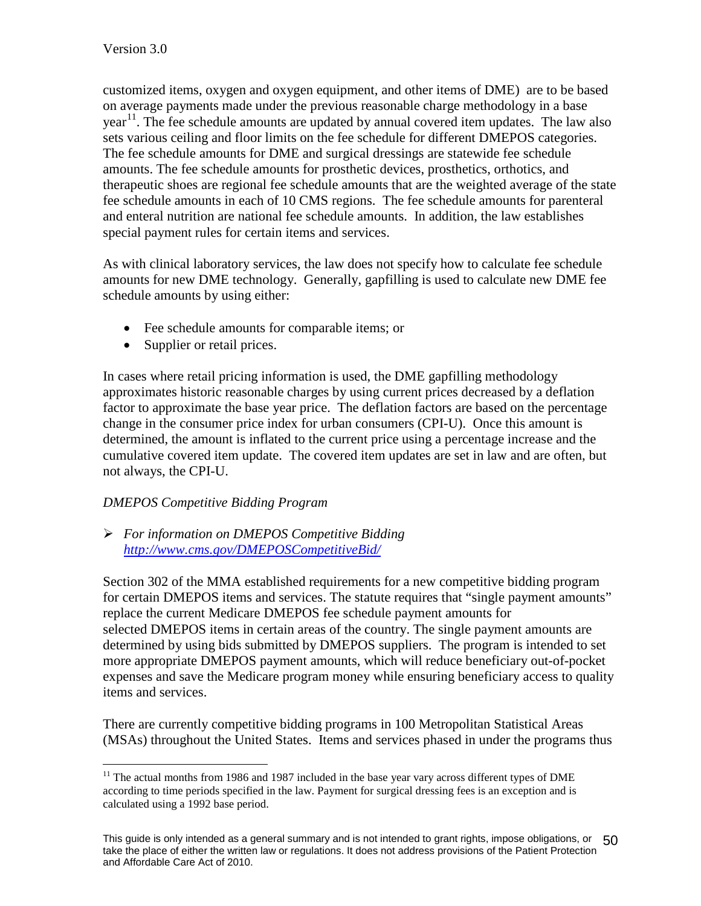customized items, oxygen and oxygen equipment, and other items of DME) are to be based on average payments made under the previous reasonable charge methodology in a base year[11]. The fee schedule amounts are updated by annual covered item updates. The law also sets various ceiling and floor limits on the fee schedule for different DMEPOS categories. The fee schedule amounts for DME and surgical dressings are statewide fee schedule amounts. The fee schedule amounts for prosthetic devices, prosthetics, orthotics, and therapeutic shoes are regional fee schedule amounts that are the weighted average of the state fee schedule amounts in each of 10 CMS regions. The fee schedule amounts for parenteral and enteral nutrition are national fee schedule amounts. In addition, the law establishes special payment rules for certain items and services.

As with clinical laboratory services, the law does not specify how to calculate fee schedule amounts for new DME technology. Generally, gapfilling is used to calculate new DME fee schedule amounts by using either:

- Fee schedule amounts for comparable items; or
- Supplier or retail prices.

In cases where retail pricing information is used, the DME gapfilling methodology approximates historic reasonable charges by using current prices decreased by a deflation factor to approximate the base year price. The deflation factors are based on the percentage change in the consumer price index for urban consumers (CPI-U). Once this amount is determined, the amount is inflated to the current price using a percentage increase and the cumulative covered item update. The covered item updates are set in law and are often, but not always, the CPI-U.

*DMEPOS Competitive Bidding Program*

- *For information on DMEPOS Competitive Bidding* [*http://www.cms.gov/DMEPOSCompetitiveBid/*](http://www.cms.gov/DMEPOSCompetitiveBid/)

Section 302 of the MMA established requirements for a new competitive bidding program for certain DMEPOS items and services. The statute requires that "single payment amounts" replace the current Medicare DMEPOS fee schedule payment amounts for selected DMEPOS items in certain areas of the country. The single payment amounts are determined by using bids submitted by DMEPOS suppliers. The program is intended to set more appropriate DMEPOS payment amounts, which will reduce beneficiary out-of-pocket expenses and save the Medicare program money while ensuring beneficiary access to quality items and services.

There are currently competitive bidding programs in 100 Metropolitan Statistical Areas (MSAs) throughout the United States. Items and services phased in under the programs thus

---

[11] The actual months from 1986 and 1987 included in the base year vary across different types of DME according to time periods specified in the law. Payment for surgical dressing fees is an exception and is calculated using a 1992 base period.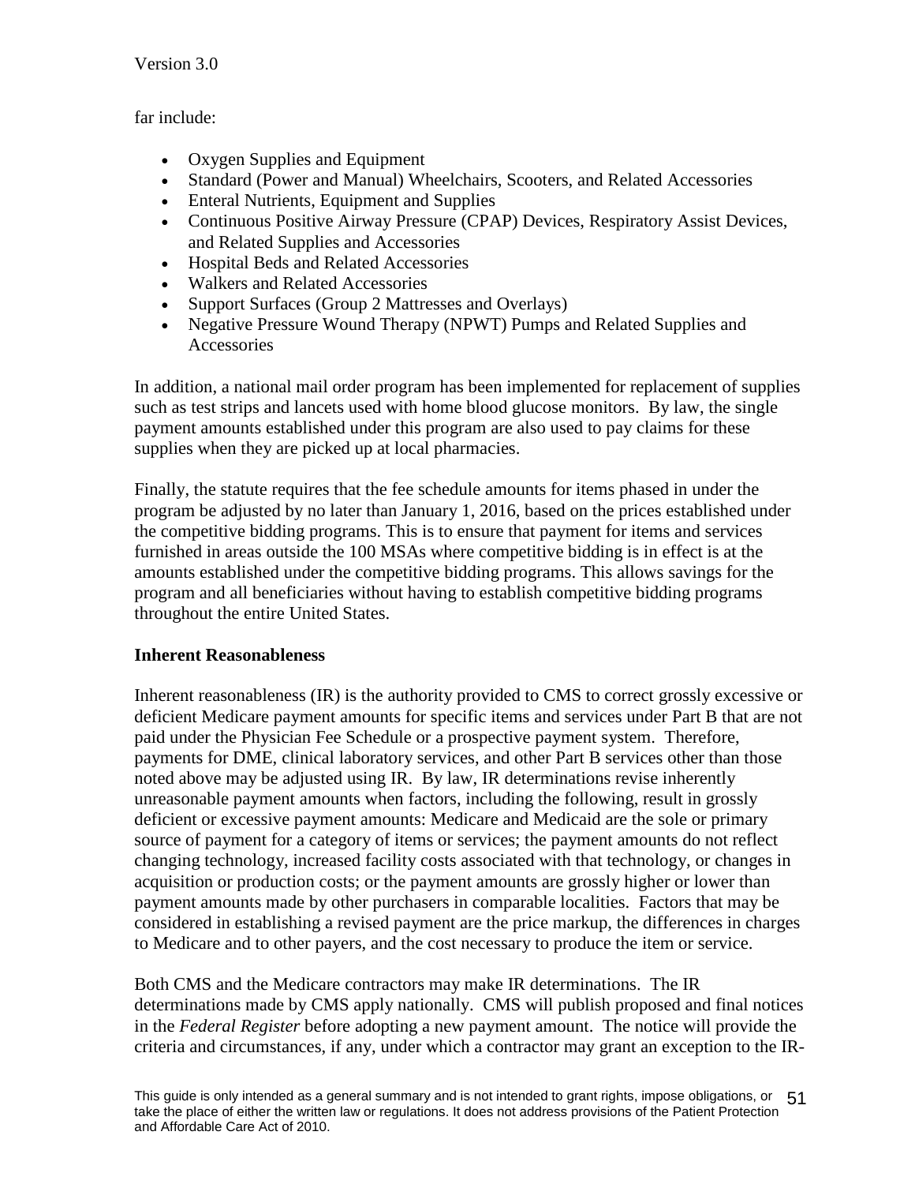far include:

- Oxygen Supplies and Equipment
- Standard (Power and Manual) Wheelchairs, Scooters, and Related Accessories
- Enteral Nutrients, Equipment and Supplies
- Continuous Positive Airway Pressure (CPAP) Devices, Respiratory Assist Devices, and Related Supplies and Accessories
- Hospital Beds and Related Accessories
- Walkers and Related Accessories
- Support Surfaces (Group 2 Mattresses and Overlays)
- Negative Pressure Wound Therapy (NPWT) Pumps and Related Supplies and Accessories

In addition, a national mail order program has been implemented for replacement of supplies such as test strips and lancets used with home blood glucose monitors. By law, the single payment amounts established under this program are also used to pay claims for these supplies when they are picked up at local pharmacies.

Finally, the statute requires that the fee schedule amounts for items phased in under the program be adjusted by no later than January 1, 2016, based on the prices established under the competitive bidding programs. This is to ensure that payment for items and services furnished in areas outside the 100 MSAs where competitive bidding is in effect is at the amounts established under the competitive bidding programs. This allows savings for the program and all beneficiaries without having to establish competitive bidding programs throughout the entire United States.

**Inherent Reasonableness**

Inherent reasonableness (IR) is the authority provided to CMS to correct grossly excessive or deficient Medicare payment amounts for specific items and services under Part B that are not paid under the Physician Fee Schedule or a prospective payment system. Therefore, payments for DME, clinical laboratory services, and other Part B services other than those noted above may be adjusted using IR. By law, IR determinations revise inherently unreasonable payment amounts when factors, including the following, result in grossly deficient or excessive payment amounts: Medicare and Medicaid are the sole or primary source of payment for a category of items or services; the payment amounts do not reflect changing technology, increased facility costs associated with that technology, or changes in acquisition or production costs; or the payment amounts are grossly higher or lower than payment amounts made by other purchasers in comparable localities. Factors that may be considered in establishing a revised payment are the price markup, the differences in charges to Medicare and to other payers, and the cost necessary to produce the item or service.

Both CMS and the Medicare contractors may make IR determinations. The IR determinations made by CMS apply nationally. CMS will publish proposed and final notices in the *Federal Register* before adopting a new payment amount. The notice will provide the criteria and circumstances, if any, under which a contractor may grant an exception to the IR-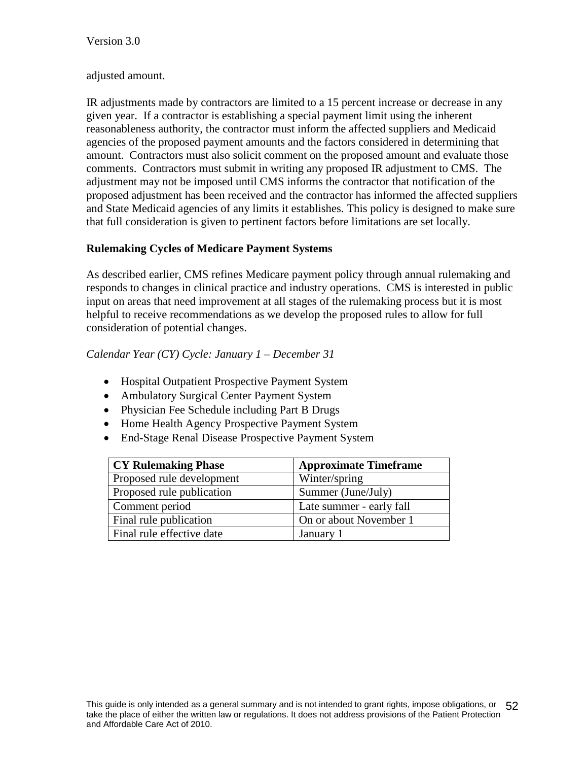adjusted amount.

IR adjustments made by contractors are limited to a 15 percent increase or decrease in any given year. If a contractor is establishing a special payment limit using the inherent reasonableness authority, the contractor must inform the affected suppliers and Medicaid agencies of the proposed payment amounts and the factors considered in determining that amount. Contractors must also solicit comment on the proposed amount and evaluate those comments. Contractors must submit in writing any proposed IR adjustment to CMS. The adjustment may not be imposed until CMS informs the contractor that notification of the proposed adjustment has been received and the contractor has informed the affected suppliers and State Medicaid agencies of any limits it establishes. This policy is designed to make sure that full consideration is given to pertinent factors before limitations are set locally.

**Rulemaking Cycles of Medicare Payment Systems**

As described earlier, CMS refines Medicare payment policy through annual rulemaking and responds to changes in clinical practice and industry operations. CMS is interested in public input on areas that need improvement at all stages of the rulemaking process but it is most helpful to receive recommendations as we develop the proposed rules to allow for full consideration of potential changes.

*Calendar Year (CY) Cycle: January 1 – December 31*

- Hospital Outpatient Prospective Payment System
- Ambulatory Surgical Center Payment System
- Physician Fee Schedule including Part B Drugs
- Home Health Agency Prospective Payment System
- End-Stage Renal Disease Prospective Payment System

| CY Rulemaking Phase | Approximate Timeframe |
|---|---|
| Proposed rule development | Winter/spring |
| Proposed rule publication | Summer (June/July) |
| Comment period | Late summer - early fall |
| Final rule publication | On or about November 1 |
| Final rule effective date | January 1 |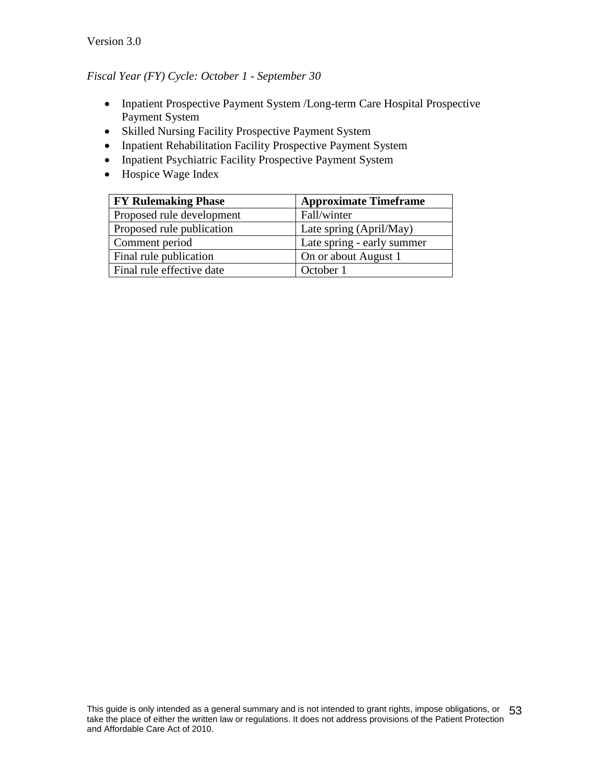*Fiscal Year (FY) Cycle: October 1 - September 30*

- Inpatient Prospective Payment System /Long-term Care Hospital Prospective Payment System
- Skilled Nursing Facility Prospective Payment System
- Inpatient Rehabilitation Facility Prospective Payment System
- Inpatient Psychiatric Facility Prospective Payment System
- Hospice Wage Index

| FY Rulemaking Phase | Approximate Timeframe |
| --- | --- |
| Proposed rule development | Fall/winter |
| Proposed rule publication | Late spring (April/May) |
| Comment period | Late spring - early summer |
| Final rule publication | On or about August 1 |
| Final rule effective date | October 1 |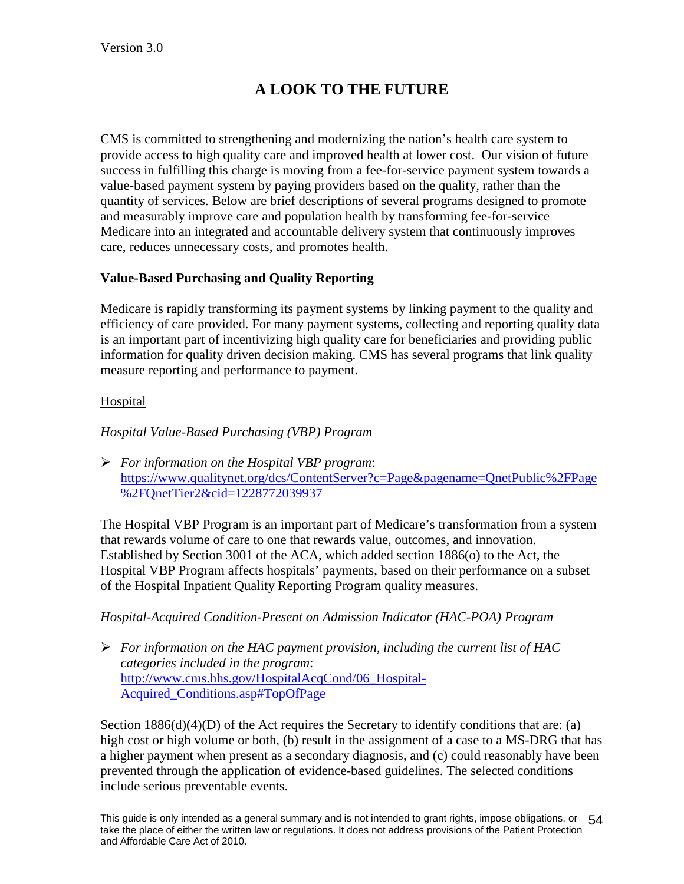# A LOOK TO THE FUTURE

CMS is committed to strengthening and modernizing the nation's health care system to provide access to high quality care and improved health at lower cost. Our vision of future success in fulfilling this charge is moving from a fee-for-service payment system towards a value-based payment system by paying providers based on the quality, rather than the quantity of services. Below are brief descriptions of several programs designed to promote and measurably improve care and population health by transforming fee-for-service Medicare into an integrated and accountable delivery system that continuously improves care, reduces unnecessary costs, and promotes health.

**Value-Based Purchasing and Quality Reporting**

Medicare is rapidly transforming its payment systems by linking payment to the quality and efficiency of care provided. For many payment systems, collecting and reporting quality data is an important part of incentivizing high quality care for beneficiaries and providing public information for quality driven decision making. CMS has several programs that link quality measure reporting and performance to payment.

<u>Hospital</u>

*Hospital Value-Based Purchasing (VBP) Program*

- *For information on the Hospital VBP program*: [https://www.qualitynet.org/dcs/ContentServer?c=Page&pagename=QnetPublic%2FPage%2FQnetTier2&cid=1228772039937](https://www.qualitynet.org/dcs/ContentServer?c=Page&pagename=QnetPublic%2FPage%2FQnetTier2&cid=1228772039937)

The Hospital VBP Program is an important part of Medicare's transformation from a system that rewards volume of care to one that rewards value, outcomes, and innovation. Established by Section 3001 of the ACA, which added section 1886(o) to the Act, the Hospital VBP Program affects hospitals' payments, based on their performance on a subset of the Hospital Inpatient Quality Reporting Program quality measures.

*Hospital-Acquired Condition-Present on Admission Indicator (HAC-POA) Program*

- *For information on the HAC payment provision, including the current list of HAC categories included in the program*: [http://www.cms.hhs.gov/HospitalAcqCond/06_Hospital-Acquired_Conditions.asp#TopOfPage](http://www.cms.hhs.gov/HospitalAcqCond/06_Hospital-Acquired_Conditions.asp#TopOfPage)

Section 1886(d)(4)(D) of the Act requires the Secretary to identify conditions that are: (a) high cost or high volume or both, (b) result in the assignment of a case to a MS-DRG that has a higher payment when present as a secondary diagnosis, and (c) could reasonably have been prevented through the application of evidence-based guidelines. The selected conditions include serious preventable events.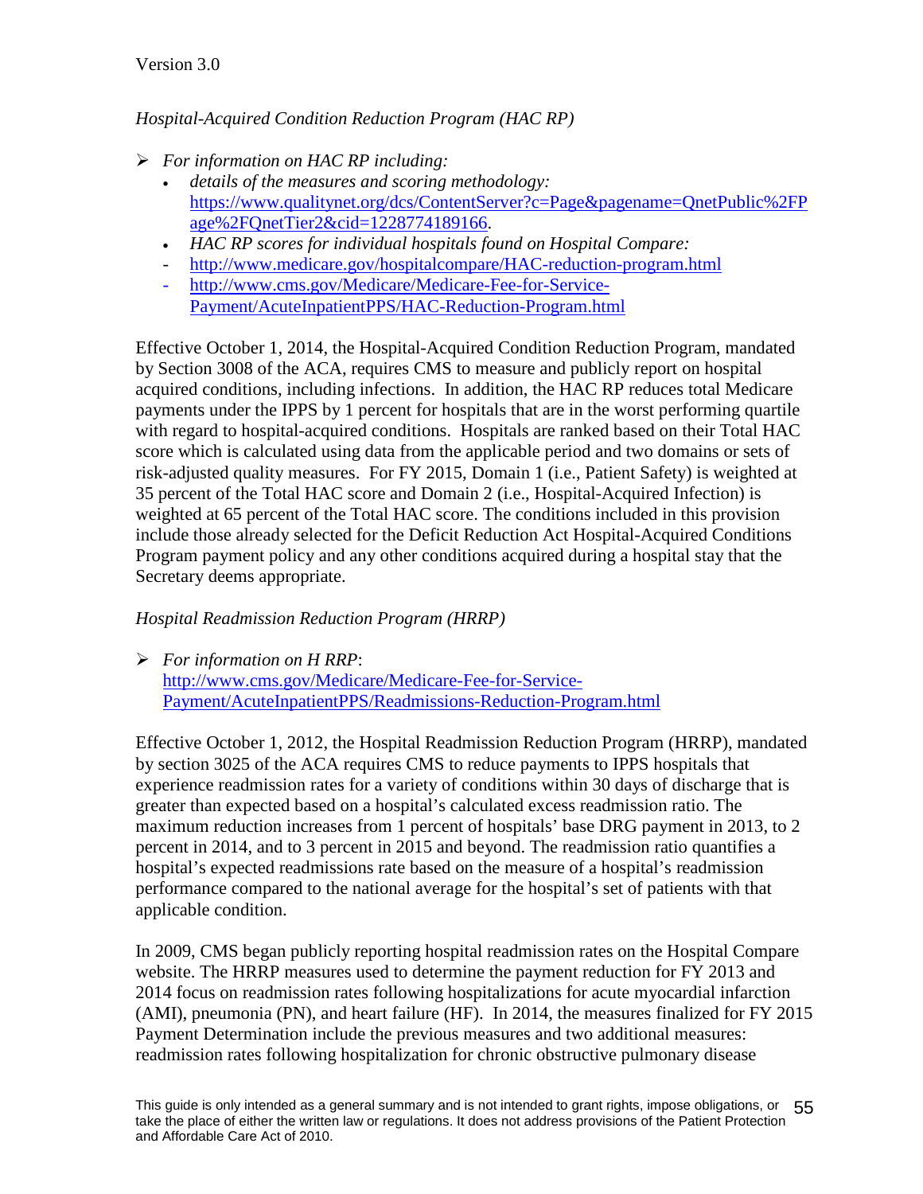*Hospital-Acquired Condition Reduction Program (HAC RP)*

- *For information on HAC RP including:*
  - *details of the measures and scoring methodology:* [https://www.qualitynet.org/dcs/ContentServer?c=Page&pagename=QnetPublic%2FPage%2FQnetTier2&cid=1228774189166](https://www.qualitynet.org/dcs/ContentServer?c=Page&pagename=QnetPublic%2FPage%2FQnetTier2&cid=1228774189166).
  - *HAC RP scores for individual hospitals found on Hospital Compare:*
    - [http://www.medicare.gov/hospitalcompare/HAC-reduction-program.html](http://www.medicare.gov/hospitalcompare/HAC-reduction-program.html)
    - [http://www.cms.gov/Medicare/Medicare-Fee-for-Service-Payment/AcuteInpatientPPS/HAC-Reduction-Program.html](http://www.cms.gov/Medicare/Medicare-Fee-for-Service-Payment/AcuteInpatientPPS/HAC-Reduction-Program.html)

Effective October 1, 2014, the Hospital-Acquired Condition Reduction Program, mandated by Section 3008 of the ACA, requires CMS to measure and publicly report on hospital acquired conditions, including infections. In addition, the HAC RP reduces total Medicare payments under the IPPS by 1 percent for hospitals that are in the worst performing quartile with regard to hospital-acquired conditions. Hospitals are ranked based on their Total HAC score which is calculated using data from the applicable period and two domains or sets of risk-adjusted quality measures. For FY 2015, Domain 1 (i.e., Patient Safety) is weighted at 35 percent of the Total HAC score and Domain 2 (i.e., Hospital-Acquired Infection) is weighted at 65 percent of the Total HAC score. The conditions included in this provision include those already selected for the Deficit Reduction Act Hospital-Acquired Conditions Program payment policy and any other conditions acquired during a hospital stay that the Secretary deems appropriate.

*Hospital Readmission Reduction Program (HRRP)*

- *For information on H RRP*: [http://www.cms.gov/Medicare/Medicare-Fee-for-Service-Payment/AcuteInpatientPPS/Readmissions-Reduction-Program.html](http://www.cms.gov/Medicare/Medicare-Fee-for-Service-Payment/AcuteInpatientPPS/Readmissions-Reduction-Program.html)

Effective October 1, 2012, the Hospital Readmission Reduction Program (HRRP), mandated by section 3025 of the ACA requires CMS to reduce payments to IPPS hospitals that experience readmission rates for a variety of conditions within 30 days of discharge that is greater than expected based on a hospital's calculated excess readmission ratio. The maximum reduction increases from 1 percent of hospitals' base DRG payment in 2013, to 2 percent in 2014, and to 3 percent in 2015 and beyond. The readmission ratio quantifies a hospital's expected readmissions rate based on the measure of a hospital's readmission performance compared to the national average for the hospital's set of patients with that applicable condition.

In 2009, CMS began publicly reporting hospital readmission rates on the Hospital Compare website. The HRRP measures used to determine the payment reduction for FY 2013 and 2014 focus on readmission rates following hospitalizations for acute myocardial infarction (AMI), pneumonia (PN), and heart failure (HF). In 2014, the measures finalized for FY 2015 Payment Determination include the previous measures and two additional measures: readmission rates following hospitalization for chronic obstructive pulmonary disease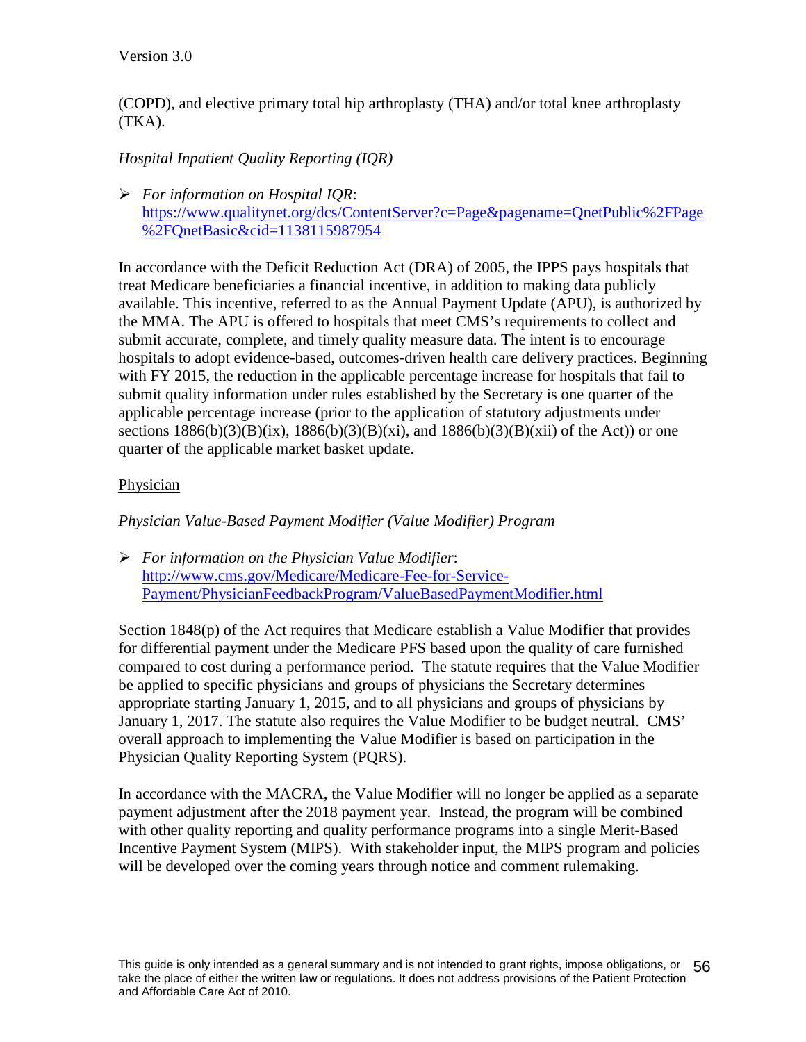(COPD), and elective primary total hip arthroplasty (THA) and/or total knee arthroplasty (TKA).

*Hospital Inpatient Quality Reporting (IQR)*

- *For information on Hospital IQR*: [https://www.qualitynet.org/dcs/ContentServer?c=Page&pagename=QnetPublic%2FPage%2FQnetBasic&cid=1138115987954](https://www.qualitynet.org/dcs/ContentServer?c=Page&pagename=QnetPublic%2FPage%2FQnetBasic&cid=1138115987954)

In accordance with the Deficit Reduction Act (DRA) of 2005, the IPPS pays hospitals that treat Medicare beneficiaries a financial incentive, in addition to making data publicly available. This incentive, referred to as the Annual Payment Update (APU), is authorized by the MMA. The APU is offered to hospitals that meet CMS's requirements to collect and submit accurate, complete, and timely quality measure data. The intent is to encourage hospitals to adopt evidence-based, outcomes-driven health care delivery practices. Beginning with FY 2015, the reduction in the applicable percentage increase for hospitals that fail to submit quality information under rules established by the Secretary is one quarter of the applicable percentage increase (prior to the application of statutory adjustments under sections 1886(b)(3)(B)(ix), 1886(b)(3)(B)(xi), and 1886(b)(3)(B)(xii) of the Act)) or one quarter of the applicable market basket update.

<u>Physician</u>

*Physician Value-Based Payment Modifier (Value Modifier) Program*

- *For information on the Physician Value Modifier*: [http://www.cms.gov/Medicare/Medicare-Fee-for-Service-Payment/PhysicianFeedbackProgram/ValueBasedPaymentModifier.html](http://www.cms.gov/Medicare/Medicare-Fee-for-Service-Payment/PhysicianFeedbackProgram/ValueBasedPaymentModifier.html)

Section 1848(p) of the Act requires that Medicare establish a Value Modifier that provides for differential payment under the Medicare PFS based upon the quality of care furnished compared to cost during a performance period. The statute requires that the Value Modifier be applied to specific physicians and groups of physicians the Secretary determines appropriate starting January 1, 2015, and to all physicians and groups of physicians by January 1, 2017. The statute also requires the Value Modifier to be budget neutral. CMS' overall approach to implementing the Value Modifier is based on participation in the Physician Quality Reporting System (PQRS).

In accordance with the MACRA, the Value Modifier will no longer be applied as a separate payment adjustment after the 2018 payment year. Instead, the program will be combined with other quality reporting and quality performance programs into a single Merit-Based Incentive Payment System (MIPS). With stakeholder input, the MIPS program and policies will be developed over the coming years through notice and comment rulemaking.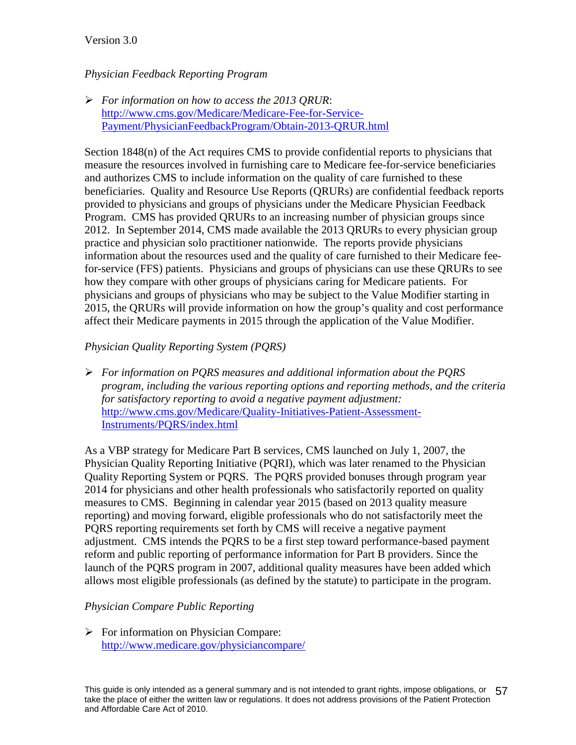*Physician Feedback Reporting Program*

- *For information on how to access the 2013 QRUR*: [http://www.cms.gov/Medicare/Medicare-Fee-for-Service-Payment/PhysicianFeedbackProgram/Obtain-2013-QRUR.html](http://www.cms.gov/Medicare/Medicare-Fee-for-Service-Payment/PhysicianFeedbackProgram/Obtain-2013-QRUR.html)

Section 1848(n) of the Act requires CMS to provide confidential reports to physicians that measure the resources involved in furnishing care to Medicare fee-for-service beneficiaries and authorizes CMS to include information on the quality of care furnished to these beneficiaries. Quality and Resource Use Reports (QRURs) are confidential feedback reports provided to physicians and groups of physicians under the Medicare Physician Feedback Program. CMS has provided QRURs to an increasing number of physician groups since 2012. In September 2014, CMS made available the 2013 QRURs to every physician group practice and physician solo practitioner nationwide. The reports provide physicians information about the resources used and the quality of care furnished to their Medicare fee-for-service (FFS) patients. Physicians and groups of physicians can use these QRURs to see how they compare with other groups of physicians caring for Medicare patients. For physicians and groups of physicians who may be subject to the Value Modifier starting in 2015, the QRURs will provide information on how the group's quality and cost performance affect their Medicare payments in 2015 through the application of the Value Modifier.

*Physician Quality Reporting System (PQRS)*

- *For information on PQRS measures and additional information about the PQRS program, including the various reporting options and reporting methods, and the criteria for satisfactory reporting to avoid a negative payment adjustment:* [http://www.cms.gov/Medicare/Quality-Initiatives-Patient-Assessment-Instruments/PQRS/index.html](http://www.cms.gov/Medicare/Quality-Initiatives-Patient-Assessment-Instruments/PQRS/index.html)

As a VBP strategy for Medicare Part B services, CMS launched on July 1, 2007, the Physician Quality Reporting Initiative (PQRI), which was later renamed to the Physician Quality Reporting System or PQRS. The PQRS provided bonuses through program year 2014 for physicians and other health professionals who satisfactorily reported on quality measures to CMS. Beginning in calendar year 2015 (based on 2013 quality measure reporting) and moving forward, eligible professionals who do not satisfactorily meet the PQRS reporting requirements set forth by CMS will receive a negative payment adjustment. CMS intends the PQRS to be a first step toward performance-based payment reform and public reporting of performance information for Part B providers. Since the launch of the PQRS program in 2007, additional quality measures have been added which allows most eligible professionals (as defined by the statute) to participate in the program.

*Physician Compare Public Reporting*

- For information on Physician Compare: [http://www.medicare.gov/physiciancompare/](http://www.medicare.gov/physiciancompare/)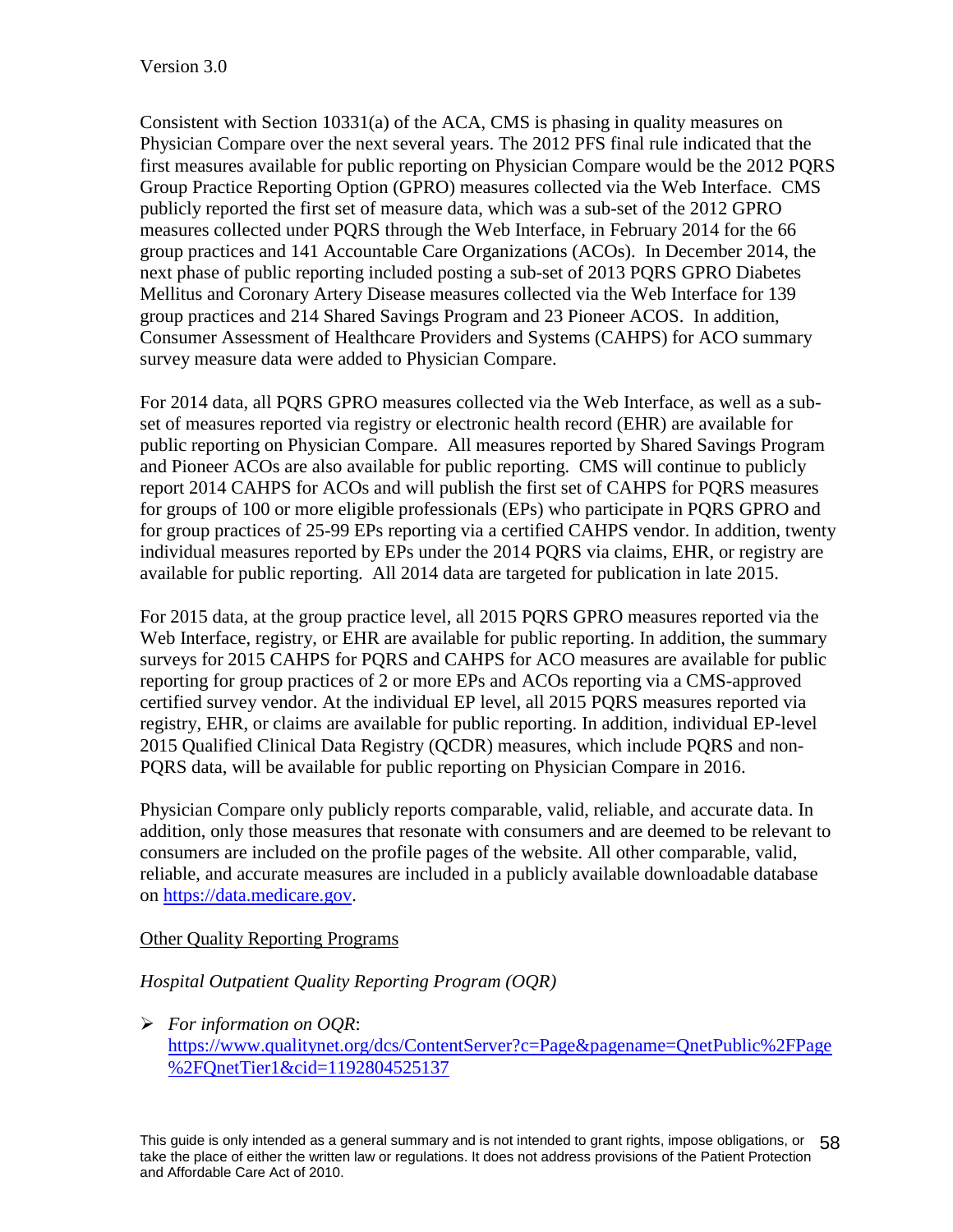Consistent with Section 10331(a) of the ACA, CMS is phasing in quality measures on Physician Compare over the next several years. The 2012 PFS final rule indicated that the first measures available for public reporting on Physician Compare would be the 2012 PQRS Group Practice Reporting Option (GPRO) measures collected via the Web Interface. CMS publicly reported the first set of measure data, which was a sub-set of the 2012 GPRO measures collected under PQRS through the Web Interface, in February 2014 for the 66 group practices and 141 Accountable Care Organizations (ACOs). In December 2014, the next phase of public reporting included posting a sub-set of 2013 PQRS GPRO Diabetes Mellitus and Coronary Artery Disease measures collected via the Web Interface for 139 group practices and 214 Shared Savings Program and 23 Pioneer ACOS. In addition, Consumer Assessment of Healthcare Providers and Systems (CAHPS) for ACO summary survey measure data were added to Physician Compare.

For 2014 data, all PQRS GPRO measures collected via the Web Interface, as well as a sub-set of measures reported via registry or electronic health record (EHR) are available for public reporting on Physician Compare. All measures reported by Shared Savings Program and Pioneer ACOs are also available for public reporting. CMS will continue to publicly report 2014 CAHPS for ACOs and will publish the first set of CAHPS for PQRS measures for groups of 100 or more eligible professionals (EPs) who participate in PQRS GPRO and for group practices of 25-99 EPs reporting via a certified CAHPS vendor. In addition, twenty individual measures reported by EPs under the 2014 PQRS via claims, EHR, or registry are available for public reporting. All 2014 data are targeted for publication in late 2015.

For 2015 data, at the group practice level, all 2015 PQRS GPRO measures reported via the Web Interface, registry, or EHR are available for public reporting. In addition, the summary surveys for 2015 CAHPS for PQRS and CAHPS for ACO measures are available for public reporting for group practices of 2 or more EPs and ACOs reporting via a CMS-approved certified survey vendor. At the individual EP level, all 2015 PQRS measures reported via registry, EHR, or claims are available for public reporting. In addition, individual EP-level 2015 Qualified Clinical Data Registry (QCDR) measures, which include PQRS and non-PQRS data, will be available for public reporting on Physician Compare in 2016.

Physician Compare only publicly reports comparable, valid, reliable, and accurate data. In addition, only those measures that resonate with consumers and are deemed to be relevant to consumers are included on the profile pages of the website. All other comparable, valid, reliable, and accurate measures are included in a publicly available downloadable database on [https://data.medicare.gov](https://data.medicare.gov).

Other Quality Reporting Programs

*Hospital Outpatient Quality Reporting Program (OQR)*

- *For information on OQR*: [https://www.qualitynet.org/dcs/ContentServer?c=Page&pagename=QnetPublic%2FPage%2FQnetTier1&cid=1192804525137](https://www.qualitynet.org/dcs/ContentServer?c=Page&pagename=QnetPublic%2FPage%2FQnetTier1&cid=1192804525137)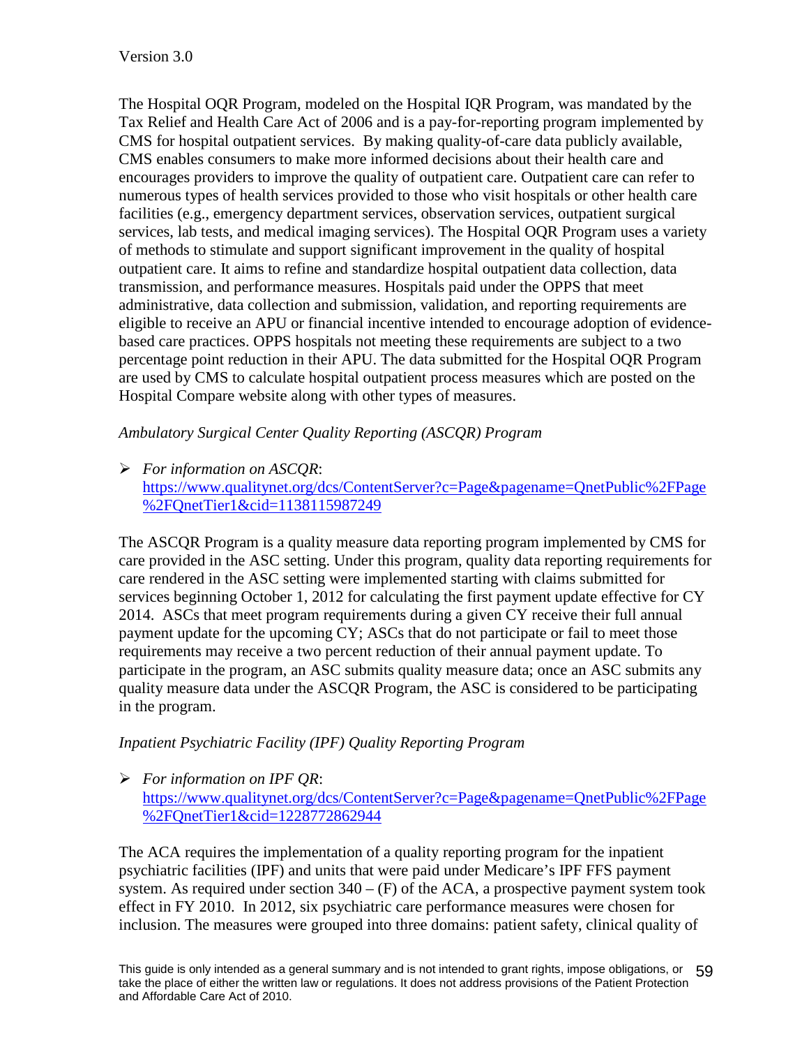The Hospital OQR Program, modeled on the Hospital IQR Program, was mandated by the Tax Relief and Health Care Act of 2006 and is a pay-for-reporting program implemented by CMS for hospital outpatient services. By making quality-of-care data publicly available, CMS enables consumers to make more informed decisions about their health care and encourages providers to improve the quality of outpatient care. Outpatient care can refer to numerous types of health services provided to those who visit hospitals or other health care facilities (e.g., emergency department services, observation services, outpatient surgical services, lab tests, and medical imaging services). The Hospital OQR Program uses a variety of methods to stimulate and support significant improvement in the quality of hospital outpatient care. It aims to refine and standardize hospital outpatient data collection, data transmission, and performance measures. Hospitals paid under the OPPS that meet administrative, data collection and submission, validation, and reporting requirements are eligible to receive an APU or financial incentive intended to encourage adoption of evidence-based care practices. OPPS hospitals not meeting these requirements are subject to a two percentage point reduction in their APU. The data submitted for the Hospital OQR Program are used by CMS to calculate hospital outpatient process measures which are posted on the Hospital Compare website along with other types of measures.

*Ambulatory Surgical Center Quality Reporting (ASCQR) Program*

- *For information on ASCQR*: [https://www.qualitynet.org/dcs/ContentServer?c=Page&pagename=QnetPublic%2FPage%2FQnetTier1&cid=1138115987249](https://www.qualitynet.org/dcs/ContentServer?c=Page&pagename=QnetPublic%2FPage%2FQnetTier1&cid=1138115987249)

The ASCQR Program is a quality measure data reporting program implemented by CMS for care provided in the ASC setting. Under this program, quality data reporting requirements for care rendered in the ASC setting were implemented starting with claims submitted for services beginning October 1, 2012 for calculating the first payment update effective for CY 2014. ASCs that meet program requirements during a given CY receive their full annual payment update for the upcoming CY; ASCs that do not participate or fail to meet those requirements may receive a two percent reduction of their annual payment update. To participate in the program, an ASC submits quality measure data; once an ASC submits any quality measure data under the ASCQR Program, the ASC is considered to be participating in the program.

*Inpatient Psychiatric Facility (IPF) Quality Reporting Program*

- *For information on IPF QR*: [https://www.qualitynet.org/dcs/ContentServer?c=Page&pagename=QnetPublic%2FPage%2FQnetTier1&cid=1228772862944](https://www.qualitynet.org/dcs/ContentServer?c=Page&pagename=QnetPublic%2FPage%2FQnetTier1&cid=1228772862944)

The ACA requires the implementation of a quality reporting program for the inpatient psychiatric facilities (IPF) and units that were paid under Medicare's IPF FFS payment system. As required under section 340 – (F) of the ACA, a prospective payment system took effect in FY 2010. In 2012, six psychiatric care performance measures were chosen for inclusion. The measures were grouped into three domains: patient safety, clinical quality of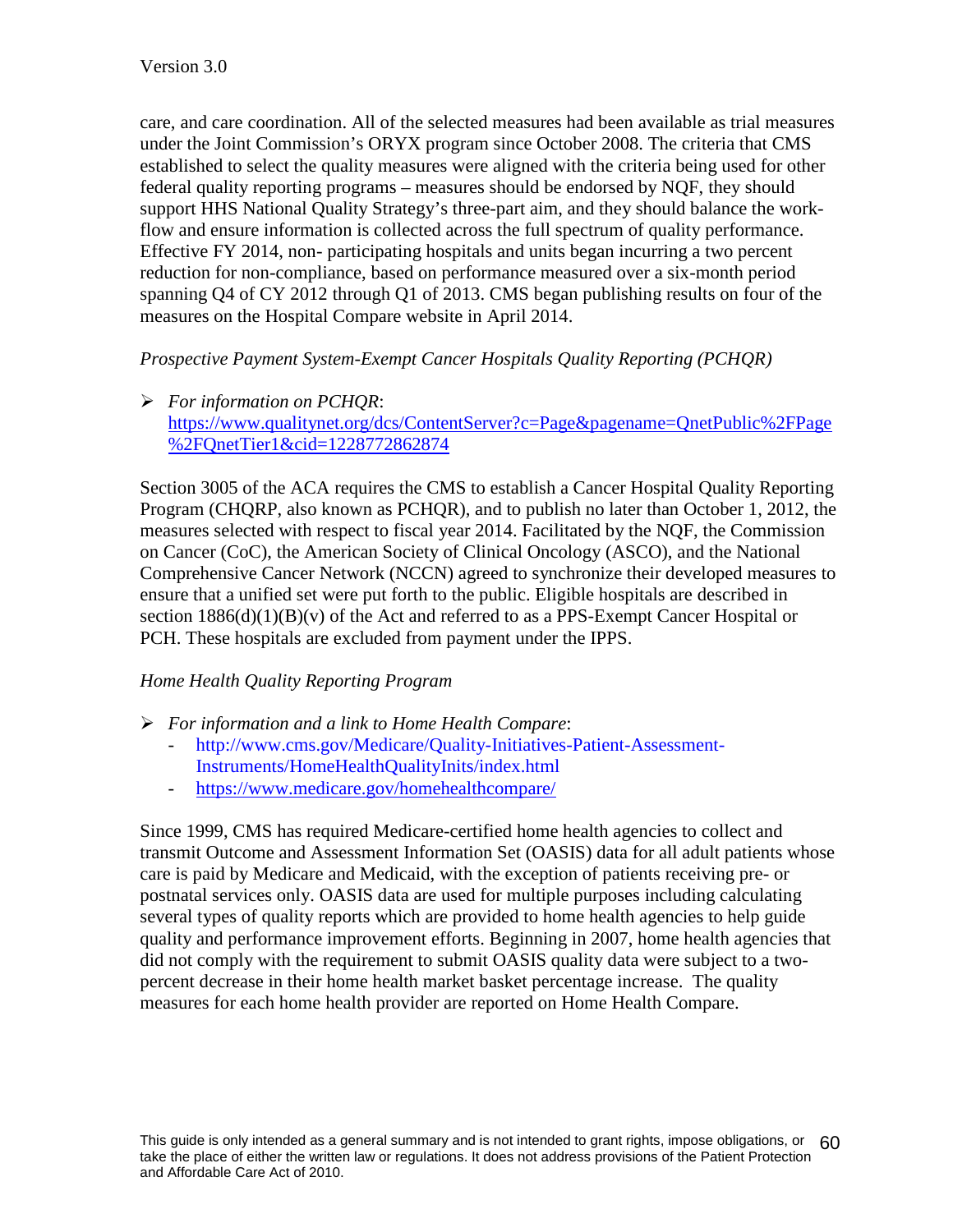care, and care coordination. All of the selected measures had been available as trial measures under the Joint Commission's ORYX program since October 2008. The criteria that CMS established to select the quality measures were aligned with the criteria being used for other federal quality reporting programs – measures should be endorsed by NQF, they should support HHS National Quality Strategy's three-part aim, and they should balance the work-flow and ensure information is collected across the full spectrum of quality performance. Effective FY 2014, non- participating hospitals and units began incurring a two percent reduction for non-compliance, based on performance measured over a six-month period spanning Q4 of CY 2012 through Q1 of 2013. CMS began publishing results on four of the measures on the Hospital Compare website in April 2014.

*Prospective Payment System-Exempt Cancer Hospitals Quality Reporting (PCHQR)*

- *For information on PCHQR*: https://www.qualitynet.org/dcs/ContentServer?c=Page&pagename=QnetPublic%2FPage%2FQnetTier1&cid=1228772862874

Section 3005 of the ACA requires the CMS to establish a Cancer Hospital Quality Reporting Program (CHQRP, also known as PCHQR), and to publish no later than October 1, 2012, the measures selected with respect to fiscal year 2014. Facilitated by the NQF, the Commission on Cancer (CoC), the American Society of Clinical Oncology (ASCO), and the National Comprehensive Cancer Network (NCCN) agreed to synchronize their developed measures to ensure that a unified set were put forth to the public. Eligible hospitals are described in section 1886(d)(1)(B)(v) of the Act and referred to as a PPS-Exempt Cancer Hospital or PCH. These hospitals are excluded from payment under the IPPS.

*Home Health Quality Reporting Program*

- *For information and a link to Home Health Compare*:
  - http://www.cms.gov/Medicare/Quality-Initiatives-Patient-Assessment-Instruments/HomeHealthQualityInits/index.html
  - https://www.medicare.gov/homehealthcompare/

Since 1999, CMS has required Medicare-certified home health agencies to collect and transmit Outcome and Assessment Information Set (OASIS) data for all adult patients whose care is paid by Medicare and Medicaid, with the exception of patients receiving pre- or postnatal services only. OASIS data are used for multiple purposes including calculating several types of quality reports which are provided to home health agencies to help guide quality and performance improvement efforts. Beginning in 2007, home health agencies that did not comply with the requirement to submit OASIS quality data were subject to a two-percent decrease in their home health market basket percentage increase. The quality measures for each home health provider are reported on Home Health Compare.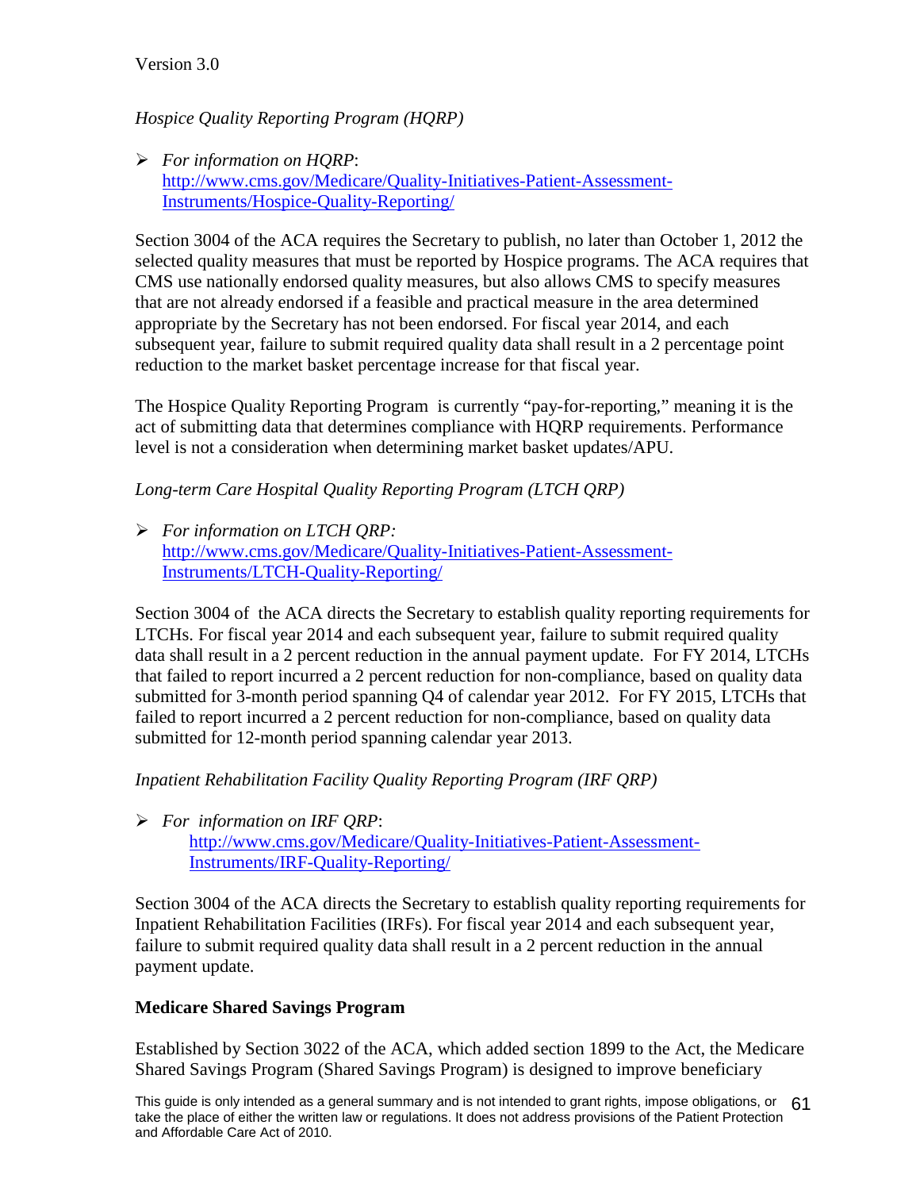*Hospice Quality Reporting Program (HQRP)*

- *For information on HQRP*: [http://www.cms.gov/Medicare/Quality-Initiatives-Patient-Assessment-Instruments/Hospice-Quality-Reporting/](http://www.cms.gov/Medicare/Quality-Initiatives-Patient-Assessment-Instruments/Hospice-Quality-Reporting/)

Section 3004 of the ACA requires the Secretary to publish, no later than October 1, 2012 the selected quality measures that must be reported by Hospice programs. The ACA requires that CMS use nationally endorsed quality measures, but also allows CMS to specify measures that are not already endorsed if a feasible and practical measure in the area determined appropriate by the Secretary has not been endorsed. For fiscal year 2014, and each subsequent year, failure to submit required quality data shall result in a 2 percentage point reduction to the market basket percentage increase for that fiscal year.

The Hospice Quality Reporting Program is currently "pay-for-reporting," meaning it is the act of submitting data that determines compliance with HQRP requirements. Performance level is not a consideration when determining market basket updates/APU.

*Long-term Care Hospital Quality Reporting Program (LTCH QRP)*

- *For information on LTCH QRP:* [http://www.cms.gov/Medicare/Quality-Initiatives-Patient-Assessment-Instruments/LTCH-Quality-Reporting/](http://www.cms.gov/Medicare/Quality-Initiatives-Patient-Assessment-Instruments/LTCH-Quality-Reporting/)

Section 3004 of the ACA directs the Secretary to establish quality reporting requirements for LTCHs. For fiscal year 2014 and each subsequent year, failure to submit required quality data shall result in a 2 percent reduction in the annual payment update. For FY 2014, LTCHs that failed to report incurred a 2 percent reduction for non-compliance, based on quality data submitted for 3-month period spanning Q4 of calendar year 2012. For FY 2015, LTCHs that failed to report incurred a 2 percent reduction for non-compliance, based on quality data submitted for 12-month period spanning calendar year 2013.

*Inpatient Rehabilitation Facility Quality Reporting Program (IRF QRP)*

- *For information on IRF QRP*: [http://www.cms.gov/Medicare/Quality-Initiatives-Patient-Assessment-Instruments/IRF-Quality-Reporting/](http://www.cms.gov/Medicare/Quality-Initiatives-Patient-Assessment-Instruments/IRF-Quality-Reporting/)

Section 3004 of the ACA directs the Secretary to establish quality reporting requirements for Inpatient Rehabilitation Facilities (IRFs). For fiscal year 2014 and each subsequent year, failure to submit required quality data shall result in a 2 percent reduction in the annual payment update.

**Medicare Shared Savings Program**

Established by Section 3022 of the ACA, which added section 1899 to the Act, the Medicare Shared Savings Program (Shared Savings Program) is designed to improve beneficiary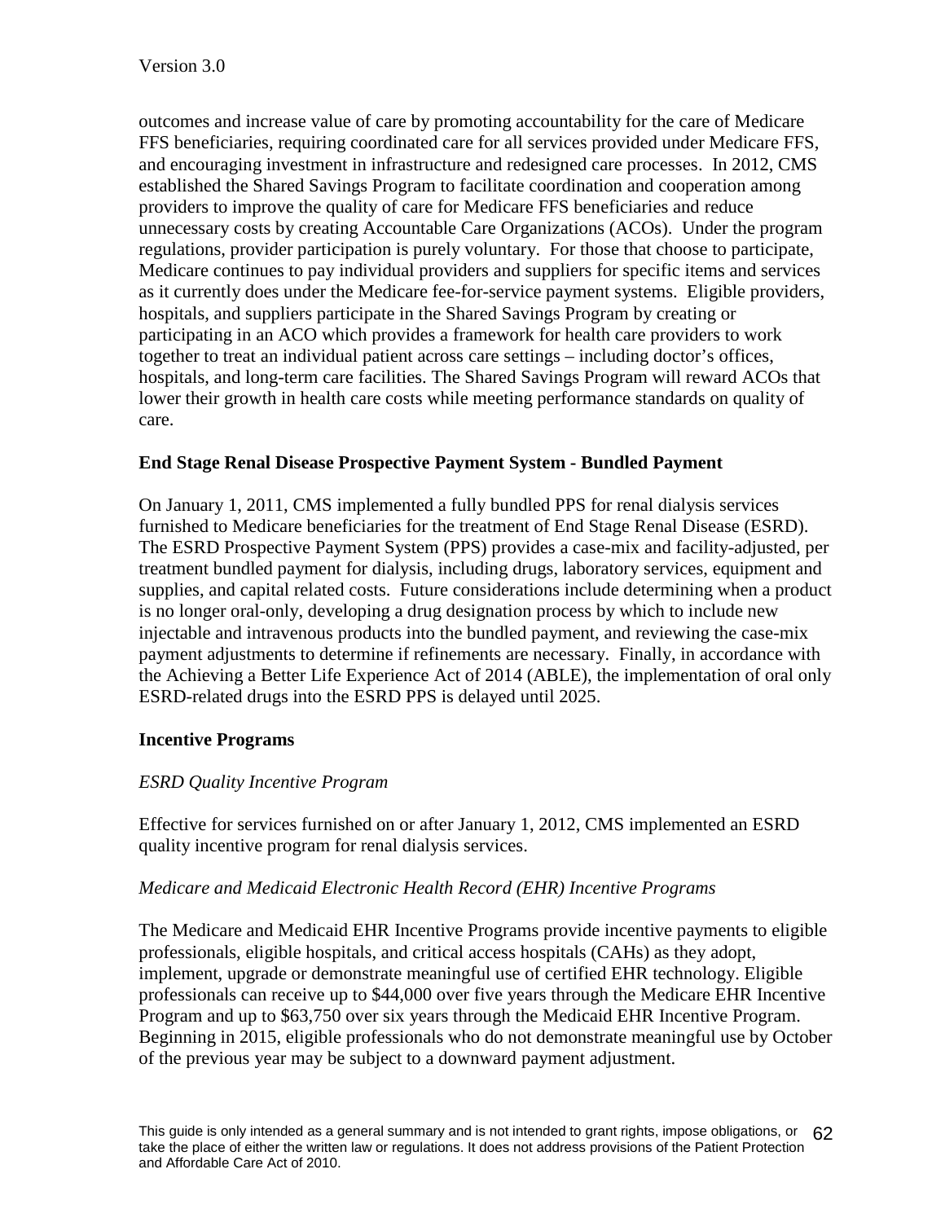outcomes and increase value of care by promoting accountability for the care of Medicare FFS beneficiaries, requiring coordinated care for all services provided under Medicare FFS, and encouraging investment in infrastructure and redesigned care processes. In 2012, CMS established the Shared Savings Program to facilitate coordination and cooperation among providers to improve the quality of care for Medicare FFS beneficiaries and reduce unnecessary costs by creating Accountable Care Organizations (ACOs). Under the program regulations, provider participation is purely voluntary. For those that choose to participate, Medicare continues to pay individual providers and suppliers for specific items and services as it currently does under the Medicare fee-for-service payment systems. Eligible providers, hospitals, and suppliers participate in the Shared Savings Program by creating or participating in an ACO which provides a framework for health care providers to work together to treat an individual patient across care settings – including doctor's offices, hospitals, and long-term care facilities. The Shared Savings Program will reward ACOs that lower their growth in health care costs while meeting performance standards on quality of care.

**End Stage Renal Disease Prospective Payment System - Bundled Payment**

On January 1, 2011, CMS implemented a fully bundled PPS for renal dialysis services furnished to Medicare beneficiaries for the treatment of End Stage Renal Disease (ESRD). The ESRD Prospective Payment System (PPS) provides a case-mix and facility-adjusted, per treatment bundled payment for dialysis, including drugs, laboratory services, equipment and supplies, and capital related costs. Future considerations include determining when a product is no longer oral-only, developing a drug designation process by which to include new injectable and intravenous products into the bundled payment, and reviewing the case-mix payment adjustments to determine if refinements are necessary. Finally, in accordance with the Achieving a Better Life Experience Act of 2014 (ABLE), the implementation of oral only ESRD-related drugs into the ESRD PPS is delayed until 2025.

**Incentive Programs**

*ESRD Quality Incentive Program*

Effective for services furnished on or after January 1, 2012, CMS implemented an ESRD quality incentive program for renal dialysis services.

*Medicare and Medicaid Electronic Health Record (EHR) Incentive Programs*

The Medicare and Medicaid EHR Incentive Programs provide incentive payments to eligible professionals, eligible hospitals, and critical access hospitals (CAHs) as they adopt, implement, upgrade or demonstrate meaningful use of certified EHR technology. Eligible professionals can receive up to $44,000 over five years through the Medicare EHR Incentive Program and up to $63,750 over six years through the Medicaid EHR Incentive Program. Beginning in 2015, eligible professionals who do not demonstrate meaningful use by October of the previous year may be subject to a downward payment adjustment.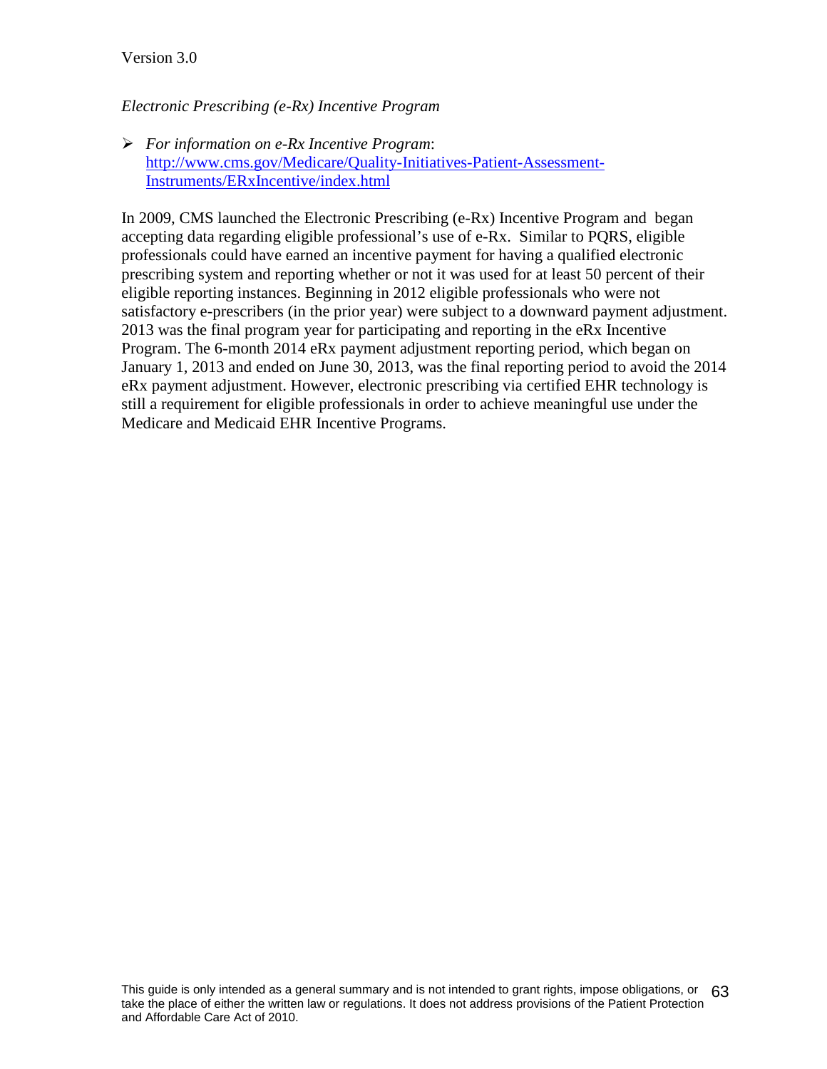*Electronic Prescribing (e-Rx) Incentive Program*

- *For information on e-Rx Incentive Program*: [http://www.cms.gov/Medicare/Quality-Initiatives-Patient-Assessment-Instruments/ERxIncentive/index.html](http://www.cms.gov/Medicare/Quality-Initiatives-Patient-Assessment-Instruments/ERxIncentive/index.html)

In 2009, CMS launched the Electronic Prescribing (e-Rx) Incentive Program and began accepting data regarding eligible professional's use of e-Rx. Similar to PQRS, eligible professionals could have earned an incentive payment for having a qualified electronic prescribing system and reporting whether or not it was used for at least 50 percent of their eligible reporting instances. Beginning in 2012 eligible professionals who were not satisfactory e-prescribers (in the prior year) were subject to a downward payment adjustment. 2013 was the final program year for participating and reporting in the eRx Incentive Program. The 6-month 2014 eRx payment adjustment reporting period, which began on January 1, 2013 and ended on June 30, 2013, was the final reporting period to avoid the 2014 eRx payment adjustment. However, electronic prescribing via certified EHR technology is still a requirement for eligible professionals in order to achieve meaningful use under the Medicare and Medicaid EHR Incentive Programs.